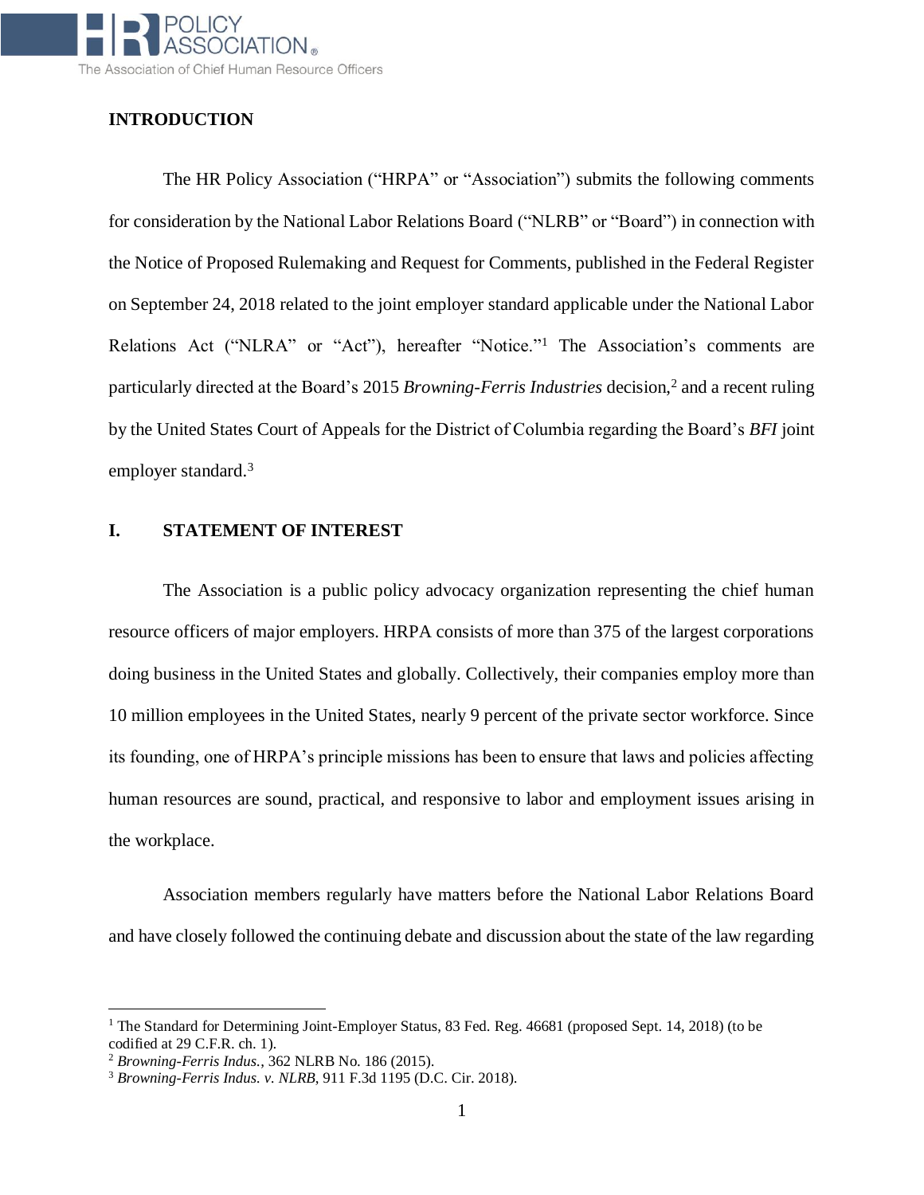## INTRODUCTION

The HR Policy Association ("HRPA" or "Association") submits the following comments for consideration by the National Labor Relations Board ("NLRB" or "Board") in connection with the Notice of Proposed Rulemaking and Request for Comments, published in the Federal Register on September 24, 2018 related to the joint employer standard applicable under the National Labor Relations Act ("NLRA" or "Act"), hereafter "Notice."[1] The Association's comments are particularly directed at the Board's 2015 *Browning-Ferris Industries* decision,[2] and a recent ruling by the United States Court of Appeals for the District of Columbia regarding the Board's *BFI* joint employer standard.[3]

## I. STATEMENT OF INTEREST

The Association is a public policy advocacy organization representing the chief human resource officers of major employers. HRPA consists of more than 375 of the largest corporations doing business in the United States and globally. Collectively, their companies employ more than 10 million employees in the United States, nearly 9 percent of the private sector workforce. Since its founding, one of HRPA's principle missions has been to ensure that laws and policies affecting human resources are sound, practical, and responsive to labor and employment issues arising in the workplace.

Association members regularly have matters before the National Labor Relations Board and have closely followed the continuing debate and discussion about the state of the law regarding

---

[1] The Standard for Determining Joint-Employer Status, 83 Fed. Reg. 46681 (proposed Sept. 14, 2018) (to be codified at 29 C.F.R. ch. 1).

[2] *Browning-Ferris Indus.*, 362 NLRB No. 186 (2015).

[3] *Browning-Ferris Indus. v. NLRB*, 911 F.3d 1195 (D.C. Cir. 2018).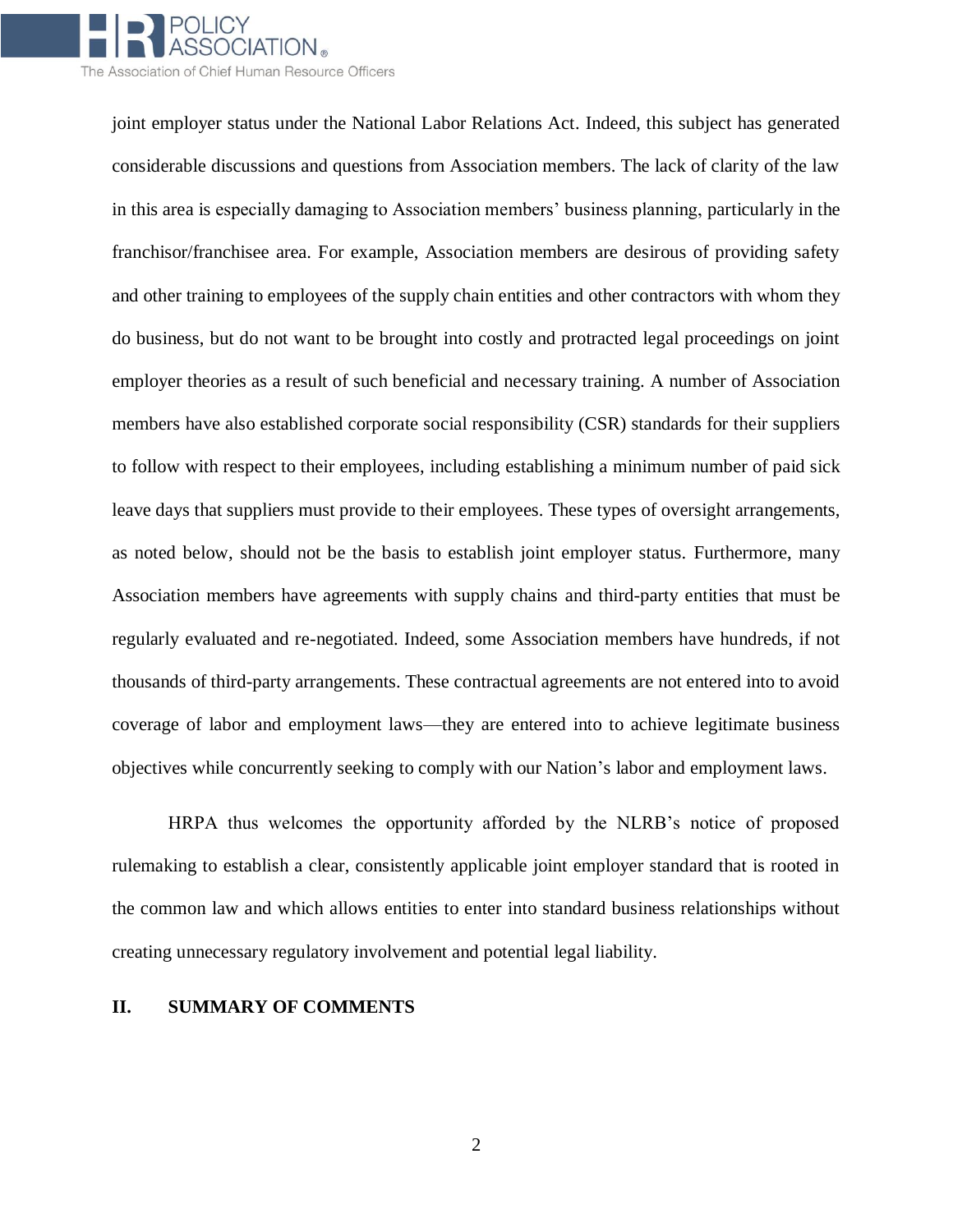joint employer status under the National Labor Relations Act. Indeed, this subject has generated considerable discussions and questions from Association members. The lack of clarity of the law in this area is especially damaging to Association members' business planning, particularly in the franchisor/franchisee area. For example, Association members are desirous of providing safety and other training to employees of the supply chain entities and other contractors with whom they do business, but do not want to be brought into costly and protracted legal proceedings on joint employer theories as a result of such beneficial and necessary training. A number of Association members have also established corporate social responsibility (CSR) standards for their suppliers to follow with respect to their employees, including establishing a minimum number of paid sick leave days that suppliers must provide to their employees. These types of oversight arrangements, as noted below, should not be the basis to establish joint employer status. Furthermore, many Association members have agreements with supply chains and third-party entities that must be regularly evaluated and re-negotiated. Indeed, some Association members have hundreds, if not thousands of third-party arrangements. These contractual agreements are not entered into to avoid coverage of labor and employment laws—they are entered into to achieve legitimate business objectives while concurrently seeking to comply with our Nation's labor and employment laws.

HRPA thus welcomes the opportunity afforded by the NLRB's notice of proposed rulemaking to establish a clear, consistently applicable joint employer standard that is rooted in the common law and which allows entities to enter into standard business relationships without creating unnecessary regulatory involvement and potential legal liability.

## II. SUMMARY OF COMMENTS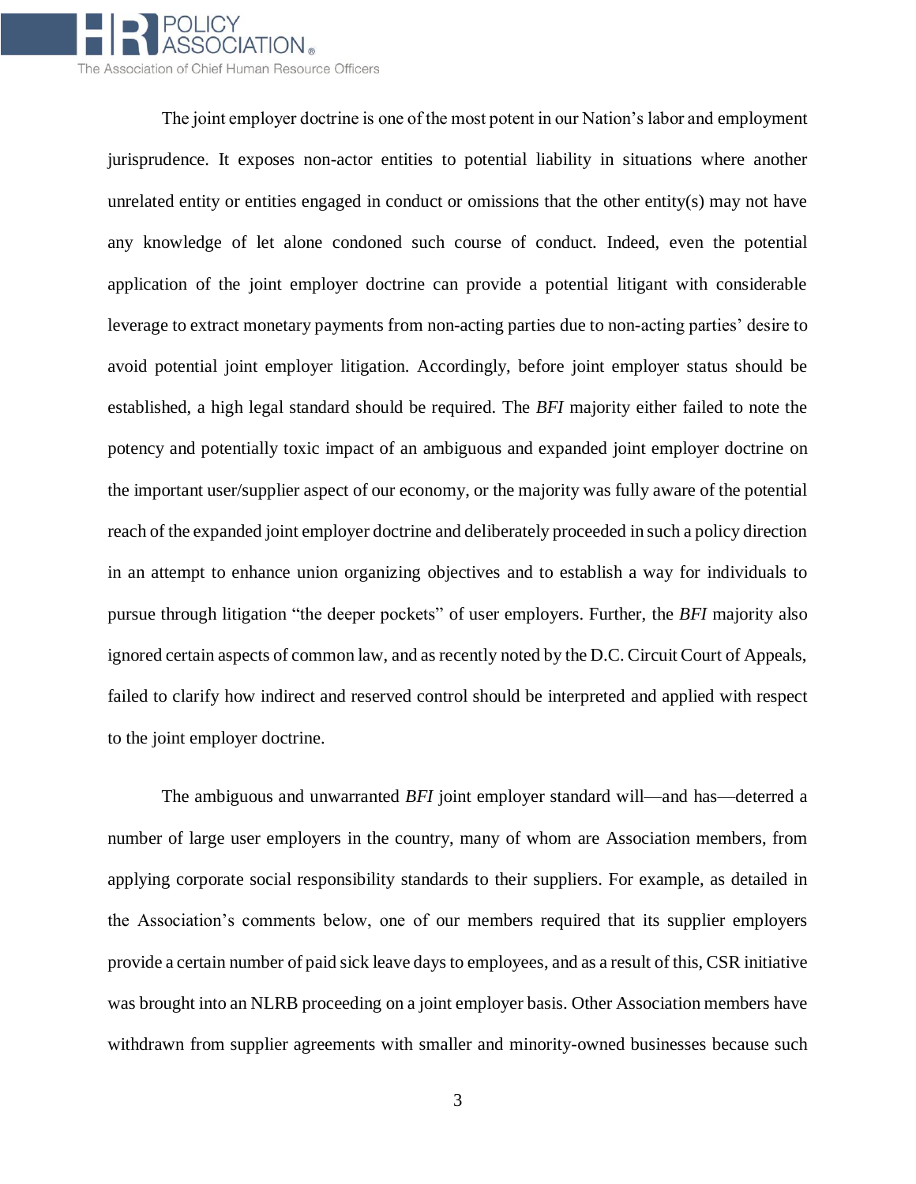The joint employer doctrine is one of the most potent in our Nation's labor and employment jurisprudence. It exposes non-actor entities to potential liability in situations where another unrelated entity or entities engaged in conduct or omissions that the other entity(s) may not have any knowledge of let alone condoned such course of conduct. Indeed, even the potential application of the joint employer doctrine can provide a potential litigant with considerable leverage to extract monetary payments from non-acting parties due to non-acting parties' desire to avoid potential joint employer litigation. Accordingly, before joint employer status should be established, a high legal standard should be required. The *BFI* majority either failed to note the potency and potentially toxic impact of an ambiguous and expanded joint employer doctrine on the important user/supplier aspect of our economy, or the majority was fully aware of the potential reach of the expanded joint employer doctrine and deliberately proceeded in such a policy direction in an attempt to enhance union organizing objectives and to establish a way for individuals to pursue through litigation "the deeper pockets" of user employers. Further, the *BFI* majority also ignored certain aspects of common law, and as recently noted by the D.C. Circuit Court of Appeals, failed to clarify how indirect and reserved control should be interpreted and applied with respect to the joint employer doctrine.

The ambiguous and unwarranted *BFI* joint employer standard will—and has—deterred a number of large user employers in the country, many of whom are Association members, from applying corporate social responsibility standards to their suppliers. For example, as detailed in the Association's comments below, one of our members required that its supplier employers provide a certain number of paid sick leave days to employees, and as a result of this, CSR initiative was brought into an NLRB proceeding on a joint employer basis. Other Association members have withdrawn from supplier agreements with smaller and minority-owned businesses because such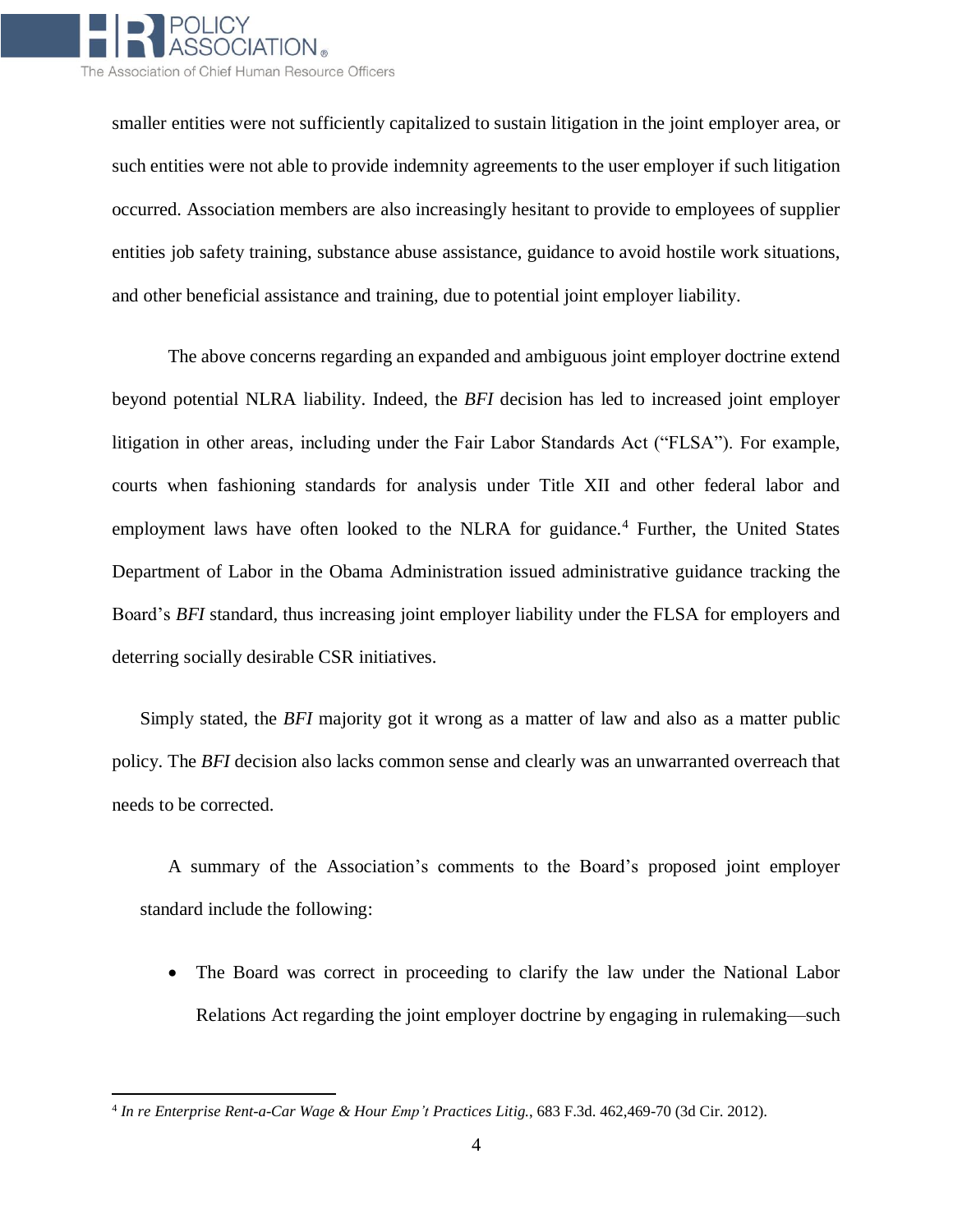smaller entities were not sufficiently capitalized to sustain litigation in the joint employer area, or such entities were not able to provide indemnity agreements to the user employer if such litigation occurred. Association members are also increasingly hesitant to provide to employees of supplier entities job safety training, substance abuse assistance, guidance to avoid hostile work situations, and other beneficial assistance and training, due to potential joint employer liability.

The above concerns regarding an expanded and ambiguous joint employer doctrine extend beyond potential NLRA liability. Indeed, the *BFI* decision has led to increased joint employer litigation in other areas, including under the Fair Labor Standards Act ("FLSA"). For example, courts when fashioning standards for analysis under Title XII and other federal labor and employment laws have often looked to the NLRA for guidance.[4] Further, the United States Department of Labor in the Obama Administration issued administrative guidance tracking the Board's *BFI* standard, thus increasing joint employer liability under the FLSA for employers and deterring socially desirable CSR initiatives.

Simply stated, the *BFI* majority got it wrong as a matter of law and also as a matter public policy. The *BFI* decision also lacks common sense and clearly was an unwarranted overreach that needs to be corrected.

A summary of the Association's comments to the Board's proposed joint employer standard include the following:

- The Board was correct in proceeding to clarify the law under the National Labor Relations Act regarding the joint employer doctrine by engaging in rulemaking—such

[4] *In re Enterprise Rent-a-Car Wage & Hour Emp't Practices Litig.*, 683 F.3d. 462,469-70 (3d Cir. 2012).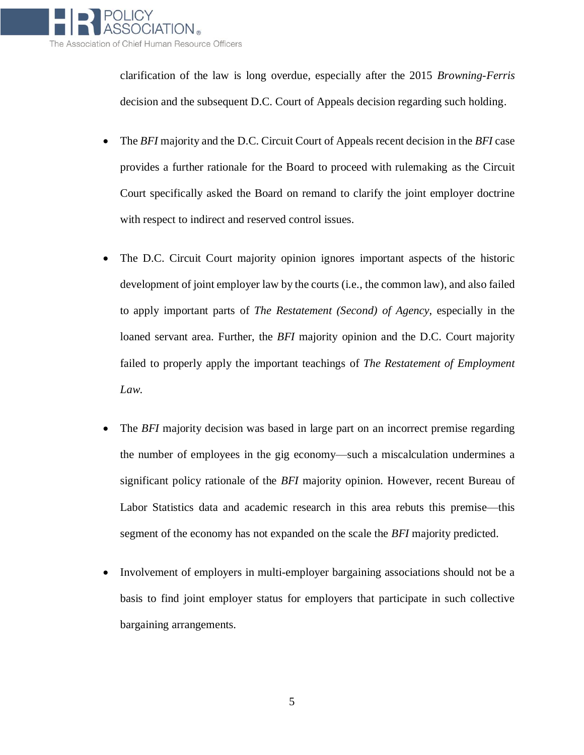clarification of the law is long overdue, especially after the 2015 *Browning-Ferris* decision and the subsequent D.C. Court of Appeals decision regarding such holding.

- The *BFI* majority and the D.C. Circuit Court of Appeals recent decision in the *BFI* case provides a further rationale for the Board to proceed with rulemaking as the Circuit Court specifically asked the Board on remand to clarify the joint employer doctrine with respect to indirect and reserved control issues.

- The D.C. Circuit Court majority opinion ignores important aspects of the historic development of joint employer law by the courts (i.e., the common law), and also failed to apply important parts of *The Restatement (Second) of Agency*, especially in the loaned servant area. Further, the *BFI* majority opinion and the D.C. Court majority failed to properly apply the important teachings of *The Restatement of Employment Law.*

- The *BFI* majority decision was based in large part on an incorrect premise regarding the number of employees in the gig economy—such a miscalculation undermines a significant policy rationale of the *BFI* majority opinion. However, recent Bureau of Labor Statistics data and academic research in this area rebuts this premise—this segment of the economy has not expanded on the scale the *BFI* majority predicted.

- Involvement of employers in multi-employer bargaining associations should not be a basis to find joint employer status for employers that participate in such collective bargaining arrangements.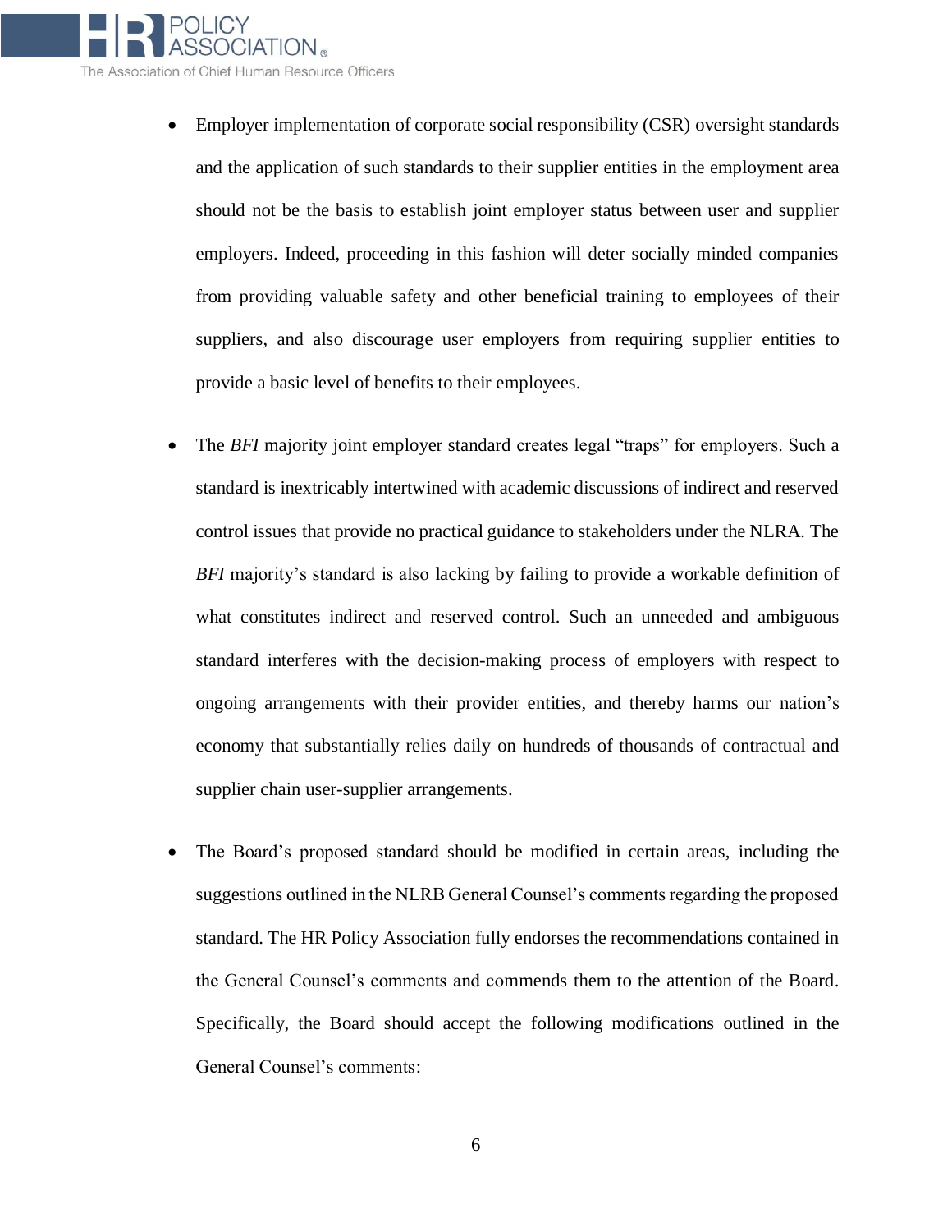- Employer implementation of corporate social responsibility (CSR) oversight standards and the application of such standards to their supplier entities in the employment area should not be the basis to establish joint employer status between user and supplier employers. Indeed, proceeding in this fashion will deter socially minded companies from providing valuable safety and other beneficial training to employees of their suppliers, and also discourage user employers from requiring supplier entities to provide a basic level of benefits to their employees.

- The *BFI* majority joint employer standard creates legal "traps" for employers. Such a standard is inextricably intertwined with academic discussions of indirect and reserved control issues that provide no practical guidance to stakeholders under the NLRA. The *BFI* majority's standard is also lacking by failing to provide a workable definition of what constitutes indirect and reserved control. Such an unneeded and ambiguous standard interferes with the decision-making process of employers with respect to ongoing arrangements with their provider entities, and thereby harms our nation's economy that substantially relies daily on hundreds of thousands of contractual and supplier chain user-supplier arrangements.

- The Board's proposed standard should be modified in certain areas, including the suggestions outlined in the NLRB General Counsel's comments regarding the proposed standard. The HR Policy Association fully endorses the recommendations contained in the General Counsel's comments and commends them to the attention of the Board. Specifically, the Board should accept the following modifications outlined in the General Counsel's comments: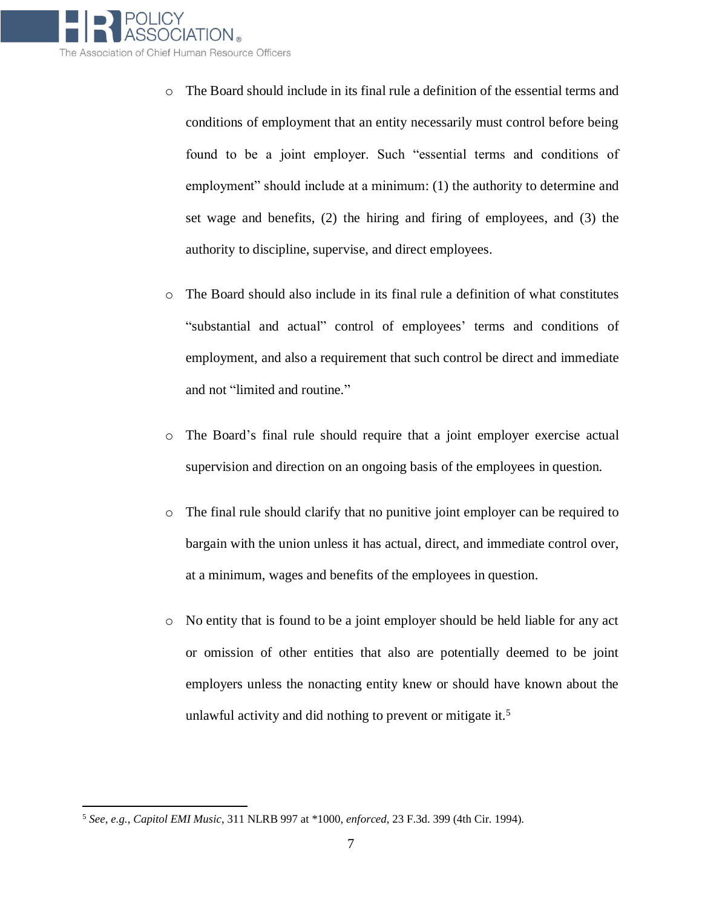- The Board should include in its final rule a definition of the essential terms and conditions of employment that an entity necessarily must control before being found to be a joint employer. Such "essential terms and conditions of employment" should include at a minimum: (1) the authority to determine and set wage and benefits, (2) the hiring and firing of employees, and (3) the authority to discipline, supervise, and direct employees.

- The Board should also include in its final rule a definition of what constitutes "substantial and actual" control of employees' terms and conditions of employment, and also a requirement that such control be direct and immediate and not "limited and routine."

- The Board's final rule should require that a joint employer exercise actual supervision and direction on an ongoing basis of the employees in question.

- The final rule should clarify that no punitive joint employer can be required to bargain with the union unless it has actual, direct, and immediate control over, at a minimum, wages and benefits of the employees in question.

- No entity that is found to be a joint employer should be held liable for any act or omission of other entities that also are potentially deemed to be joint employers unless the nonacting entity knew or should have known about the unlawful activity and did nothing to prevent or mitigate it.[5]

---

[5] *See, e.g., Capitol EMI Music*, 311 NLRB 997 at *1000, *enforced*, 23 F.3d. 399 (4th Cir. 1994).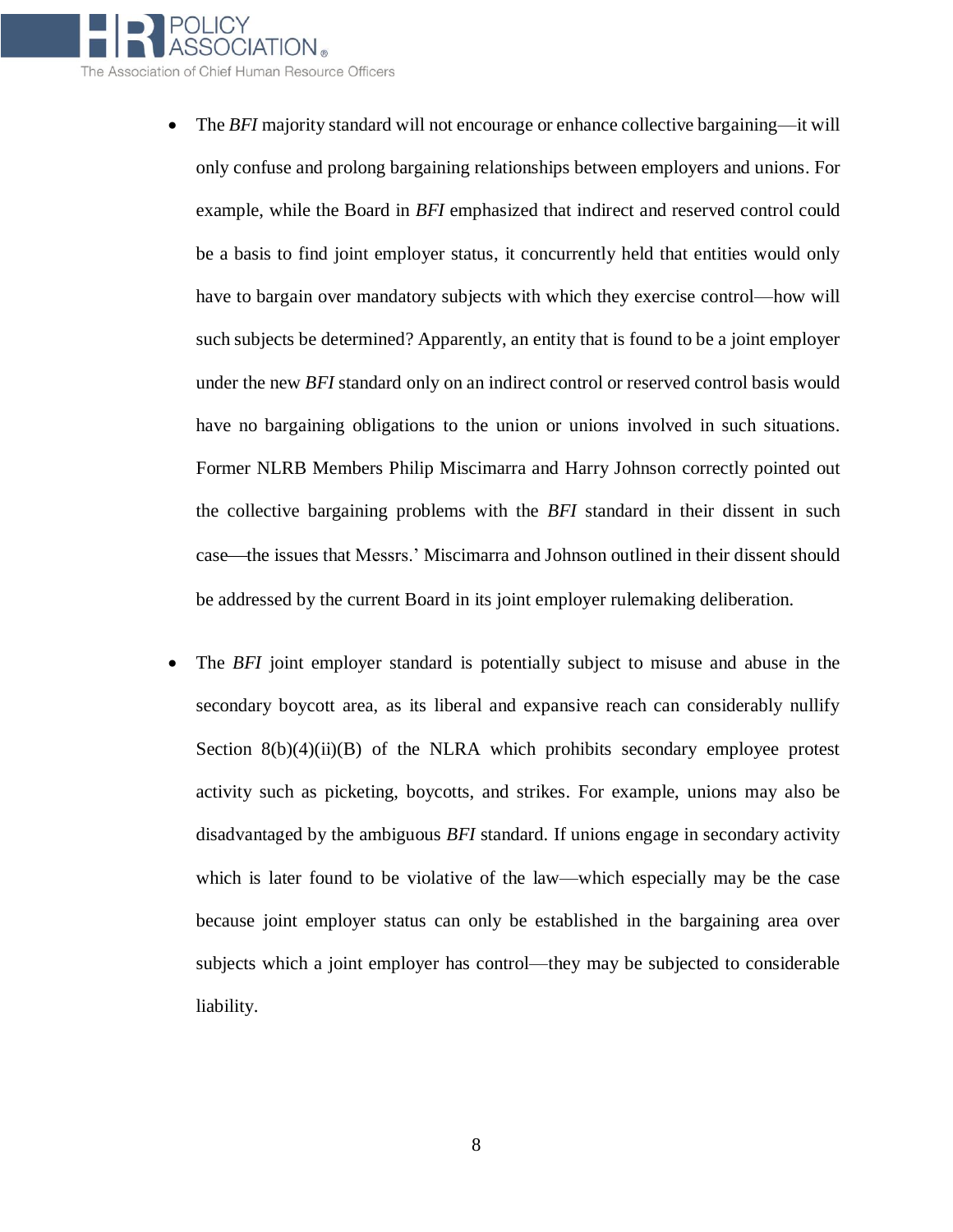- The *BFI* majority standard will not encourage or enhance collective bargaining—it will only confuse and prolong bargaining relationships between employers and unions. For example, while the Board in *BFI* emphasized that indirect and reserved control could be a basis to find joint employer status, it concurrently held that entities would only have to bargain over mandatory subjects with which they exercise control—how will such subjects be determined? Apparently, an entity that is found to be a joint employer under the new *BFI* standard only on an indirect control or reserved control basis would have no bargaining obligations to the union or unions involved in such situations. Former NLRB Members Philip Miscimarra and Harry Johnson correctly pointed out the collective bargaining problems with the *BFI* standard in their dissent in such case—the issues that Messrs.' Miscimarra and Johnson outlined in their dissent should be addressed by the current Board in its joint employer rulemaking deliberation.

- The *BFI* joint employer standard is potentially subject to misuse and abuse in the secondary boycott area, as its liberal and expansive reach can considerably nullify Section 8(b)(4)(ii)(B) of the NLRA which prohibits secondary employee protest activity such as picketing, boycotts, and strikes. For example, unions may also be disadvantaged by the ambiguous *BFI* standard. If unions engage in secondary activity which is later found to be violative of the law—which especially may be the case because joint employer status can only be established in the bargaining area over subjects which a joint employer has control—they may be subjected to considerable liability.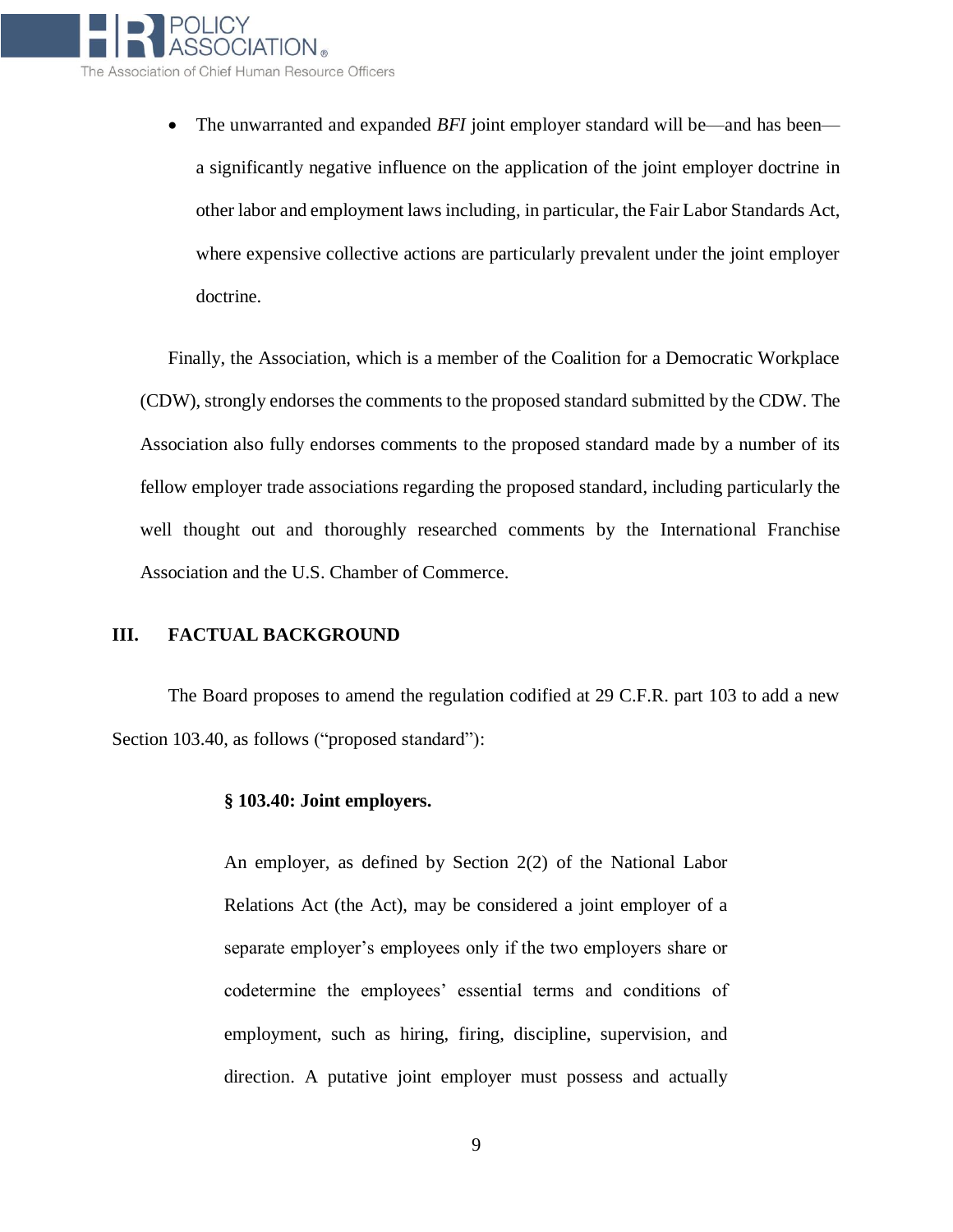- The unwarranted and expanded *BFI* joint employer standard will be—and has been—a significantly negative influence on the application of the joint employer doctrine in other labor and employment laws including, in particular, the Fair Labor Standards Act, where expensive collective actions are particularly prevalent under the joint employer doctrine.

Finally, the Association, which is a member of the Coalition for a Democratic Workplace (CDW), strongly endorses the comments to the proposed standard submitted by the CDW. The Association also fully endorses comments to the proposed standard made by a number of its fellow employer trade associations regarding the proposed standard, including particularly the well thought out and thoroughly researched comments by the International Franchise Association and the U.S. Chamber of Commerce.

## III. FACTUAL BACKGROUND

The Board proposes to amend the regulation codified at 29 C.F.R. part 103 to add a new Section 103.40, as follows ("proposed standard"):

> **§ 103.40: Joint employers.**
>
> An employer, as defined by Section 2(2) of the National Labor Relations Act (the Act), may be considered a joint employer of a separate employer's employees only if the two employers share or codetermine the employees' essential terms and conditions of employment, such as hiring, firing, discipline, supervision, and direction. A putative joint employer must possess and actually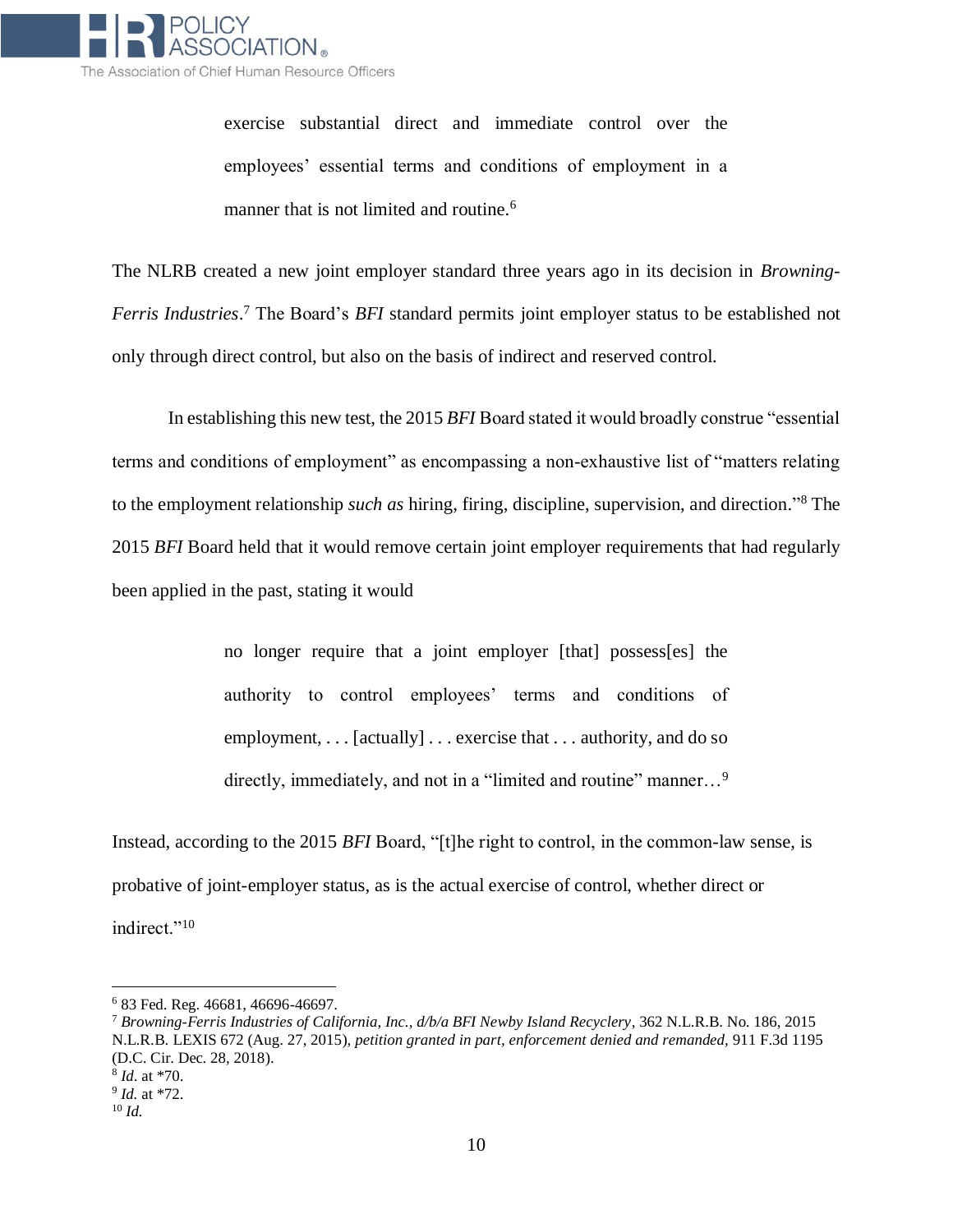> exercise substantial direct and immediate control over the employees' essential terms and conditions of employment in a manner that is not limited and routine.[6]

The NLRB created a new joint employer standard three years ago in its decision in *Browning-Ferris Industries*.[7] The Board's *BFI* standard permits joint employer status to be established not only through direct control, but also on the basis of indirect and reserved control.

In establishing this new test, the 2015 *BFI* Board stated it would broadly construe "essential terms and conditions of employment" as encompassing a non-exhaustive list of "matters relating to the employment relationship *such as* hiring, firing, discipline, supervision, and direction."[8] The 2015 *BFI* Board held that it would remove certain joint employer requirements that had regularly been applied in the past, stating it would

> no longer require that a joint employer [that] possess[es] the authority to control employees' terms and conditions of employment, . . . [actually] . . . exercise that . . . authority, and do so directly, immediately, and not in a "limited and routine" manner…[9]

Instead, according to the 2015 *BFI* Board, "[t]he right to control, in the common-law sense, is probative of joint-employer status, as is the actual exercise of control, whether direct or indirect."[10]

---

[6] 83 Fed. Reg. 46681, 46696-46697.

[7] *Browning-Ferris Industries of California, Inc., d/b/a BFI Newby Island Recyclery*, 362 N.L.R.B. No. 186, 2015 N.L.R.B. LEXIS 672 (Aug. 27, 2015), *petition granted in part, enforcement denied and remanded,* 911 F.3d 1195 (D.C. Cir. Dec. 28, 2018).

[8] *Id.* at *70.

[9] *Id.* at *72.

[10] *Id.*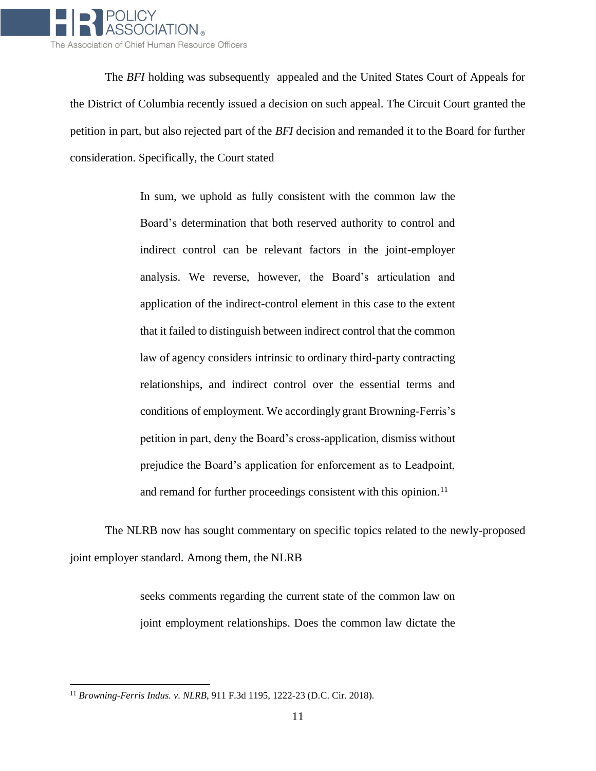The *BFI* holding was subsequently appealed and the United States Court of Appeals for the District of Columbia recently issued a decision on such appeal. The Circuit Court granted the petition in part, but also rejected part of the *BFI* decision and remanded it to the Board for further consideration. Specifically, the Court stated

> In sum, we uphold as fully consistent with the common law the Board's determination that both reserved authority to control and indirect control can be relevant factors in the joint-employer analysis. We reverse, however, the Board's articulation and application of the indirect-control element in this case to the extent that it failed to distinguish between indirect control that the common law of agency considers intrinsic to ordinary third-party contracting relationships, and indirect control over the essential terms and conditions of employment. We accordingly grant Browning-Ferris's petition in part, deny the Board's cross-application, dismiss without prejudice the Board's application for enforcement as to Leadpoint, and remand for further proceedings consistent with this opinion.[11]

The NLRB now has sought commentary on specific topics related to the newly-proposed joint employer standard. Among them, the NLRB

> seeks comments regarding the current state of the common law on joint employment relationships. Does the common law dictate the

[11] *Browning-Ferris Indus. v. NLRB*, 911 F.3d 1195, 1222-23 (D.C. Cir. 2018).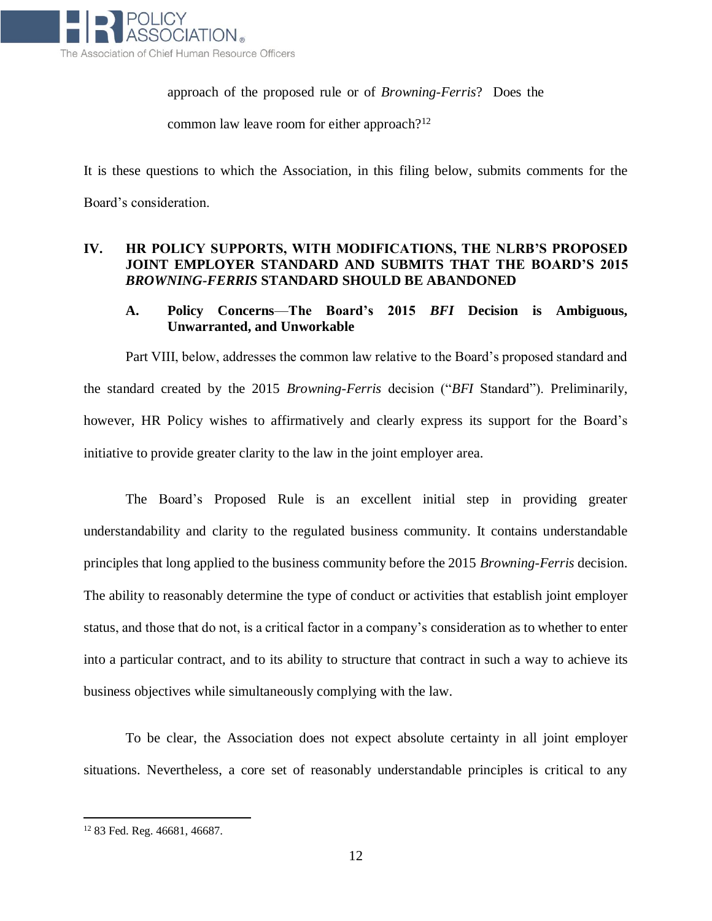approach of the proposed rule or of *Browning-Ferris*? Does the common law leave room for either approach?[12]

It is these questions to which the Association, in this filing below, submits comments for the Board's consideration.

## IV. HR POLICY SUPPORTS, WITH MODIFICATIONS, THE NLRB'S PROPOSED JOINT EMPLOYER STANDARD AND SUBMITS THAT THE BOARD'S 2015 *BROWNING-FERRIS* STANDARD SHOULD BE ABANDONED

### A. Policy Concerns—The Board's 2015 *BFI* Decision is Ambiguous, Unwarranted, and Unworkable

Part VIII, below, addresses the common law relative to the Board's proposed standard and the standard created by the 2015 *Browning-Ferris* decision ("*BFI* Standard"). Preliminarily, however, HR Policy wishes to affirmatively and clearly express its support for the Board's initiative to provide greater clarity to the law in the joint employer area.

The Board's Proposed Rule is an excellent initial step in providing greater understandability and clarity to the regulated business community. It contains understandable principles that long applied to the business community before the 2015 *Browning-Ferris* decision. The ability to reasonably determine the type of conduct or activities that establish joint employer status, and those that do not, is a critical factor in a company's consideration as to whether to enter into a particular contract, and to its ability to structure that contract in such a way to achieve its business objectives while simultaneously complying with the law.

To be clear, the Association does not expect absolute certainty in all joint employer situations. Nevertheless, a core set of reasonably understandable principles is critical to any

[12] 83 Fed. Reg. 46681, 46687.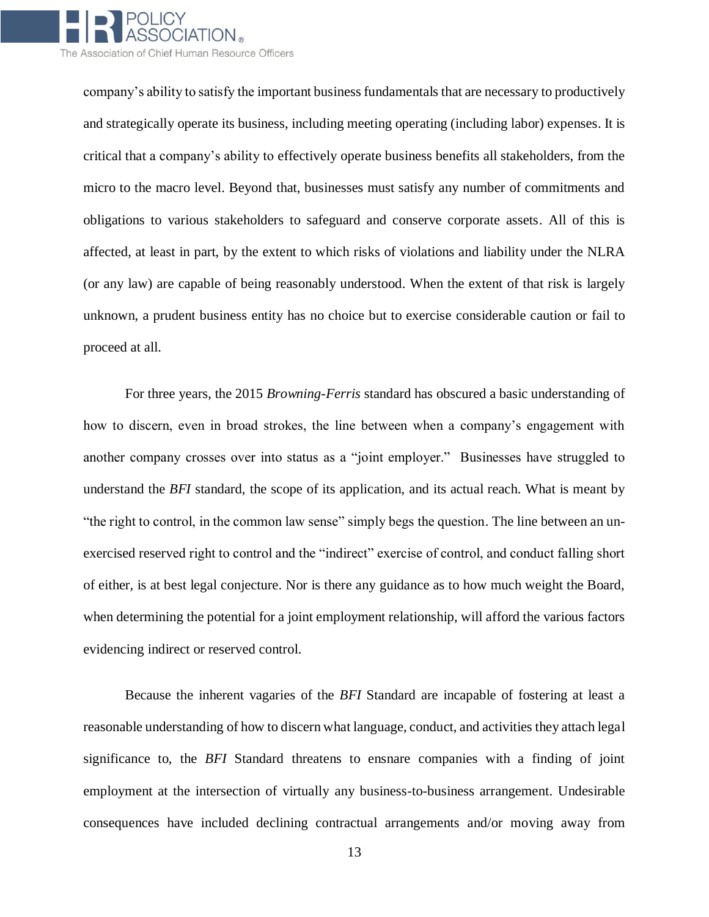company's ability to satisfy the important business fundamentals that are necessary to productively and strategically operate its business, including meeting operating (including labor) expenses. It is critical that a company's ability to effectively operate business benefits all stakeholders, from the micro to the macro level. Beyond that, businesses must satisfy any number of commitments and obligations to various stakeholders to safeguard and conserve corporate assets. All of this is affected, at least in part, by the extent to which risks of violations and liability under the NLRA (or any law) are capable of being reasonably understood. When the extent of that risk is largely unknown, a prudent business entity has no choice but to exercise considerable caution or fail to proceed at all.

For three years, the 2015 *Browning-Ferris* standard has obscured a basic understanding of how to discern, even in broad strokes, the line between when a company's engagement with another company crosses over into status as a "joint employer." Businesses have struggled to understand the *BFI* standard, the scope of its application, and its actual reach. What is meant by "the right to control, in the common law sense" simply begs the question. The line between an un-exercised reserved right to control and the "indirect" exercise of control, and conduct falling short of either, is at best legal conjecture. Nor is there any guidance as to how much weight the Board, when determining the potential for a joint employment relationship, will afford the various factors evidencing indirect or reserved control.

Because the inherent vagaries of the *BFI* Standard are incapable of fostering at least a reasonable understanding of how to discern what language, conduct, and activities they attach legal significance to, the *BFI* Standard threatens to ensnare companies with a finding of joint employment at the intersection of virtually any business-to-business arrangement. Undesirable consequences have included declining contractual arrangements and/or moving away from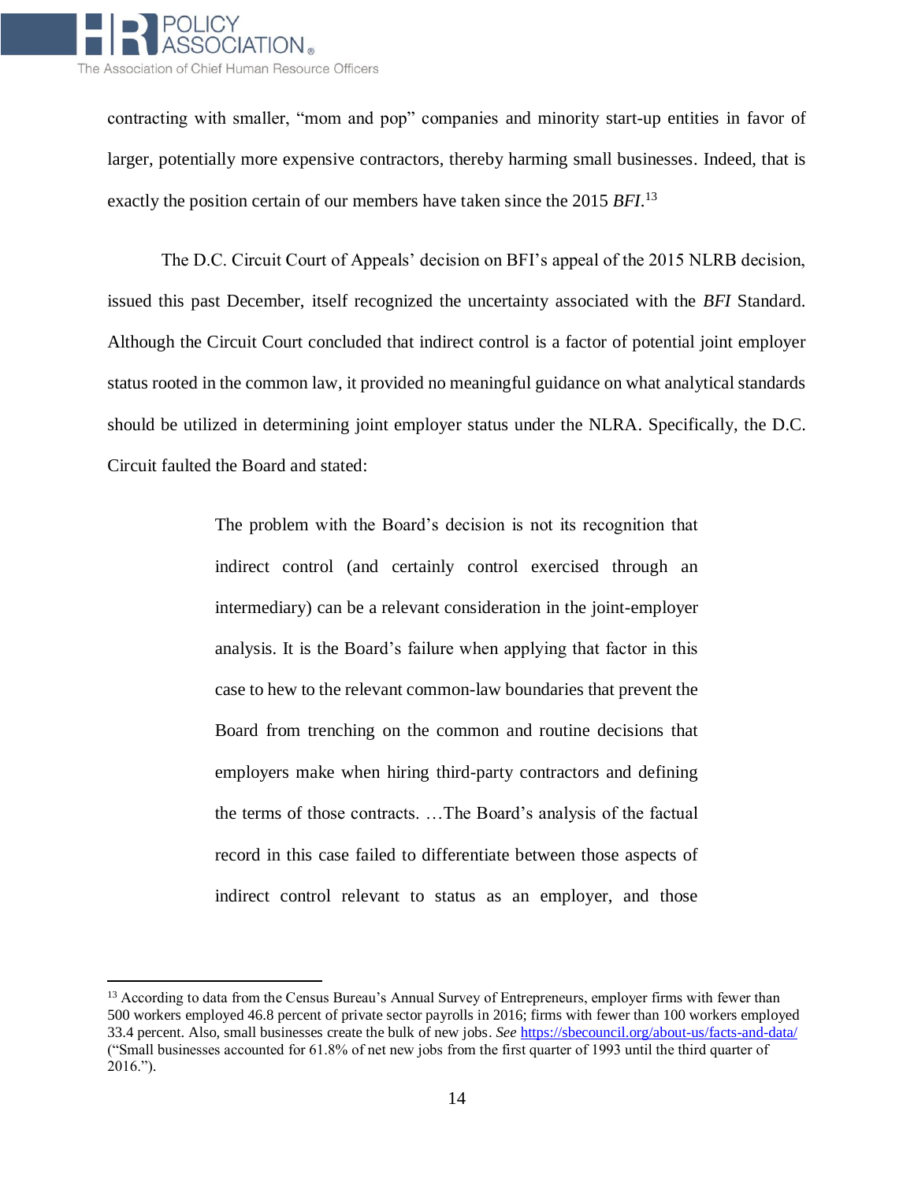contracting with smaller, "mom and pop" companies and minority start-up entities in favor of larger, potentially more expensive contractors, thereby harming small businesses. Indeed, that is exactly the position certain of our members have taken since the 2015 *BFI*.[13]

The D.C. Circuit Court of Appeals' decision on BFI's appeal of the 2015 NLRB decision, issued this past December, itself recognized the uncertainty associated with the *BFI* Standard. Although the Circuit Court concluded that indirect control is a factor of potential joint employer status rooted in the common law, it provided no meaningful guidance on what analytical standards should be utilized in determining joint employer status under the NLRA. Specifically, the D.C. Circuit faulted the Board and stated:

> The problem with the Board's decision is not its recognition that indirect control (and certainly control exercised through an intermediary) can be a relevant consideration in the joint-employer analysis. It is the Board's failure when applying that factor in this case to hew to the relevant common-law boundaries that prevent the Board from trenching on the common and routine decisions that employers make when hiring third-party contractors and defining the terms of those contracts. …The Board's analysis of the factual record in this case failed to differentiate between those aspects of indirect control relevant to status as an employer, and those

---

[13] According to data from the Census Bureau's Annual Survey of Entrepreneurs, employer firms with fewer than 500 workers employed 46.8 percent of private sector payrolls in 2016; firms with fewer than 100 workers employed 33.4 percent. Also, small businesses create the bulk of new jobs. *See* https://sbecouncil.org/about-us/facts-and-data/ ("Small businesses accounted for 61.8% of net new jobs from the first quarter of 1993 until the third quarter of 2016.").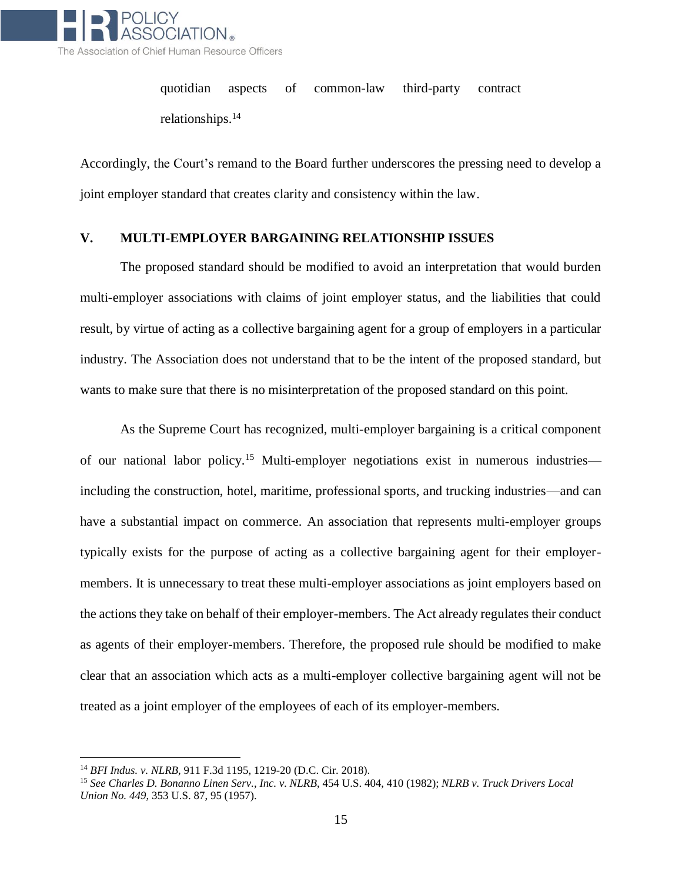> quotidian aspects of common-law third-party contract relationships.[14]

Accordingly, the Court's remand to the Board further underscores the pressing need to develop a joint employer standard that creates clarity and consistency within the law.

## V. MULTI-EMPLOYER BARGAINING RELATIONSHIP ISSUES

The proposed standard should be modified to avoid an interpretation that would burden multi-employer associations with claims of joint employer status, and the liabilities that could result, by virtue of acting as a collective bargaining agent for a group of employers in a particular industry. The Association does not understand that to be the intent of the proposed standard, but wants to make sure that there is no misinterpretation of the proposed standard on this point.

As the Supreme Court has recognized, multi-employer bargaining is a critical component of our national labor policy.[15] Multi-employer negotiations exist in numerous industries—including the construction, hotel, maritime, professional sports, and trucking industries—and can have a substantial impact on commerce. An association that represents multi-employer groups typically exists for the purpose of acting as a collective bargaining agent for their employer-members. It is unnecessary to treat these multi-employer associations as joint employers based on the actions they take on behalf of their employer-members. The Act already regulates their conduct as agents of their employer-members. Therefore, the proposed rule should be modified to make clear that an association which acts as a multi-employer collective bargaining agent will not be treated as a joint employer of the employees of each of its employer-members.

---

[14] *BFI Indus. v. NLRB*, 911 F.3d 1195, 1219-20 (D.C. Cir. 2018).

[15] *See Charles D. Bonanno Linen Serv., Inc. v. NLRB*, 454 U.S. 404, 410 (1982); *NLRB v. Truck Drivers Local Union No. 449*, 353 U.S. 87, 95 (1957).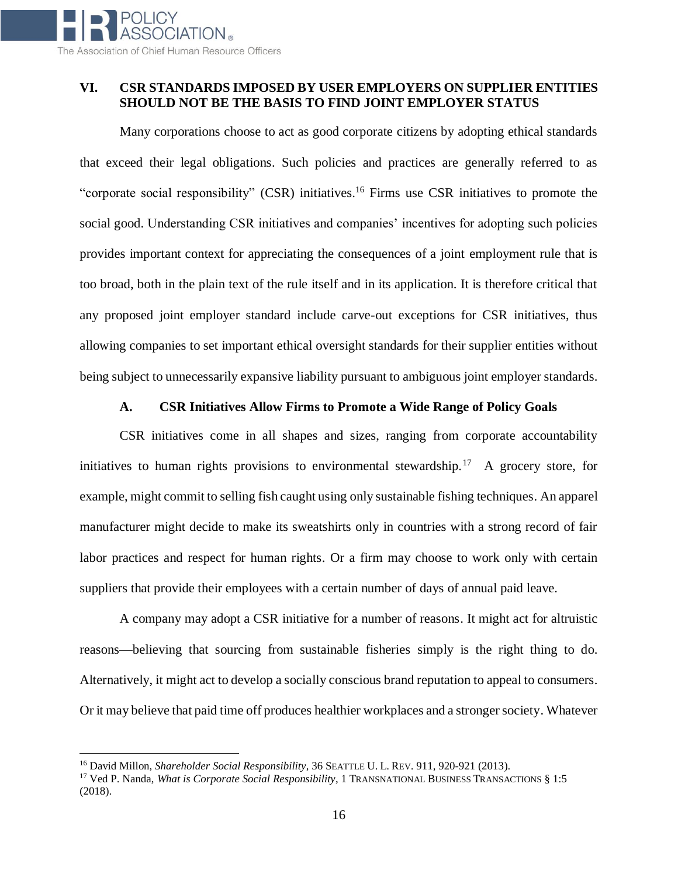## VI. CSR STANDARDS IMPOSED BY USER EMPLOYERS ON SUPPLIER ENTITIES SHOULD NOT BE THE BASIS TO FIND JOINT EMPLOYER STATUS

Many corporations choose to act as good corporate citizens by adopting ethical standards that exceed their legal obligations. Such policies and practices are generally referred to as "corporate social responsibility" (CSR) initiatives.[16] Firms use CSR initiatives to promote the social good. Understanding CSR initiatives and companies' incentives for adopting such policies provides important context for appreciating the consequences of a joint employment rule that is too broad, both in the plain text of the rule itself and in its application. It is therefore critical that any proposed joint employer standard include carve-out exceptions for CSR initiatives, thus allowing companies to set important ethical oversight standards for their supplier entities without being subject to unnecessarily expansive liability pursuant to ambiguous joint employer standards.

### A. CSR Initiatives Allow Firms to Promote a Wide Range of Policy Goals

CSR initiatives come in all shapes and sizes, ranging from corporate accountability initiatives to human rights provisions to environmental stewardship.[17] A grocery store, for example, might commit to selling fish caught using only sustainable fishing techniques. An apparel manufacturer might decide to make its sweatshirts only in countries with a strong record of fair labor practices and respect for human rights. Or a firm may choose to work only with certain suppliers that provide their employees with a certain number of days of annual paid leave.

A company may adopt a CSR initiative for a number of reasons. It might act for altruistic reasons—believing that sourcing from sustainable fisheries simply is the right thing to do. Alternatively, it might act to develop a socially conscious brand reputation to appeal to consumers. Or it may believe that paid time off produces healthier workplaces and a stronger society. Whatever

[16] David Millon, *Shareholder Social Responsibility*, 36 SEATTLE U. L. REV. 911, 920-921 (2013).

[17] Ved P. Nanda, *What is Corporate Social Responsibility*, 1 TRANSNATIONAL BUSINESS TRANSACTIONS § 1:5 (2018).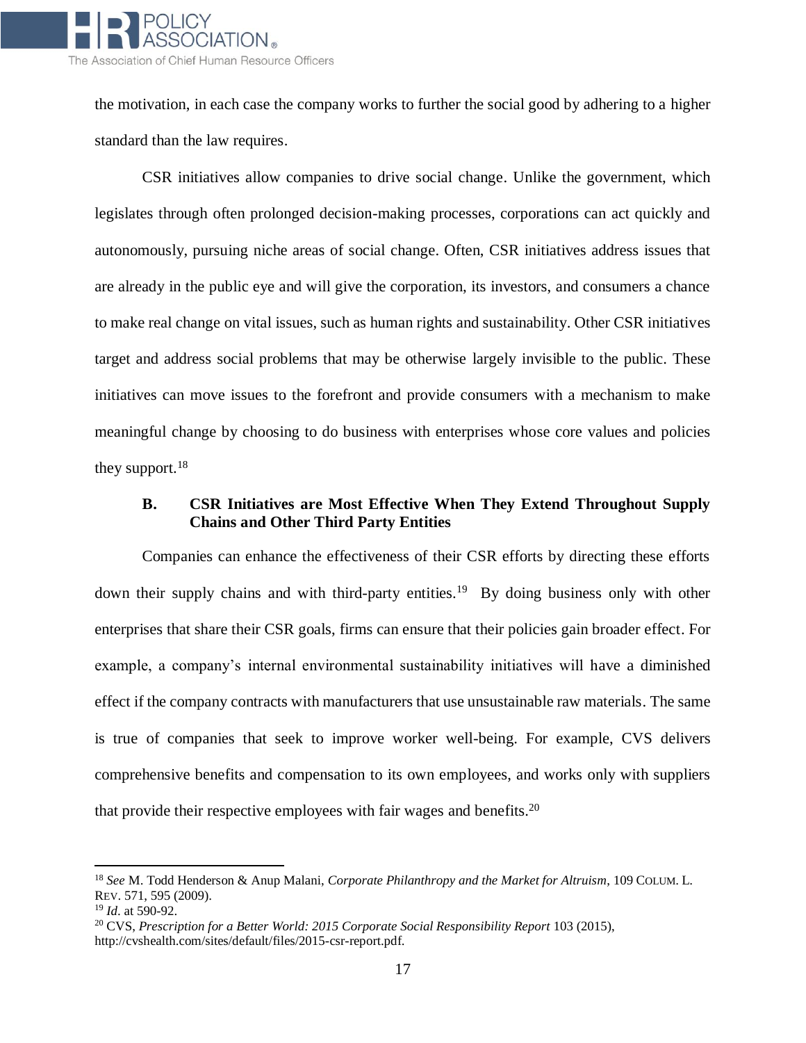the motivation, in each case the company works to further the social good by adhering to a higher standard than the law requires.

CSR initiatives allow companies to drive social change. Unlike the government, which legislates through often prolonged decision-making processes, corporations can act quickly and autonomously, pursuing niche areas of social change. Often, CSR initiatives address issues that are already in the public eye and will give the corporation, its investors, and consumers a chance to make real change on vital issues, such as human rights and sustainability. Other CSR initiatives target and address social problems that may be otherwise largely invisible to the public. These initiatives can move issues to the forefront and provide consumers with a mechanism to make meaningful change by choosing to do business with enterprises whose core values and policies they support.[18]

### B. CSR Initiatives are Most Effective When They Extend Throughout Supply Chains and Other Third Party Entities

Companies can enhance the effectiveness of their CSR efforts by directing these efforts down their supply chains and with third-party entities.[19] By doing business only with other enterprises that share their CSR goals, firms can ensure that their policies gain broader effect. For example, a company's internal environmental sustainability initiatives will have a diminished effect if the company contracts with manufacturers that use unsustainable raw materials. The same is true of companies that seek to improve worker well-being. For example, CVS delivers comprehensive benefits and compensation to its own employees, and works only with suppliers that provide their respective employees with fair wages and benefits.[20]

---

[18] *See* M. Todd Henderson & Anup Malani, *Corporate Philanthropy and the Market for Altruism*, 109 COLUM. L. REV. 571, 595 (2009).

[19] *Id*. at 590-92.

[20] CVS, *Prescription for a Better World: 2015 Corporate Social Responsibility Report* 103 (2015), http://cvshealth.com/sites/default/files/2015-csr-report.pdf.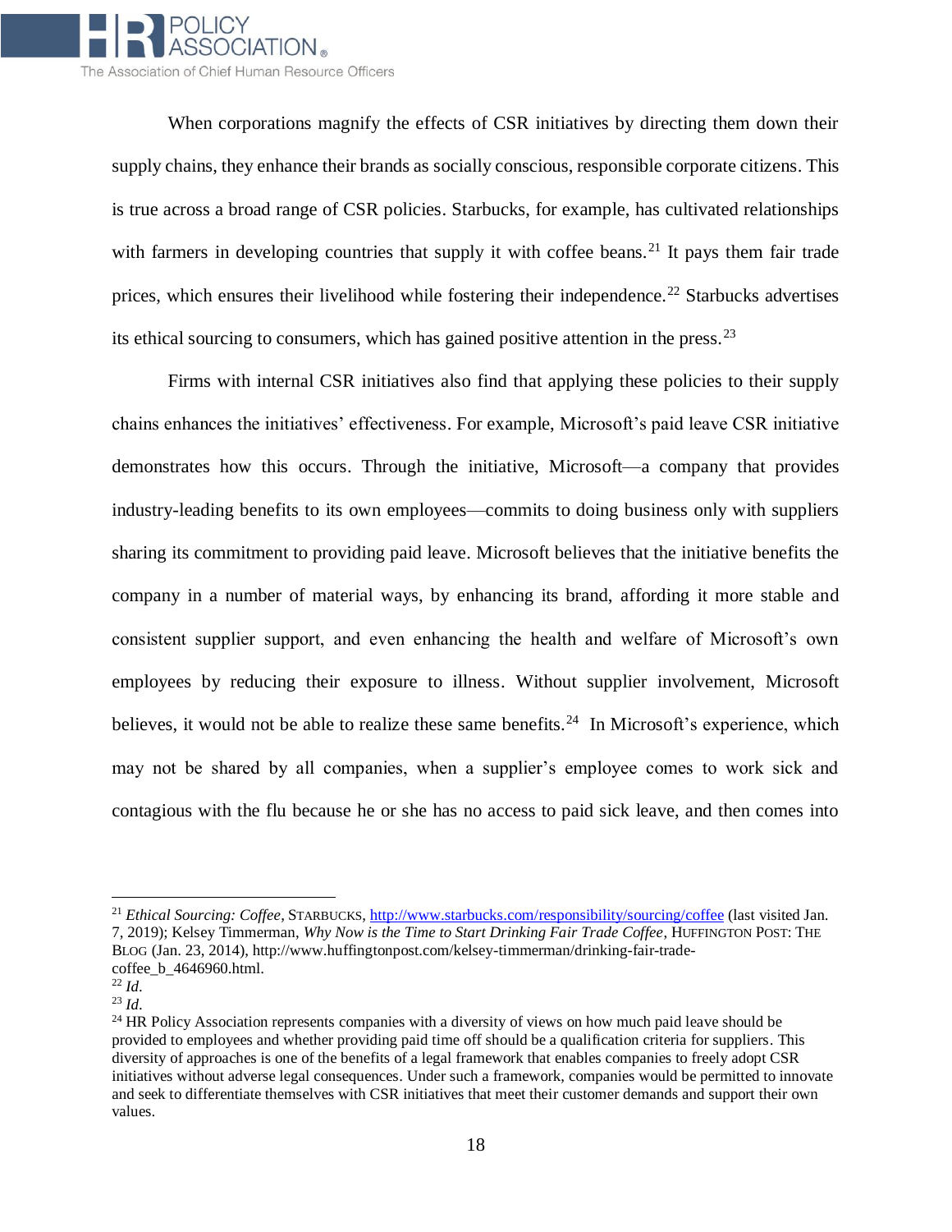When corporations magnify the effects of CSR initiatives by directing them down their supply chains, they enhance their brands as socially conscious, responsible corporate citizens. This is true across a broad range of CSR policies. Starbucks, for example, has cultivated relationships with farmers in developing countries that supply it with coffee beans.[21] It pays them fair trade prices, which ensures their livelihood while fostering their independence.[22] Starbucks advertises its ethical sourcing to consumers, which has gained positive attention in the press.[23]

Firms with internal CSR initiatives also find that applying these policies to their supply chains enhances the initiatives' effectiveness. For example, Microsoft's paid leave CSR initiative demonstrates how this occurs. Through the initiative, Microsoft—a company that provides industry-leading benefits to its own employees—commits to doing business only with suppliers sharing its commitment to providing paid leave. Microsoft believes that the initiative benefits the company in a number of material ways, by enhancing its brand, affording it more stable and consistent supplier support, and even enhancing the health and welfare of Microsoft's own employees by reducing their exposure to illness. Without supplier involvement, Microsoft believes, it would not be able to realize these same benefits.[24] In Microsoft's experience, which may not be shared by all companies, when a supplier's employee comes to work sick and contagious with the flu because he or she has no access to paid sick leave, and then comes into

---

[21] *Ethical Sourcing: Coffee*, STARBUCKS, http://www.starbucks.com/responsibility/sourcing/coffee (last visited Jan. 7, 2019); Kelsey Timmerman, *Why Now is the Time to Start Drinking Fair Trade Coffee*, HUFFINGTON POST: THE BLOG (Jan. 23, 2014), http://www.huffingtonpost.com/kelsey-timmerman/drinking-fair-trade-coffee_b_4646960.html.

[22] *Id.*

[23] *Id.*

[24] HR Policy Association represents companies with a diversity of views on how much paid leave should be provided to employees and whether providing paid time off should be a qualification criteria for suppliers. This diversity of approaches is one of the benefits of a legal framework that enables companies to freely adopt CSR initiatives without adverse legal consequences. Under such a framework, companies would be permitted to innovate and seek to differentiate themselves with CSR initiatives that meet their customer demands and support their own values.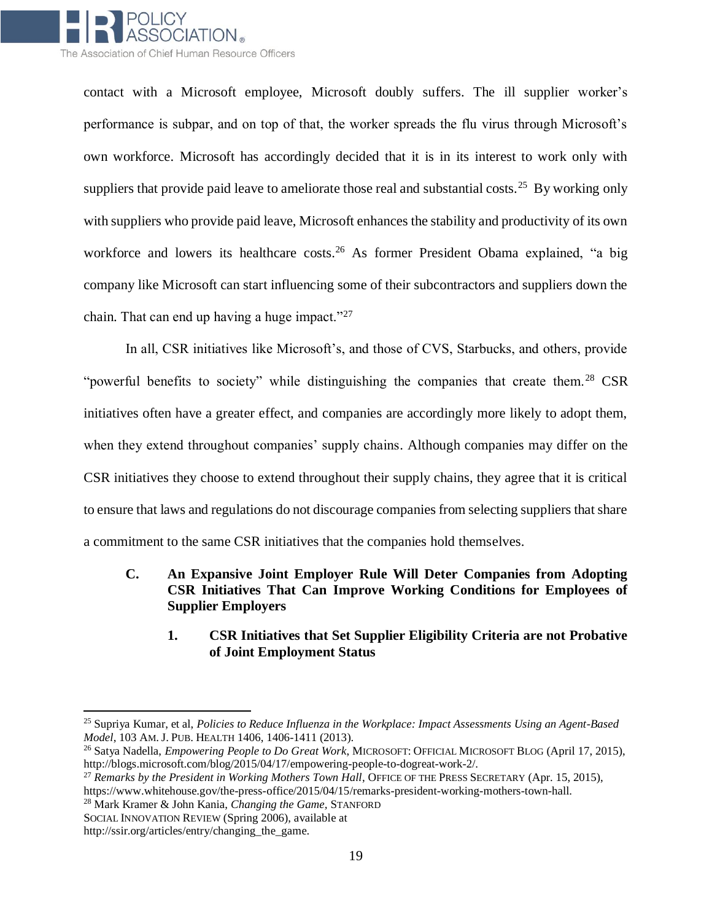contact with a Microsoft employee, Microsoft doubly suffers. The ill supplier worker's performance is subpar, and on top of that, the worker spreads the flu virus through Microsoft's own workforce. Microsoft has accordingly decided that it is in its interest to work only with suppliers that provide paid leave to ameliorate those real and substantial costs.[25] By working only with suppliers who provide paid leave, Microsoft enhances the stability and productivity of its own workforce and lowers its healthcare costs.[26] As former President Obama explained, "a big company like Microsoft can start influencing some of their subcontractors and suppliers down the chain. That can end up having a huge impact."[27]

In all, CSR initiatives like Microsoft's, and those of CVS, Starbucks, and others, provide "powerful benefits to society" while distinguishing the companies that create them.[28] CSR initiatives often have a greater effect, and companies are accordingly more likely to adopt them, when they extend throughout companies' supply chains. Although companies may differ on the CSR initiatives they choose to extend throughout their supply chains, they agree that it is critical to ensure that laws and regulations do not discourage companies from selecting suppliers that share a commitment to the same CSR initiatives that the companies hold themselves.

### C. An Expansive Joint Employer Rule Will Deter Companies from Adopting CSR Initiatives That Can Improve Working Conditions for Employees of Supplier Employers

#### 1. CSR Initiatives that Set Supplier Eligibility Criteria are not Probative of Joint Employment Status

---

[25] Supriya Kumar, et al, *Policies to Reduce Influenza in the Workplace: Impact Assessments Using an Agent-Based Model*, 103 AM. J. PUB. HEALTH 1406, 1406-1411 (2013).

[26] Satya Nadella, *Empowering People to Do Great Work*, MICROSOFT: OFFICIAL MICROSOFT BLOG (April 17, 2015), http://blogs.microsoft.com/blog/2015/04/17/empowering-people-to-dogreat-work-2/.

[27] *Remarks by the President in Working Mothers Town Hall*, OFFICE OF THE PRESS SECRETARY (Apr. 15, 2015), https://www.whitehouse.gov/the-press-office/2015/04/15/remarks-president-working-mothers-town-hall.

[28] Mark Kramer & John Kania, *Changing the Game*, STANFORD SOCIAL INNOVATION REVIEW (Spring 2006), available at http://ssir.org/articles/entry/changing_the_game.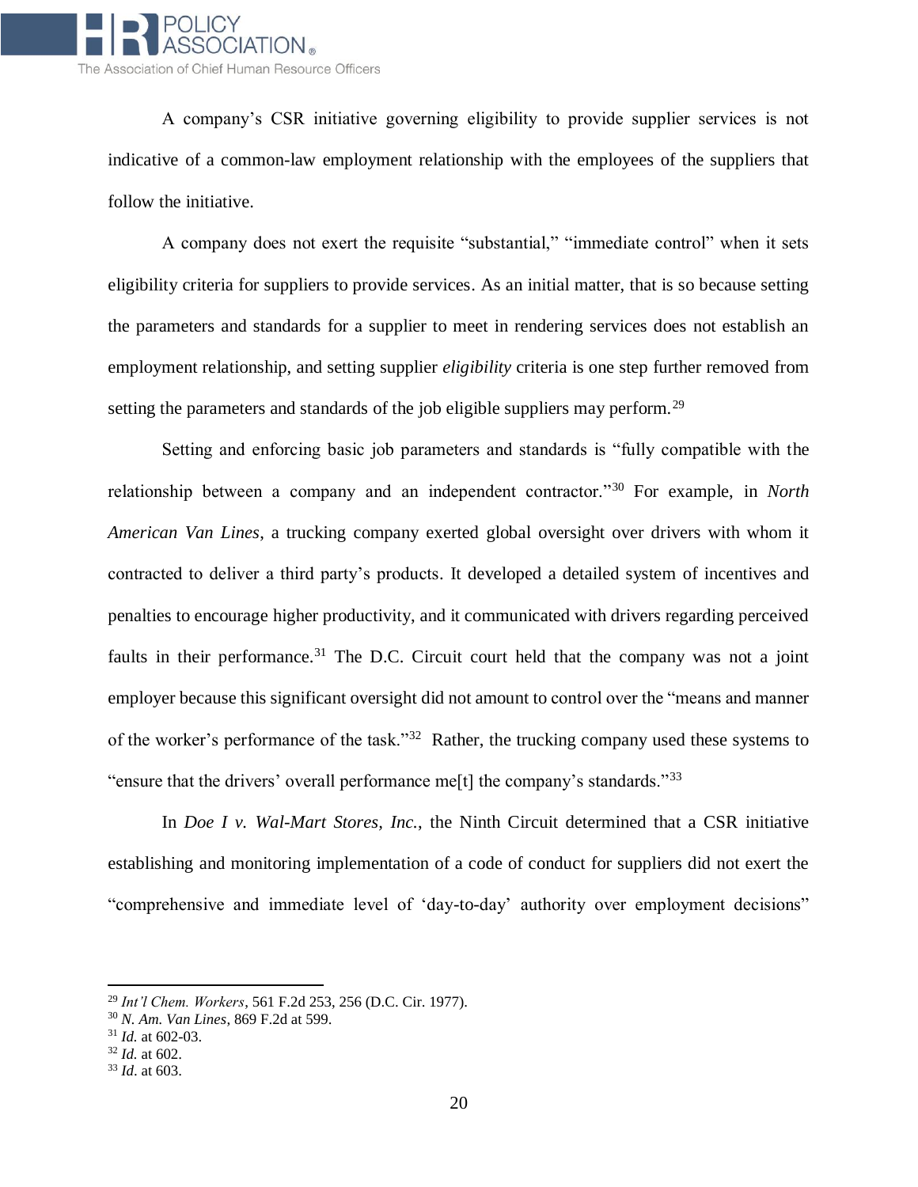A company's CSR initiative governing eligibility to provide supplier services is not indicative of a common-law employment relationship with the employees of the suppliers that follow the initiative.

A company does not exert the requisite "substantial," "immediate control" when it sets eligibility criteria for suppliers to provide services. As an initial matter, that is so because setting the parameters and standards for a supplier to meet in rendering services does not establish an employment relationship, and setting supplier *eligibility* criteria is one step further removed from setting the parameters and standards of the job eligible suppliers may perform.[29]

Setting and enforcing basic job parameters and standards is "fully compatible with the relationship between a company and an independent contractor."[30] For example, in *North American Van Lines*, a trucking company exerted global oversight over drivers with whom it contracted to deliver a third party's products. It developed a detailed system of incentives and penalties to encourage higher productivity, and it communicated with drivers regarding perceived faults in their performance.[31] The D.C. Circuit court held that the company was not a joint employer because this significant oversight did not amount to control over the "means and manner of the worker's performance of the task."[32] Rather, the trucking company used these systems to "ensure that the drivers' overall performance me[t] the company's standards."[33]

In *Doe I v. Wal-Mart Stores, Inc.*, the Ninth Circuit determined that a CSR initiative establishing and monitoring implementation of a code of conduct for suppliers did not exert the "comprehensive and immediate level of 'day-to-day' authority over employment decisions"

---

[29] *Int'l Chem. Workers*, 561 F.2d 253, 256 (D.C. Cir. 1977).

[30] *N. Am. Van Lines*, 869 F.2d at 599.

[31] *Id.* at 602-03.

[32] *Id.* at 602.

[33] *Id*. at 603.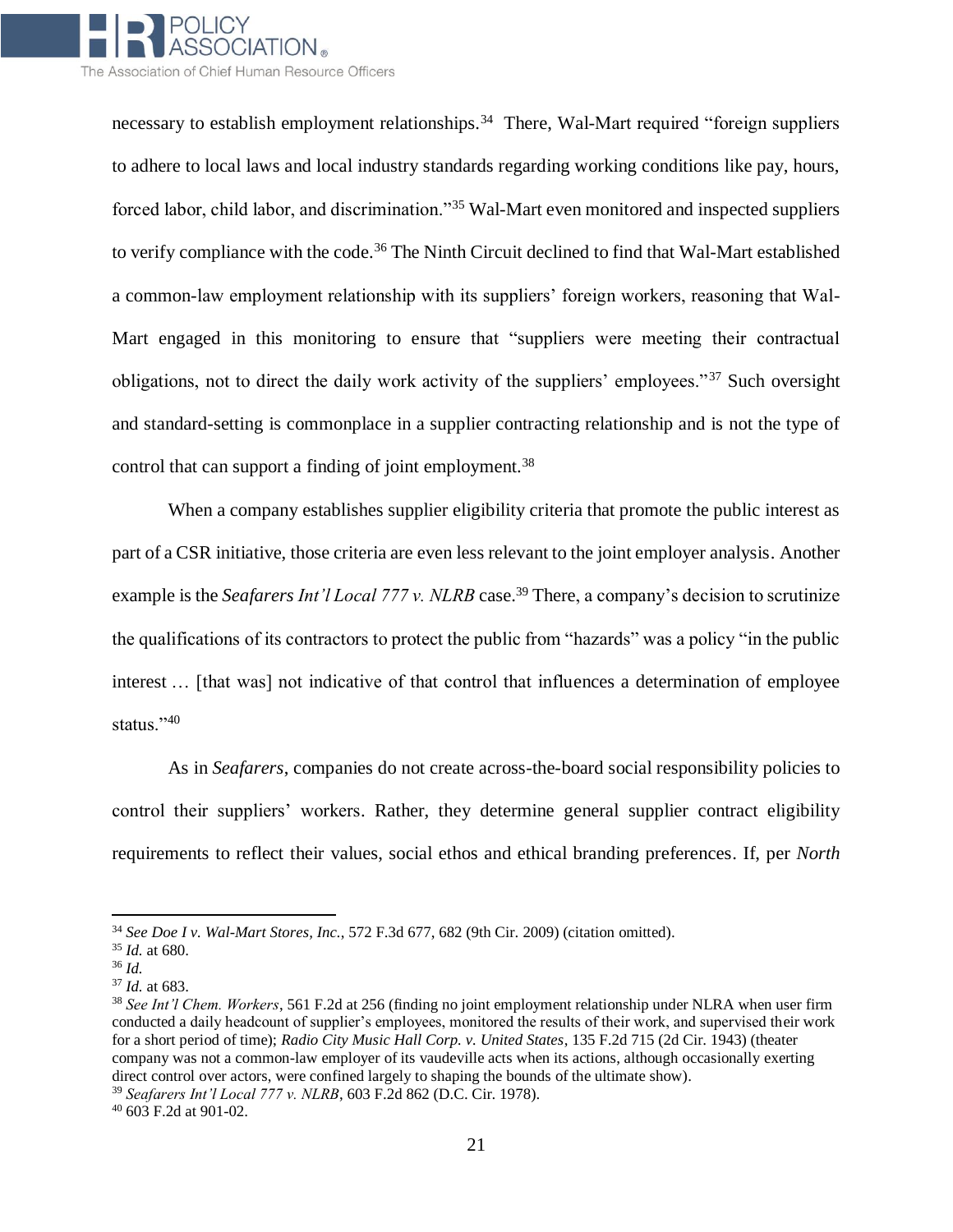necessary to establish employment relationships.[34] There, Wal-Mart required "foreign suppliers to adhere to local laws and local industry standards regarding working conditions like pay, hours, forced labor, child labor, and discrimination."[35] Wal-Mart even monitored and inspected suppliers to verify compliance with the code.[36] The Ninth Circuit declined to find that Wal-Mart established a common-law employment relationship with its suppliers' foreign workers, reasoning that Wal-Mart engaged in this monitoring to ensure that "suppliers were meeting their contractual obligations, not to direct the daily work activity of the suppliers' employees."[37] Such oversight and standard-setting is commonplace in a supplier contracting relationship and is not the type of control that can support a finding of joint employment.[38]

When a company establishes supplier eligibility criteria that promote the public interest as part of a CSR initiative, those criteria are even less relevant to the joint employer analysis. Another example is the *Seafarers Int'l Local 777 v. NLRB* case.[39] There, a company's decision to scrutinize the qualifications of its contractors to protect the public from "hazards" was a policy "in the public interest … [that was] not indicative of that control that influences a determination of employee status."[40]

As in *Seafarers*, companies do not create across-the-board social responsibility policies to control their suppliers' workers. Rather, they determine general supplier contract eligibility requirements to reflect their values, social ethos and ethical branding preferences. If, per *North*

---

[34] *See Doe I v. Wal-Mart Stores, Inc.*, 572 F.3d 677, 682 (9th Cir. 2009) (citation omitted).

[35] *Id.* at 680.

[36] *Id.*

[37] *Id.* at 683.

[38] *See Int'l Chem. Workers*, 561 F.2d at 256 (finding no joint employment relationship under NLRA when user firm conducted a daily headcount of supplier's employees, monitored the results of their work, and supervised their work for a short period of time); *Radio City Music Hall Corp. v. United States*, 135 F.2d 715 (2d Cir. 1943) (theater company was not a common-law employer of its vaudeville acts when its actions, although occasionally exerting direct control over actors, were confined largely to shaping the bounds of the ultimate show).

[39] *Seafarers Int'l Local 777 v. NLRB*, 603 F.2d 862 (D.C. Cir. 1978).

[40] 603 F.2d at 901-02.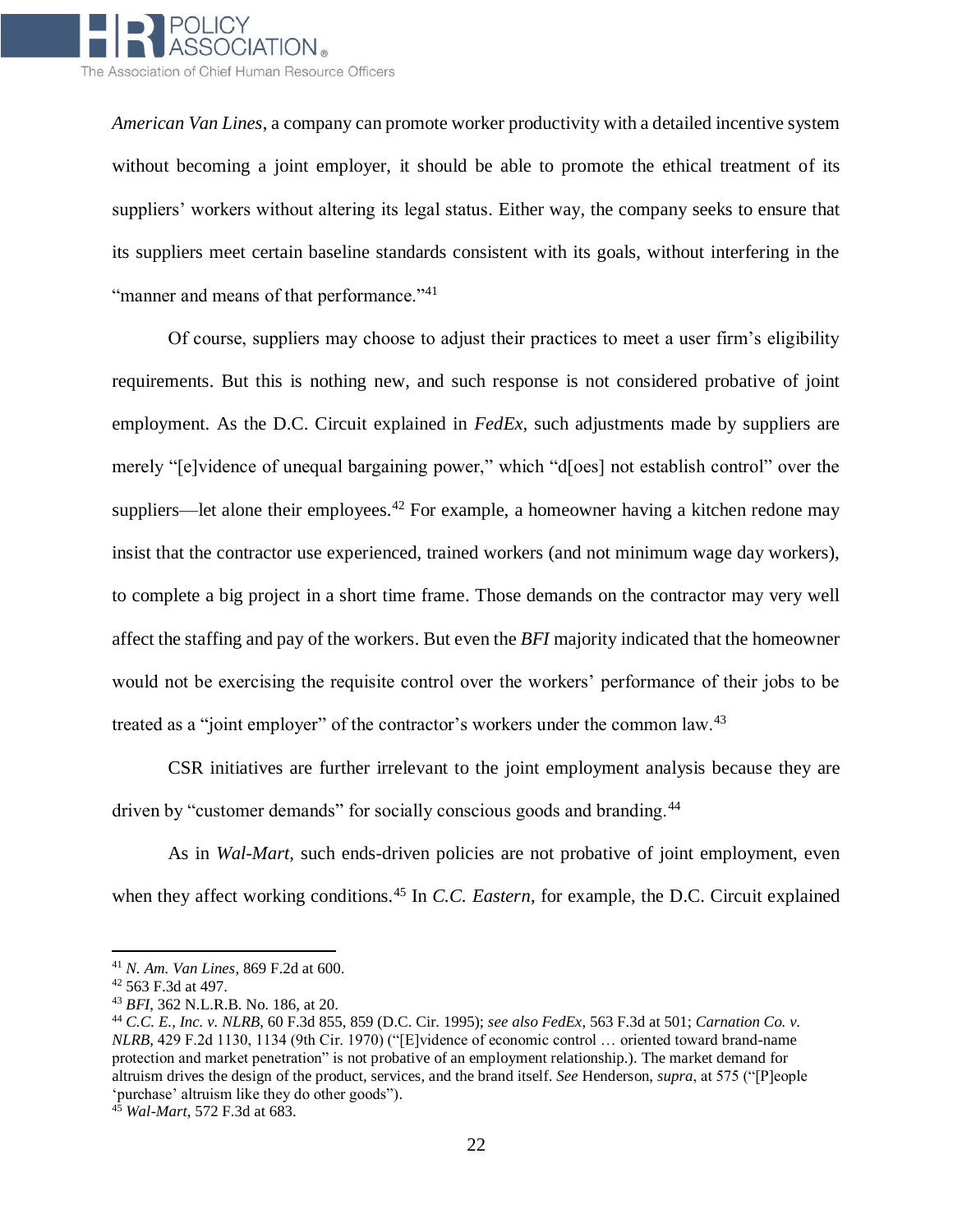*American Van Lines*, a company can promote worker productivity with a detailed incentive system without becoming a joint employer, it should be able to promote the ethical treatment of its suppliers' workers without altering its legal status. Either way, the company seeks to ensure that its suppliers meet certain baseline standards consistent with its goals, without interfering in the "manner and means of that performance."[41]

Of course, suppliers may choose to adjust their practices to meet a user firm's eligibility requirements. But this is nothing new, and such response is not considered probative of joint employment. As the D.C. Circuit explained in *FedEx*, such adjustments made by suppliers are merely "[e]vidence of unequal bargaining power," which "d[oes] not establish control" over the suppliers—let alone their employees.[42] For example, a homeowner having a kitchen redone may insist that the contractor use experienced, trained workers (and not minimum wage day workers), to complete a big project in a short time frame. Those demands on the contractor may very well affect the staffing and pay of the workers. But even the *BFI* majority indicated that the homeowner would not be exercising the requisite control over the workers' performance of their jobs to be treated as a "joint employer" of the contractor's workers under the common law.[43]

CSR initiatives are further irrelevant to the joint employment analysis because they are driven by "customer demands" for socially conscious goods and branding.[44]

As in *Wal-Mart*, such ends-driven policies are not probative of joint employment, even when they affect working conditions.[45] In *C.C. Eastern*, for example, the D.C. Circuit explained

---

[41] *N. Am. Van Lines*, 869 F.2d at 600.

[42] 563 F.3d at 497.

[43] *BFI*, 362 N.L.R.B. No. 186, at 20.

[44] *C.C. E., Inc. v. NLRB*, 60 F.3d 855, 859 (D.C. Cir. 1995); *see also FedEx*, 563 F.3d at 501; *Carnation Co. v. NLRB*, 429 F.2d 1130, 1134 (9th Cir. 1970) ("[E]vidence of economic control … oriented toward brand-name protection and market penetration" is not probative of an employment relationship.). The market demand for altruism drives the design of the product, services, and the brand itself. *See* Henderson, *supra*, at 575 ("[P]eople 'purchase' altruism like they do other goods").

[45] *Wal-Mart*, 572 F.3d at 683.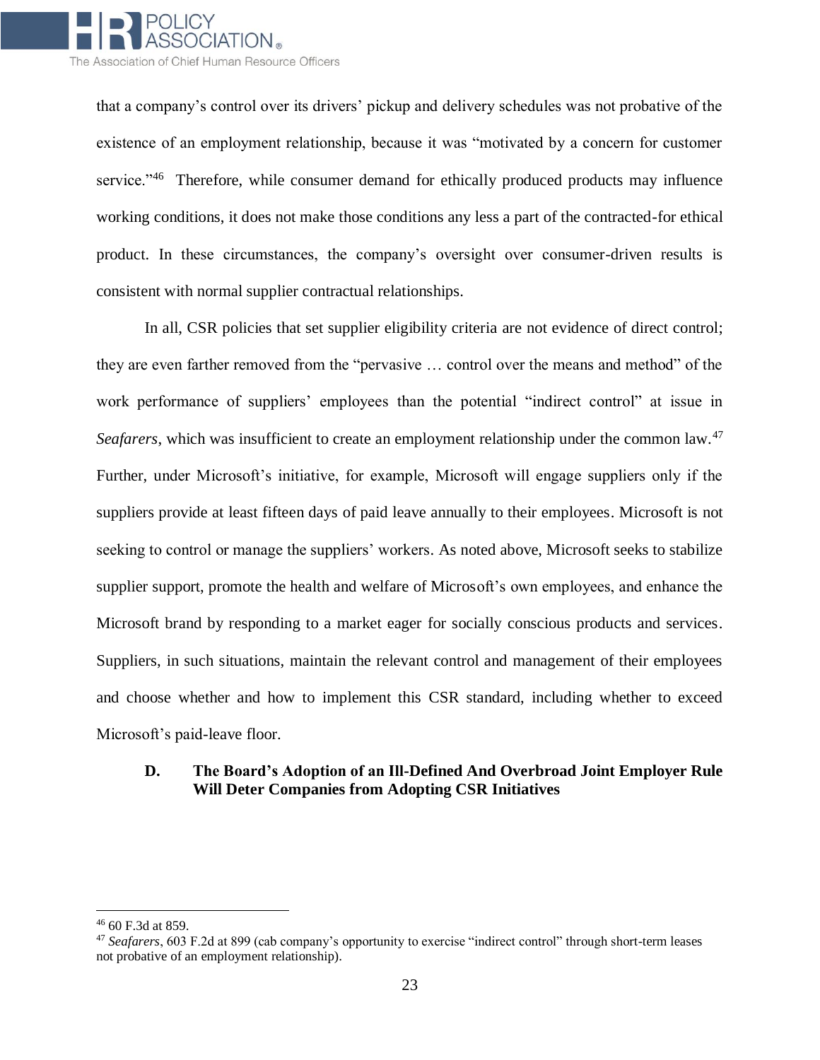that a company's control over its drivers' pickup and delivery schedules was not probative of the existence of an employment relationship, because it was "motivated by a concern for customer service."[46] Therefore, while consumer demand for ethically produced products may influence working conditions, it does not make those conditions any less a part of the contracted-for ethical product. In these circumstances, the company's oversight over consumer-driven results is consistent with normal supplier contractual relationships.

In all, CSR policies that set supplier eligibility criteria are not evidence of direct control; they are even farther removed from the "pervasive … control over the means and method" of the work performance of suppliers' employees than the potential "indirect control" at issue in *Seafarers*, which was insufficient to create an employment relationship under the common law.[47] Further, under Microsoft's initiative, for example, Microsoft will engage suppliers only if the suppliers provide at least fifteen days of paid leave annually to their employees. Microsoft is not seeking to control or manage the suppliers' workers. As noted above, Microsoft seeks to stabilize supplier support, promote the health and welfare of Microsoft's own employees, and enhance the Microsoft brand by responding to a market eager for socially conscious products and services. Suppliers, in such situations, maintain the relevant control and management of their employees and choose whether and how to implement this CSR standard, including whether to exceed Microsoft's paid-leave floor.

### D. The Board's Adoption of an Ill-Defined And Overbroad Joint Employer Rule Will Deter Companies from Adopting CSR Initiatives

---

[46] 60 F.3d at 859.

[47] *Seafarers*, 603 F.2d at 899 (cab company's opportunity to exercise "indirect control" through short-term leases not probative of an employment relationship).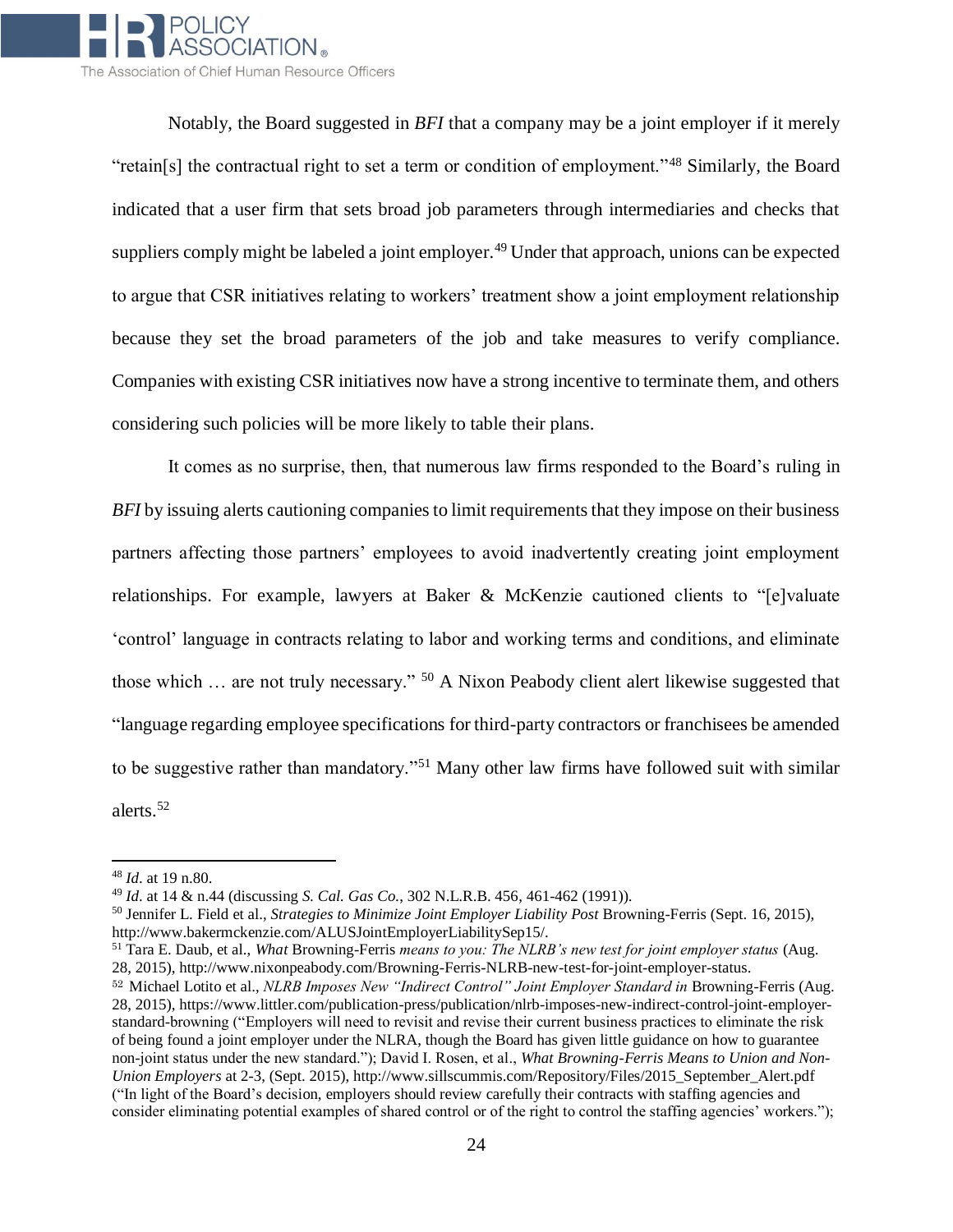Notably, the Board suggested in *BFI* that a company may be a joint employer if it merely "retain[s] the contractual right to set a term or condition of employment."[48] Similarly, the Board indicated that a user firm that sets broad job parameters through intermediaries and checks that suppliers comply might be labeled a joint employer.[49] Under that approach, unions can be expected to argue that CSR initiatives relating to workers' treatment show a joint employment relationship because they set the broad parameters of the job and take measures to verify compliance. Companies with existing CSR initiatives now have a strong incentive to terminate them, and others considering such policies will be more likely to table their plans.

It comes as no surprise, then, that numerous law firms responded to the Board's ruling in *BFI* by issuing alerts cautioning companies to limit requirements that they impose on their business partners affecting those partners' employees to avoid inadvertently creating joint employment relationships. For example, lawyers at Baker & McKenzie cautioned clients to "[e]valuate 'control' language in contracts relating to labor and working terms and conditions, and eliminate those which … are not truly necessary." [50] A Nixon Peabody client alert likewise suggested that "language regarding employee specifications for third-party contractors or franchisees be amended to be suggestive rather than mandatory."[51] Many other law firms have followed suit with similar alerts.[52]

---

[48] *Id*. at 19 n.80.

[49] *Id*. at 14 & n.44 (discussing *S. Cal. Gas Co.*, 302 N.L.R.B. 456, 461-462 (1991)).

[50] Jennifer L. Field et al., *Strategies to Minimize Joint Employer Liability Post* Browning-Ferris (Sept. 16, 2015), http://www.bakermckenzie.com/ALUSJointEmployerLiabilitySep15/.

[51] Tara E. Daub, et al., *What* Browning-Ferris *means to you: The NLRB's new test for joint employer status* (Aug. 28, 2015), http://www.nixonpeabody.com/Browning-Ferris-NLRB-new-test-for-joint-employer-status.

[52] Michael Lotito et al., *NLRB Imposes New "Indirect Control" Joint Employer Standard in* Browning-Ferris (Aug. 28, 2015), https://www.littler.com/publication-press/publication/nlrb-imposes-new-indirect-control-joint-employer-standard-browning ("Employers will need to revisit and revise their current business practices to eliminate the risk of being found a joint employer under the NLRA, though the Board has given little guidance on how to guarantee non-joint status under the new standard."); David I. Rosen, et al., *What Browning-Ferris Means to Union and Non-Union Employers* at 2-3, (Sept. 2015), http://www.sillscummis.com/Repository/Files/2015_September_Alert.pdf ("In light of the Board's decision, employers should review carefully their contracts with staffing agencies and consider eliminating potential examples of shared control or of the right to control the staffing agencies' workers.");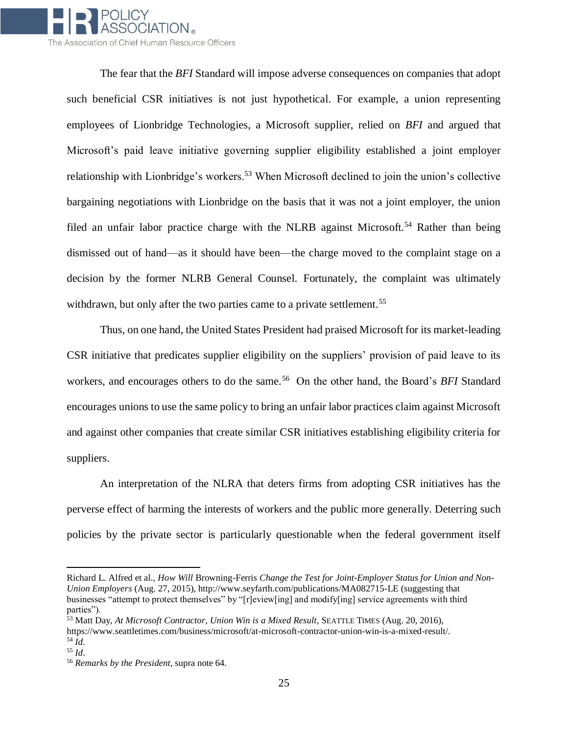The fear that the *BFI* Standard will impose adverse consequences on companies that adopt such beneficial CSR initiatives is not just hypothetical. For example, a union representing employees of Lionbridge Technologies, a Microsoft supplier, relied on *BFI* and argued that Microsoft's paid leave initiative governing supplier eligibility established a joint employer relationship with Lionbridge's workers.[53] When Microsoft declined to join the union's collective bargaining negotiations with Lionbridge on the basis that it was not a joint employer, the union filed an unfair labor practice charge with the NLRB against Microsoft.[54] Rather than being dismissed out of hand—as it should have been—the charge moved to the complaint stage on a decision by the former NLRB General Counsel. Fortunately, the complaint was ultimately withdrawn, but only after the two parties came to a private settlement.[55]

Thus, on one hand, the United States President had praised Microsoft for its market-leading CSR initiative that predicates supplier eligibility on the suppliers' provision of paid leave to its workers, and encourages others to do the same.[56] On the other hand, the Board's *BFI* Standard encourages unions to use the same policy to bring an unfair labor practices claim against Microsoft and against other companies that create similar CSR initiatives establishing eligibility criteria for suppliers.

An interpretation of the NLRA that deters firms from adopting CSR initiatives has the perverse effect of harming the interests of workers and the public more generally. Deterring such policies by the private sector is particularly questionable when the federal government itself

---

Richard L. Alfred et al., *How Will* Browning-Ferris *Change the Test for Joint-Employer Status for Union and Non-Union Employers* (Aug. 27, 2015), http://www.seyfarth.com/publications/MA082715-LE (suggesting that businesses "attempt to protect themselves" by "[r]eview[ing] and modify[ing] service agreements with third parties").

[53] Matt Day, *At Microsoft Contractor, Union Win is a Mixed Result*, SEATTLE TIMES (Aug. 20, 2016), https://www.seattletimes.com/business/microsoft/at-microsoft-contractor-union-win-is-a-mixed-result/.

[54] *Id.*

[55] *Id.*

[56] *Remarks by the President*, supra note 64.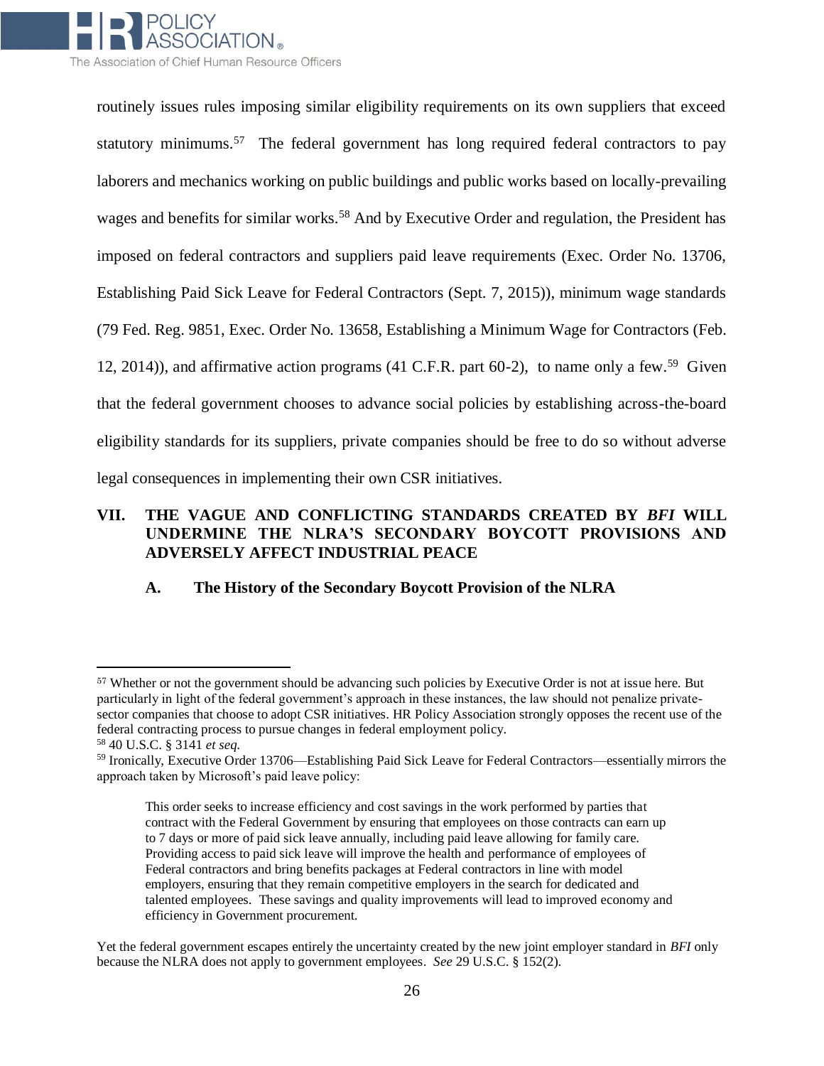routinely issues rules imposing similar eligibility requirements on its own suppliers that exceed statutory minimums.[57] The federal government has long required federal contractors to pay laborers and mechanics working on public buildings and public works based on locally-prevailing wages and benefits for similar works.[58] And by Executive Order and regulation, the President has imposed on federal contractors and suppliers paid leave requirements (Exec. Order No. 13706, Establishing Paid Sick Leave for Federal Contractors (Sept. 7, 2015)), minimum wage standards (79 Fed. Reg. 9851, Exec. Order No. 13658, Establishing a Minimum Wage for Contractors (Feb. 12, 2014)), and affirmative action programs (41 C.F.R. part 60-2), to name only a few.[59] Given that the federal government chooses to advance social policies by establishing across-the-board eligibility standards for its suppliers, private companies should be free to do so without adverse legal consequences in implementing their own CSR initiatives.

## VII. THE VAGUE AND CONFLICTING STANDARDS CREATED BY *BFI* WILL UNDERMINE THE NLRA'S SECONDARY BOYCOTT PROVISIONS AND ADVERSELY AFFECT INDUSTRIAL PEACE

### A. The History of the Secondary Boycott Provision of the NLRA

---

[57] Whether or not the government should be advancing such policies by Executive Order is not at issue here. But particularly in light of the federal government's approach in these instances, the law should not penalize private-sector companies that choose to adopt CSR initiatives. HR Policy Association strongly opposes the recent use of the federal contracting process to pursue changes in federal employment policy.

[58] 40 U.S.C. § 3141 *et seq.*

[59] Ironically, Executive Order 13706—Establishing Paid Sick Leave for Federal Contractors—essentially mirrors the approach taken by Microsoft's paid leave policy:

> This order seeks to increase efficiency and cost savings in the work performed by parties that contract with the Federal Government by ensuring that employees on those contracts can earn up to 7 days or more of paid sick leave annually, including paid leave allowing for family care. Providing access to paid sick leave will improve the health and performance of employees of Federal contractors and bring benefits packages at Federal contractors in line with model employers, ensuring that they remain competitive employers in the search for dedicated and talented employees. These savings and quality improvements will lead to improved economy and efficiency in Government procurement.

Yet the federal government escapes entirely the uncertainty created by the new joint employer standard in *BFI* only because the NLRA does not apply to government employees. *See* 29 U.S.C. § 152(2).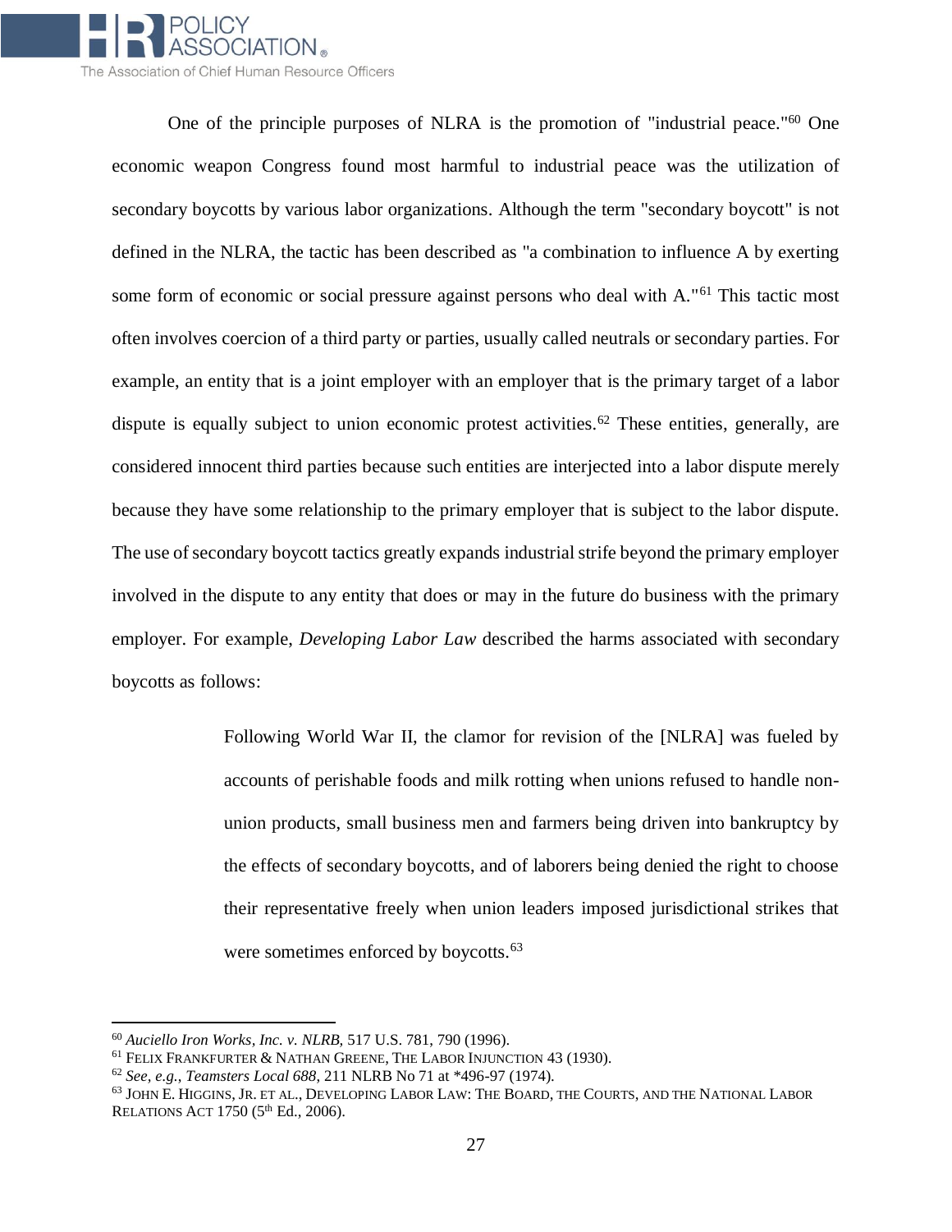One of the principle purposes of NLRA is the promotion of "industrial peace."[60] One economic weapon Congress found most harmful to industrial peace was the utilization of secondary boycotts by various labor organizations. Although the term "secondary boycott" is not defined in the NLRA, the tactic has been described as "a combination to influence A by exerting some form of economic or social pressure against persons who deal with A."[61] This tactic most often involves coercion of a third party or parties, usually called neutrals or secondary parties. For example, an entity that is a joint employer with an employer that is the primary target of a labor dispute is equally subject to union economic protest activities.[62] These entities, generally, are considered innocent third parties because such entities are interjected into a labor dispute merely because they have some relationship to the primary employer that is subject to the labor dispute. The use of secondary boycott tactics greatly expands industrial strife beyond the primary employer involved in the dispute to any entity that does or may in the future do business with the primary employer. For example, *Developing Labor Law* described the harms associated with secondary boycotts as follows:

> Following World War II, the clamor for revision of the [NLRA] was fueled by accounts of perishable foods and milk rotting when unions refused to handle non-union products, small business men and farmers being driven into bankruptcy by the effects of secondary boycotts, and of laborers being denied the right to choose their representative freely when union leaders imposed jurisdictional strikes that were sometimes enforced by boycotts.[63]

---

[60] *Auciello Iron Works, Inc. v. NLRB*, 517 U.S. 781, 790 (1996).

[61] FELIX FRANKFURTER & NATHAN GREENE, THE LABOR INJUNCTION 43 (1930).

[62] *See, e.g.*, *Teamsters Local 688*, 211 NLRB No 71 at *496-97 (1974).

[63] JOHN E. HIGGINS, JR. ET AL., DEVELOPING LABOR LAW: THE BOARD, THE COURTS, AND THE NATIONAL LABOR RELATIONS ACT 1750 (5th Ed., 2006).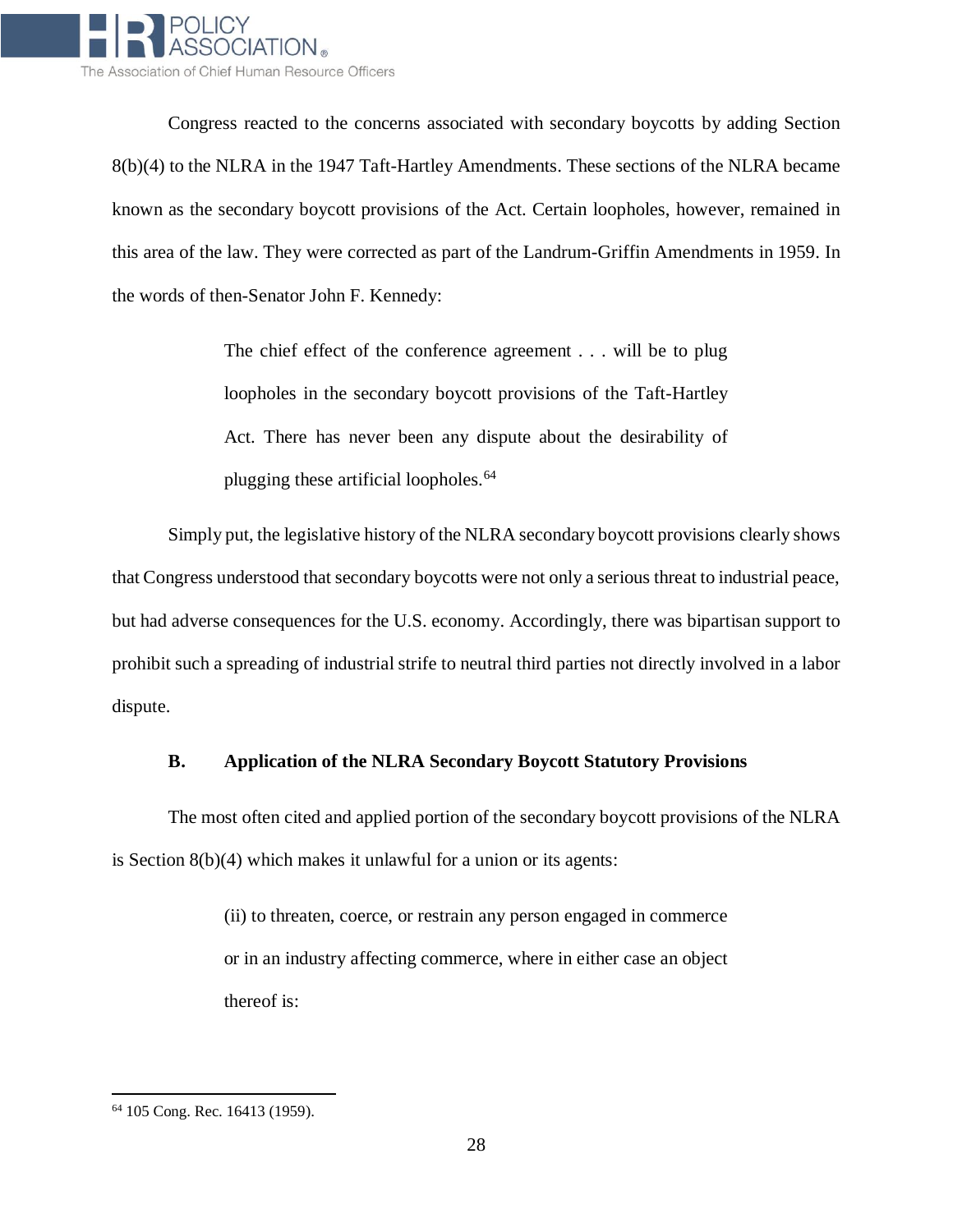Congress reacted to the concerns associated with secondary boycotts by adding Section 8(b)(4) to the NLRA in the 1947 Taft-Hartley Amendments. These sections of the NLRA became known as the secondary boycott provisions of the Act. Certain loopholes, however, remained in this area of the law. They were corrected as part of the Landrum-Griffin Amendments in 1959. In the words of then-Senator John F. Kennedy:

> The chief effect of the conference agreement . . . will be to plug loopholes in the secondary boycott provisions of the Taft-Hartley Act. There has never been any dispute about the desirability of plugging these artificial loopholes.[64]

Simply put, the legislative history of the NLRA secondary boycott provisions clearly shows that Congress understood that secondary boycotts were not only a serious threat to industrial peace, but had adverse consequences for the U.S. economy. Accordingly, there was bipartisan support to prohibit such a spreading of industrial strife to neutral third parties not directly involved in a labor dispute.

### B. Application of the NLRA Secondary Boycott Statutory Provisions

The most often cited and applied portion of the secondary boycott provisions of the NLRA is Section 8(b)(4) which makes it unlawful for a union or its agents:

> (ii) to threaten, coerce, or restrain any person engaged in commerce or in an industry affecting commerce, where in either case an object thereof is:

[64] 105 Cong. Rec. 16413 (1959).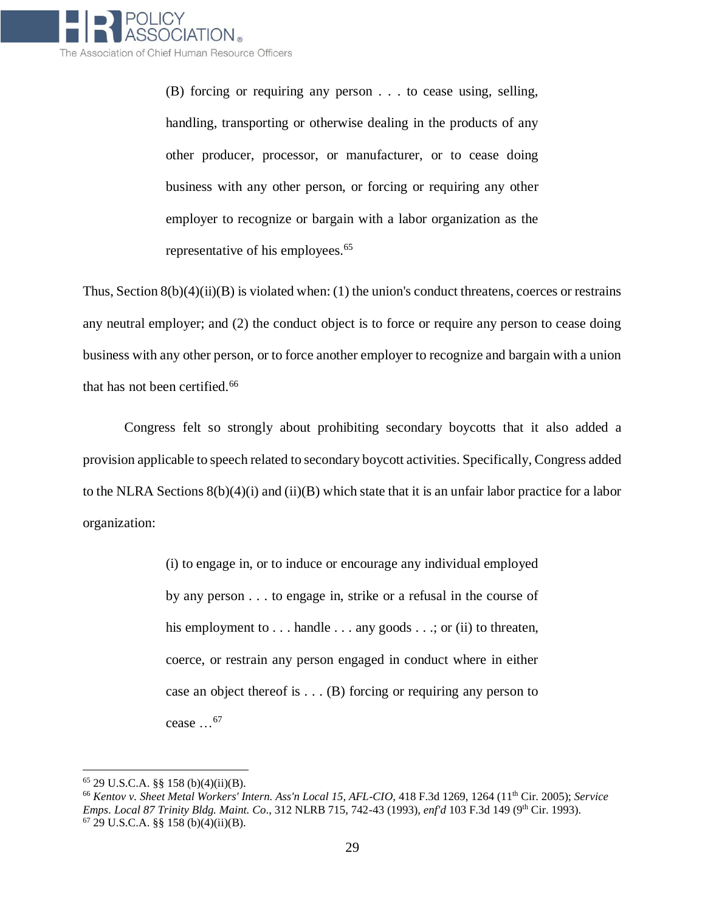> (B) forcing or requiring any person . . . to cease using, selling, handling, transporting or otherwise dealing in the products of any other producer, processor, or manufacturer, or to cease doing business with any other person, or forcing or requiring any other employer to recognize or bargain with a labor organization as the representative of his employees.[65]

Thus, Section 8(b)(4)(ii)(B) is violated when: (1) the union's conduct threatens, coerces or restrains any neutral employer; and (2) the conduct object is to force or require any person to cease doing business with any other person, or to force another employer to recognize and bargain with a union that has not been certified.[66]

Congress felt so strongly about prohibiting secondary boycotts that it also added a provision applicable to speech related to secondary boycott activities. Specifically, Congress added to the NLRA Sections 8(b)(4)(i) and (ii)(B) which state that it is an unfair labor practice for a labor organization:

> (i) to engage in, or to induce or encourage any individual employed by any person . . . to engage in, strike or a refusal in the course of his employment to . . . handle . . . any goods . . .; or (ii) to threaten, coerce, or restrain any person engaged in conduct where in either case an object thereof is . . . (B) forcing or requiring any person to cease …[67]

---

[65] 29 U.S.C.A. §§ 158 (b)(4)(ii)(B).

[66] *Kentov v. Sheet Metal Workers' Intern. Ass'n Local 15, AFL-CIO*, 418 F.3d 1269, 1264 (11th Cir. 2005); *Service Emps. Local 87 Trinity Bldg. Maint. Co*., 312 NLRB 715, 742-43 (1993), *enf'd* 103 F.3d 149 (9th Cir. 1993).

[67] 29 U.S.C.A. §§ 158 (b)(4)(ii)(B).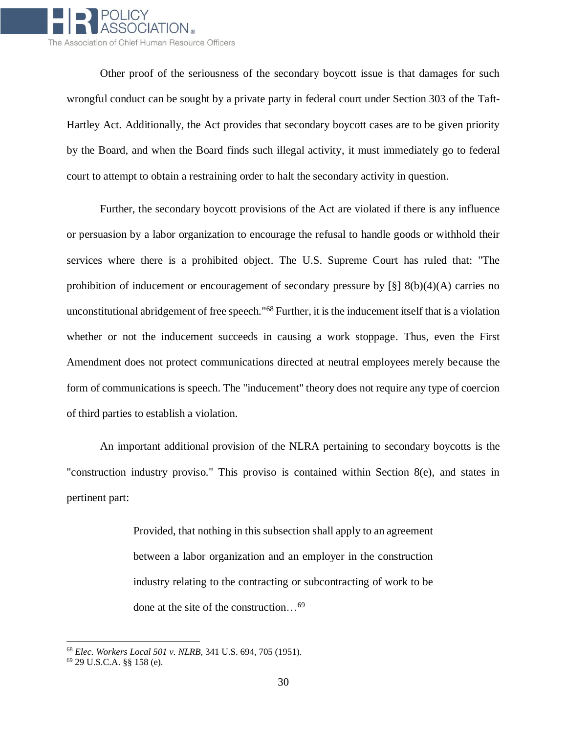Other proof of the seriousness of the secondary boycott issue is that damages for such wrongful conduct can be sought by a private party in federal court under Section 303 of the Taft-Hartley Act. Additionally, the Act provides that secondary boycott cases are to be given priority by the Board, and when the Board finds such illegal activity, it must immediately go to federal court to attempt to obtain a restraining order to halt the secondary activity in question.

Further, the secondary boycott provisions of the Act are violated if there is any influence or persuasion by a labor organization to encourage the refusal to handle goods or withhold their services where there is a prohibited object. The U.S. Supreme Court has ruled that: "The prohibition of inducement or encouragement of secondary pressure by [§] 8(b)(4)(A) carries no unconstitutional abridgement of free speech."[68] Further, it is the inducement itself that is a violation whether or not the inducement succeeds in causing a work stoppage. Thus, even the First Amendment does not protect communications directed at neutral employees merely because the form of communications is speech. The "inducement" theory does not require any type of coercion of third parties to establish a violation.

An important additional provision of the NLRA pertaining to secondary boycotts is the "construction industry proviso." This proviso is contained within Section 8(e), and states in pertinent part:

> Provided, that nothing in this subsection shall apply to an agreement between a labor organization and an employer in the construction industry relating to the contracting or subcontracting of work to be done at the site of the construction…[69]

---

[68] *Elec. Workers Local 501 v. NLRB*, 341 U.S. 694, 705 (1951).

[69] 29 U.S.C.A. §§ 158 (e).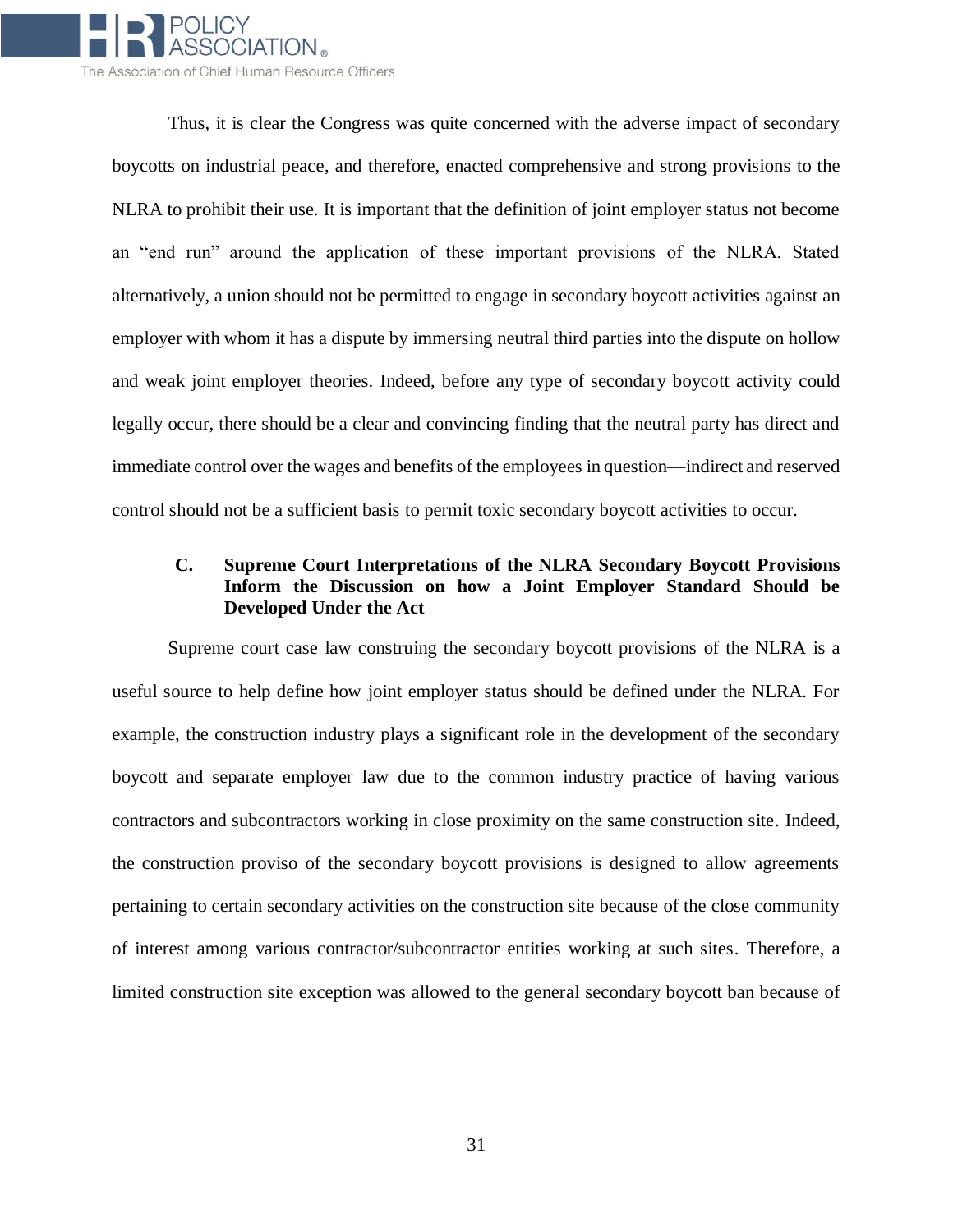Thus, it is clear the Congress was quite concerned with the adverse impact of secondary boycotts on industrial peace, and therefore, enacted comprehensive and strong provisions to the NLRA to prohibit their use. It is important that the definition of joint employer status not become an "end run" around the application of these important provisions of the NLRA. Stated alternatively, a union should not be permitted to engage in secondary boycott activities against an employer with whom it has a dispute by immersing neutral third parties into the dispute on hollow and weak joint employer theories. Indeed, before any type of secondary boycott activity could legally occur, there should be a clear and convincing finding that the neutral party has direct and immediate control over the wages and benefits of the employees in question—indirect and reserved control should not be a sufficient basis to permit toxic secondary boycott activities to occur.

### C. Supreme Court Interpretations of the NLRA Secondary Boycott Provisions Inform the Discussion on how a Joint Employer Standard Should be Developed Under the Act

Supreme court case law construing the secondary boycott provisions of the NLRA is a useful source to help define how joint employer status should be defined under the NLRA. For example, the construction industry plays a significant role in the development of the secondary boycott and separate employer law due to the common industry practice of having various contractors and subcontractors working in close proximity on the same construction site. Indeed, the construction proviso of the secondary boycott provisions is designed to allow agreements pertaining to certain secondary activities on the construction site because of the close community of interest among various contractor/subcontractor entities working at such sites. Therefore, a limited construction site exception was allowed to the general secondary boycott ban because of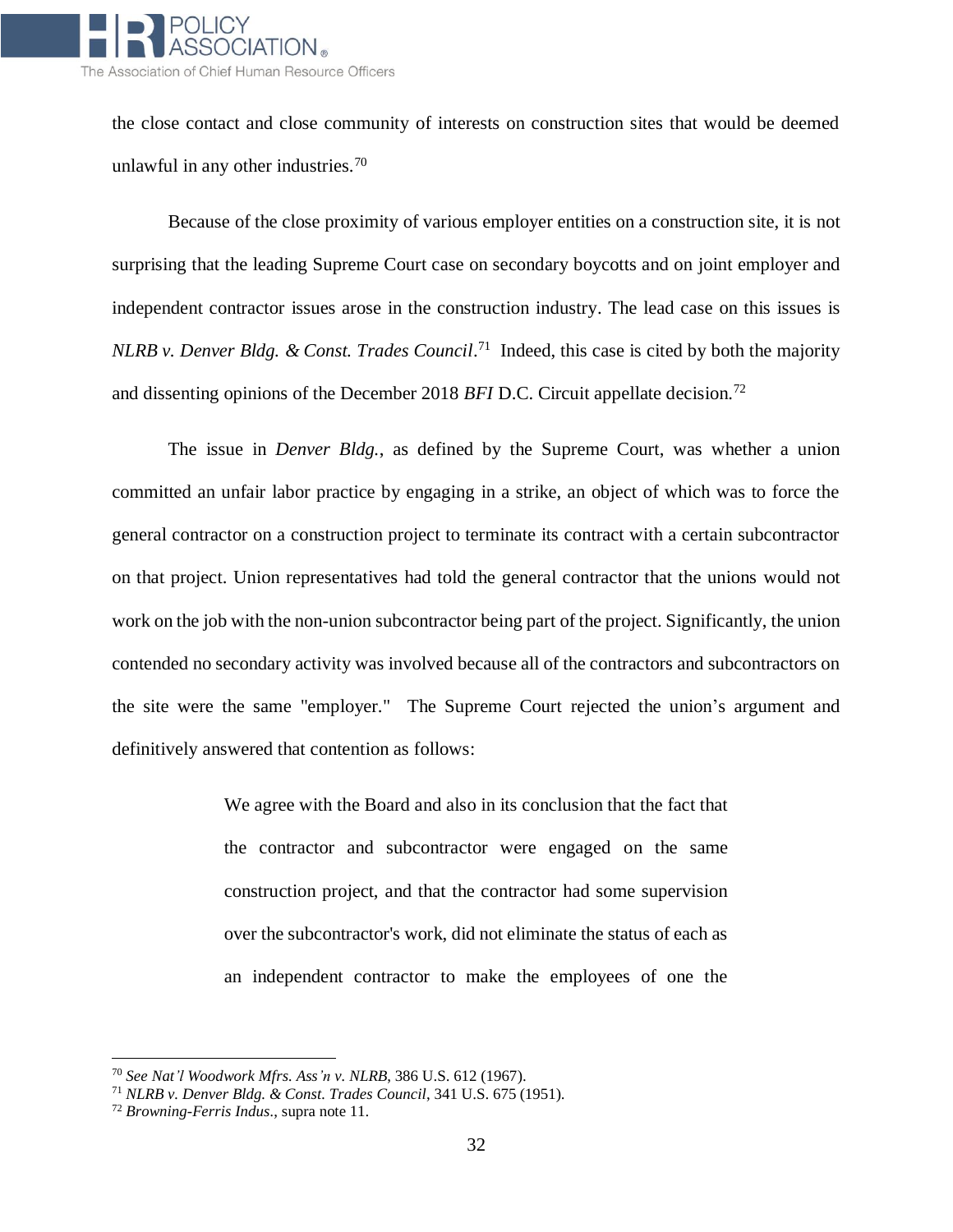the close contact and close community of interests on construction sites that would be deemed unlawful in any other industries.[70]

Because of the close proximity of various employer entities on a construction site, it is not surprising that the leading Supreme Court case on secondary boycotts and on joint employer and independent contractor issues arose in the construction industry. The lead case on this issues is *NLRB v. Denver Bldg. & Const. Trades Council*.[71] Indeed, this case is cited by both the majority and dissenting opinions of the December 2018 *BFI* D.C. Circuit appellate decision.[72]

The issue in *Denver Bldg.*, as defined by the Supreme Court, was whether a union committed an unfair labor practice by engaging in a strike, an object of which was to force the general contractor on a construction project to terminate its contract with a certain subcontractor on that project. Union representatives had told the general contractor that the unions would not work on the job with the non-union subcontractor being part of the project. Significantly, the union contended no secondary activity was involved because all of the contractors and subcontractors on the site were the same "employer." The Supreme Court rejected the union's argument and definitively answered that contention as follows:

> We agree with the Board and also in its conclusion that the fact that the contractor and subcontractor were engaged on the same construction project, and that the contractor had some supervision over the subcontractor's work, did not eliminate the status of each as an independent contractor to make the employees of one the

---

[70] *See Nat'l Woodwork Mfrs. Ass'n v. NLRB*, 386 U.S. 612 (1967).

[71] *NLRB v. Denver Bldg. & Const. Trades Council*, 341 U.S. 675 (1951).

[72] *Browning-Ferris Indus*., supra note 11.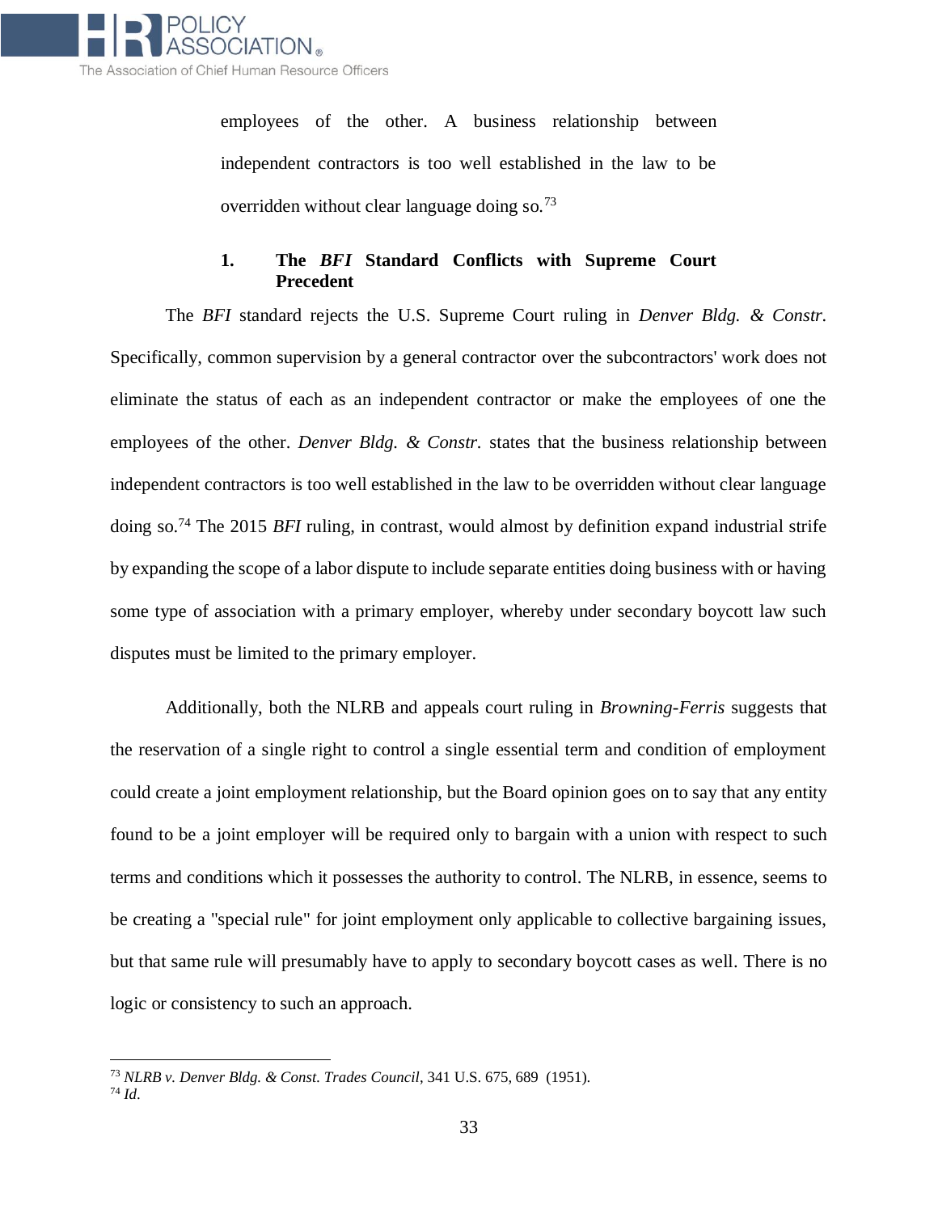> employees of the other. A business relationship between independent contractors is too well established in the law to be overridden without clear language doing so.[73]

### 1. The *BFI* Standard Conflicts with Supreme Court Precedent

The *BFI* standard rejects the U.S. Supreme Court ruling in *Denver Bldg. & Constr.* Specifically, common supervision by a general contractor over the subcontractors' work does not eliminate the status of each as an independent contractor or make the employees of one the employees of the other. *Denver Bldg. & Constr.* states that the business relationship between independent contractors is too well established in the law to be overridden without clear language doing so.[74] The 2015 *BFI* ruling, in contrast, would almost by definition expand industrial strife by expanding the scope of a labor dispute to include separate entities doing business with or having some type of association with a primary employer, whereby under secondary boycott law such disputes must be limited to the primary employer.

Additionally, both the NLRB and appeals court ruling in *Browning-Ferris* suggests that the reservation of a single right to control a single essential term and condition of employment could create a joint employment relationship, but the Board opinion goes on to say that any entity found to be a joint employer will be required only to bargain with a union with respect to such terms and conditions which it possesses the authority to control. The NLRB, in essence, seems to be creating a "special rule" for joint employment only applicable to collective bargaining issues, but that same rule will presumably have to apply to secondary boycott cases as well. There is no logic or consistency to such an approach.

---

[73] *NLRB v. Denver Bldg. & Const. Trades Council*, 341 U.S. 675, 689 (1951).

[74] *Id*.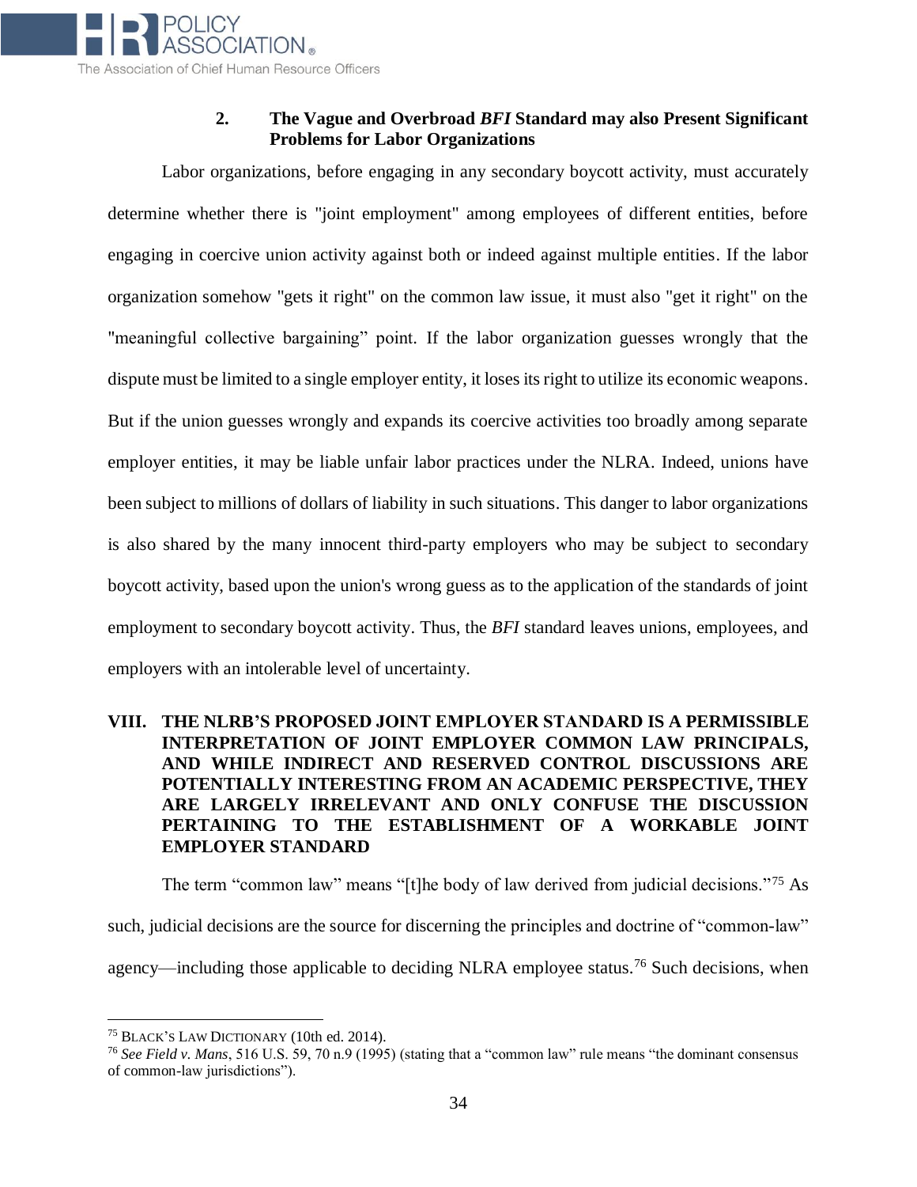### 2. The Vague and Overbroad *BFI* Standard may also Present Significant Problems for Labor Organizations

Labor organizations, before engaging in any secondary boycott activity, must accurately determine whether there is "joint employment" among employees of different entities, before engaging in coercive union activity against both or indeed against multiple entities. If the labor organization somehow "gets it right" on the common law issue, it must also "get it right" on the "meaningful collective bargaining" point. If the labor organization guesses wrongly that the dispute must be limited to a single employer entity, it loses its right to utilize its economic weapons. But if the union guesses wrongly and expands its coercive activities too broadly among separate employer entities, it may be liable unfair labor practices under the NLRA. Indeed, unions have been subject to millions of dollars of liability in such situations. This danger to labor organizations is also shared by the many innocent third-party employers who may be subject to secondary boycott activity, based upon the union's wrong guess as to the application of the standards of joint employment to secondary boycott activity. Thus, the *BFI* standard leaves unions, employees, and employers with an intolerable level of uncertainty.

## VIII. THE NLRB'S PROPOSED JOINT EMPLOYER STANDARD IS A PERMISSIBLE INTERPRETATION OF JOINT EMPLOYER COMMON LAW PRINCIPALS, AND WHILE INDIRECT AND RESERVED CONTROL DISCUSSIONS ARE POTENTIALLY INTERESTING FROM AN ACADEMIC PERSPECTIVE, THEY ARE LARGELY IRRELEVANT AND ONLY CONFUSE THE DISCUSSION PERTAINING TO THE ESTABLISHMENT OF A WORKABLE JOINT EMPLOYER STANDARD

The term "common law" means "[t]he body of law derived from judicial decisions."[75] As such, judicial decisions are the source for discerning the principles and doctrine of "common-law" agency—including those applicable to deciding NLRA employee status.[76] Such decisions, when

---

[75] BLACK'S LAW DICTIONARY (10th ed. 2014).

[76] *See Field v. Mans*, 516 U.S. 59, 70 n.9 (1995) (stating that a "common law" rule means "the dominant consensus of common-law jurisdictions").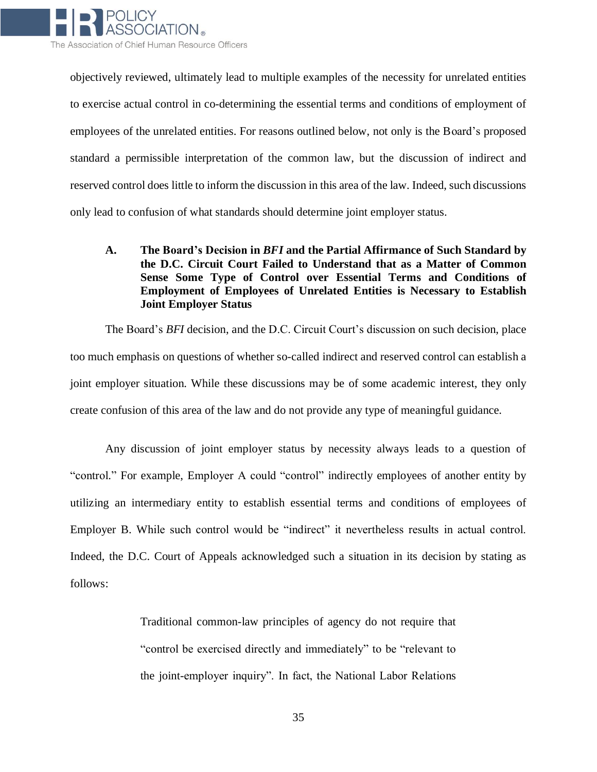objectively reviewed, ultimately lead to multiple examples of the necessity for unrelated entities to exercise actual control in co-determining the essential terms and conditions of employment of employees of the unrelated entities. For reasons outlined below, not only is the Board's proposed standard a permissible interpretation of the common law, but the discussion of indirect and reserved control does little to inform the discussion in this area of the law. Indeed, such discussions only lead to confusion of what standards should determine joint employer status.

### A. The Board's Decision in *BFI* and the Partial Affirmance of Such Standard by the D.C. Circuit Court Failed to Understand that as a Matter of Common Sense Some Type of Control over Essential Terms and Conditions of Employment of Employees of Unrelated Entities is Necessary to Establish Joint Employer Status

The Board's *BFI* decision, and the D.C. Circuit Court's discussion on such decision, place too much emphasis on questions of whether so-called indirect and reserved control can establish a joint employer situation. While these discussions may be of some academic interest, they only create confusion of this area of the law and do not provide any type of meaningful guidance.

Any discussion of joint employer status by necessity always leads to a question of "control." For example, Employer A could "control" indirectly employees of another entity by utilizing an intermediary entity to establish essential terms and conditions of employees of Employer B. While such control would be "indirect" it nevertheless results in actual control. Indeed, the D.C. Court of Appeals acknowledged such a situation in its decision by stating as follows:

> Traditional common-law principles of agency do not require that "control be exercised directly and immediately" to be "relevant to the joint-employer inquiry". In fact, the National Labor Relations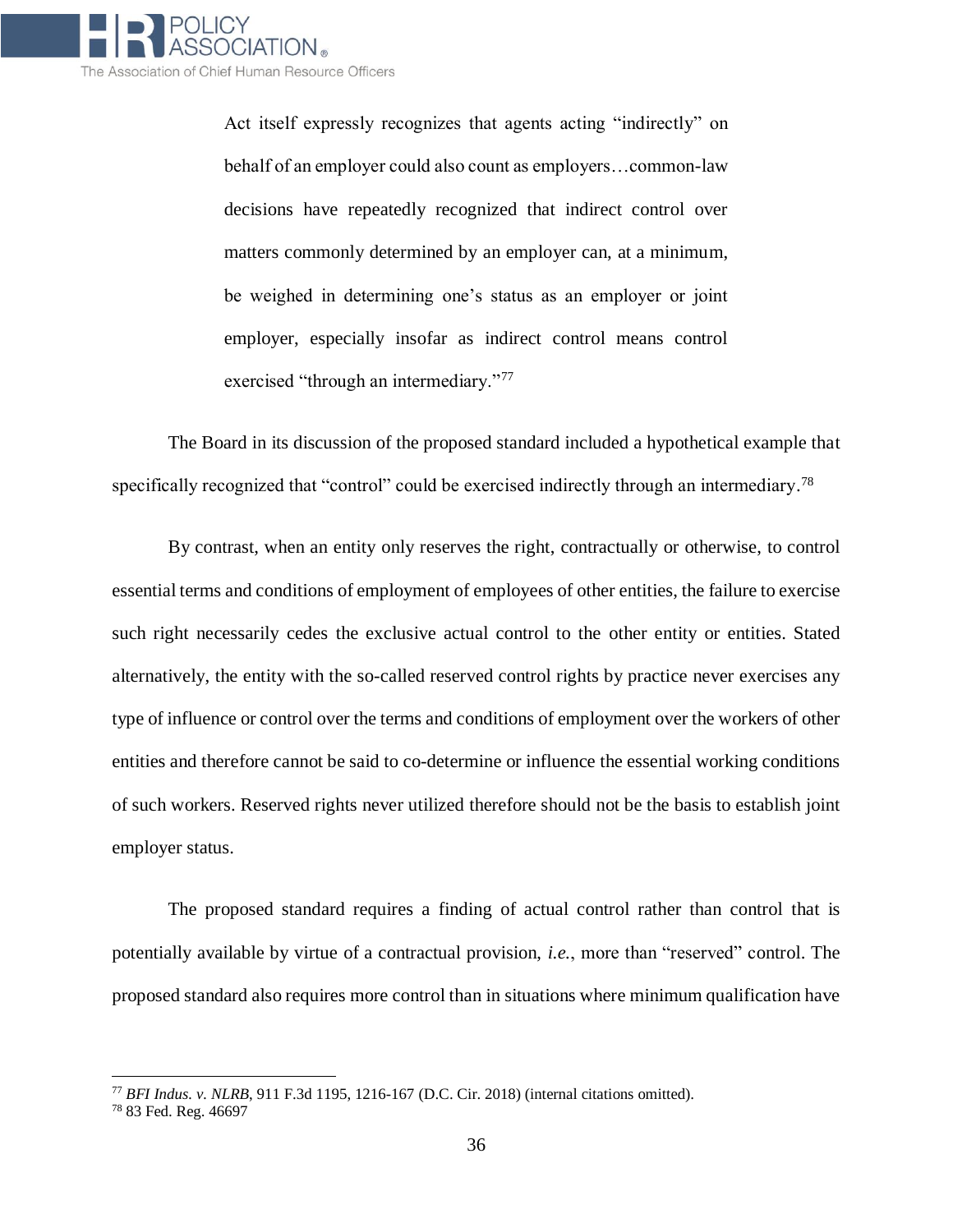> Act itself expressly recognizes that agents acting "indirectly" on behalf of an employer could also count as employers…common-law decisions have repeatedly recognized that indirect control over matters commonly determined by an employer can, at a minimum, be weighed in determining one's status as an employer or joint employer, especially insofar as indirect control means control exercised "through an intermediary."[77]

The Board in its discussion of the proposed standard included a hypothetical example that specifically recognized that "control" could be exercised indirectly through an intermediary.[78]

By contrast, when an entity only reserves the right, contractually or otherwise, to control essential terms and conditions of employment of employees of other entities, the failure to exercise such right necessarily cedes the exclusive actual control to the other entity or entities. Stated alternatively, the entity with the so-called reserved control rights by practice never exercises any type of influence or control over the terms and conditions of employment over the workers of other entities and therefore cannot be said to co-determine or influence the essential working conditions of such workers. Reserved rights never utilized therefore should not be the basis to establish joint employer status.

The proposed standard requires a finding of actual control rather than control that is potentially available by virtue of a contractual provision, *i.e.*, more than "reserved" control. The proposed standard also requires more control than in situations where minimum qualification have

---

[77] *BFI Indus. v. NLRB*, 911 F.3d 1195, 1216-167 (D.C. Cir. 2018) (internal citations omitted).

[78] 83 Fed. Reg. 46697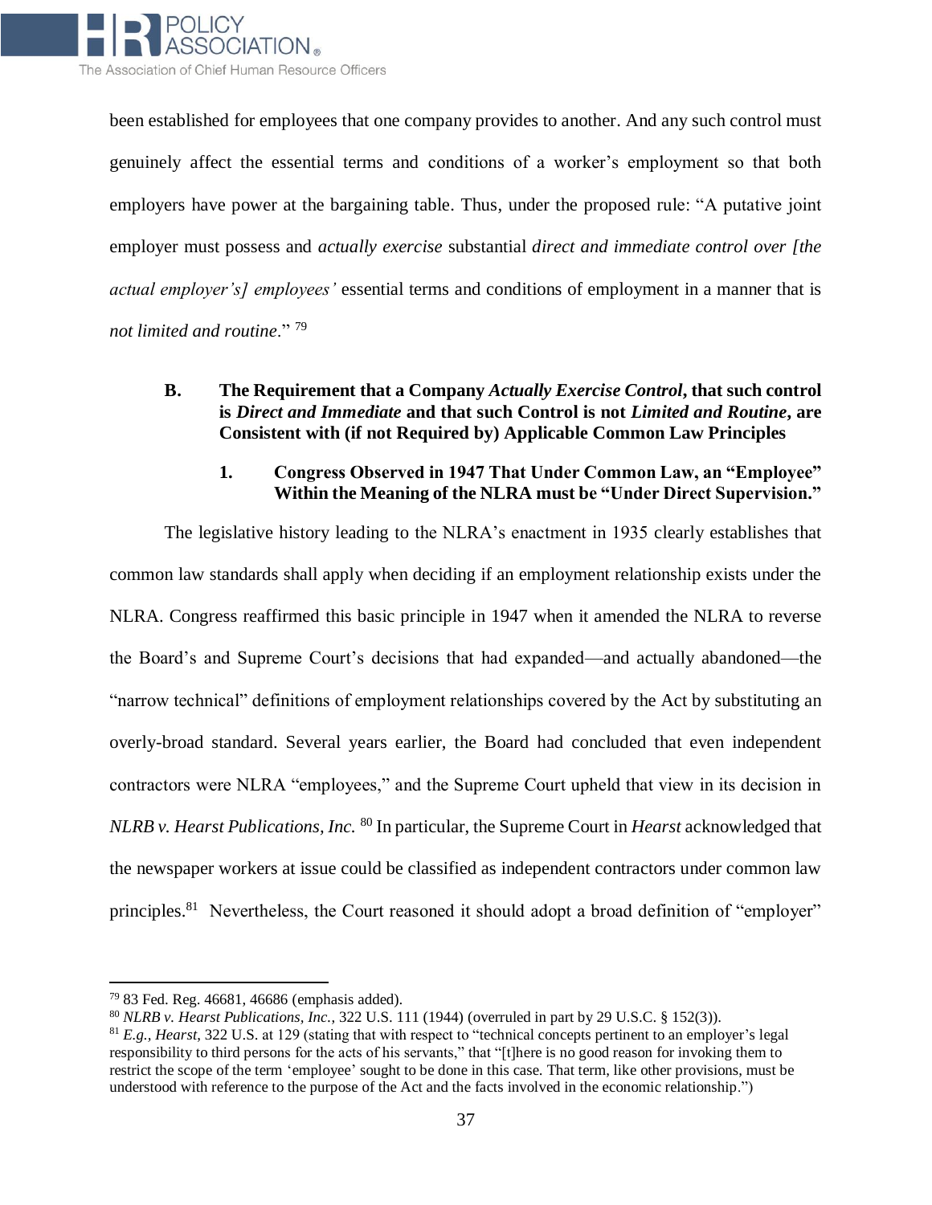been established for employees that one company provides to another. And any such control must genuinely affect the essential terms and conditions of a worker's employment so that both employers have power at the bargaining table. Thus, under the proposed rule: "A putative joint employer must possess and *actually exercise* substantial *direct and immediate control over [the actual employer's] employees'* essential terms and conditions of employment in a manner that is *not limited and routine*." [79]

### B. The Requirement that a Company *Actually Exercise Control*, that such control is *Direct and Immediate* and that such Control is not *Limited and Routine*, are Consistent with (if not Required by) Applicable Common Law Principles

#### 1. Congress Observed in 1947 That Under Common Law, an "Employee" Within the Meaning of the NLRA must be "Under Direct Supervision."

The legislative history leading to the NLRA's enactment in 1935 clearly establishes that common law standards shall apply when deciding if an employment relationship exists under the NLRA. Congress reaffirmed this basic principle in 1947 when it amended the NLRA to reverse the Board's and Supreme Court's decisions that had expanded—and actually abandoned—the "narrow technical" definitions of employment relationships covered by the Act by substituting an overly-broad standard. Several years earlier, the Board had concluded that even independent contractors were NLRA "employees," and the Supreme Court upheld that view in its decision in *NLRB v. Hearst Publications, Inc.* [80] In particular, the Supreme Court in *Hearst* acknowledged that the newspaper workers at issue could be classified as independent contractors under common law principles.[81] Nevertheless, the Court reasoned it should adopt a broad definition of "employer"

---

[79] 83 Fed. Reg. 46681, 46686 (emphasis added).

[80] *NLRB v. Hearst Publications, Inc.*, 322 U.S. 111 (1944) (overruled in part by 29 U.S.C. § 152(3)).

[81] *E.g.*, *Hearst*, 322 U.S. at 129 (stating that with respect to "technical concepts pertinent to an employer's legal responsibility to third persons for the acts of his servants," that "[t]here is no good reason for invoking them to restrict the scope of the term 'employee' sought to be done in this case. That term, like other provisions, must be understood with reference to the purpose of the Act and the facts involved in the economic relationship.")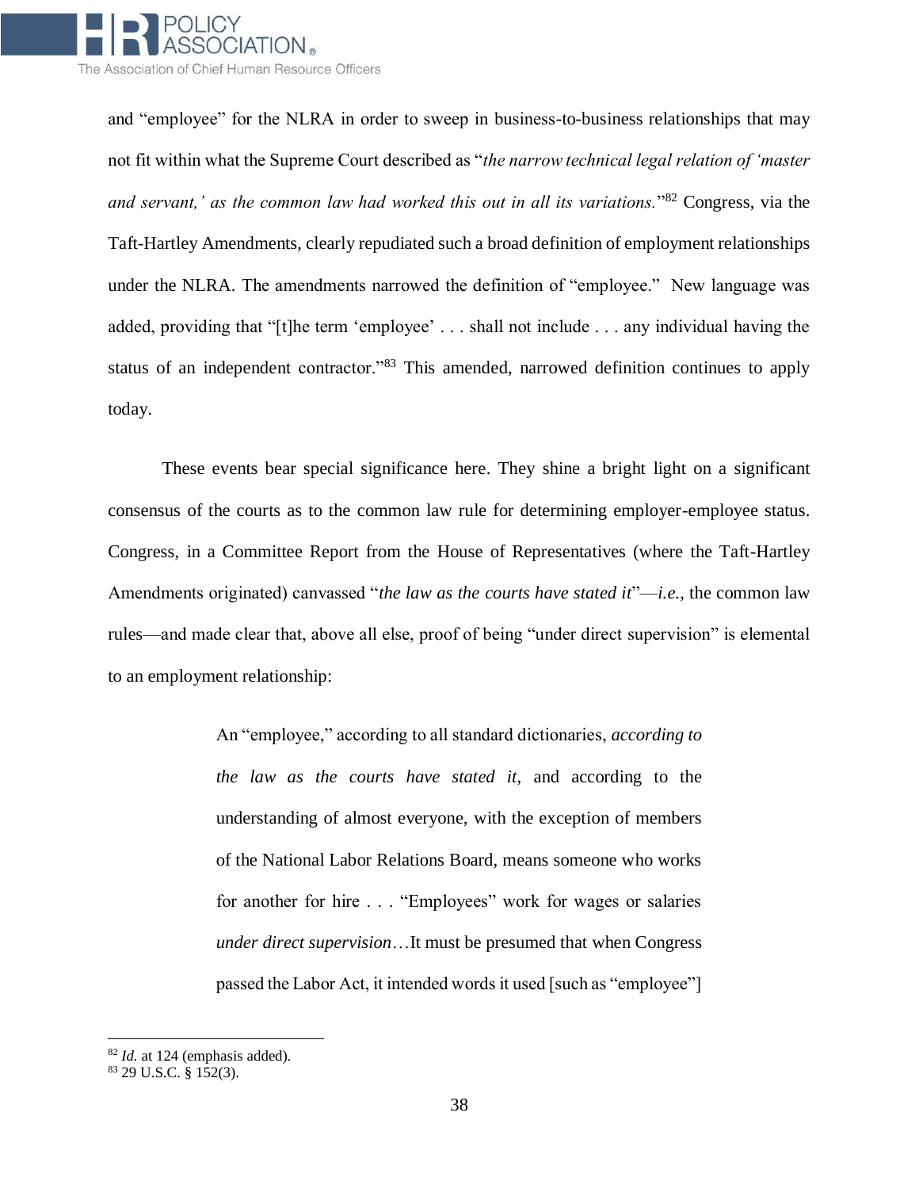and "employee" for the NLRA in order to sweep in business-to-business relationships that may not fit within what the Supreme Court described as "*the narrow technical legal relation of 'master and servant,' as the common law had worked this out in all its variations.*"[82] Congress, via the Taft-Hartley Amendments, clearly repudiated such a broad definition of employment relationships under the NLRA. The amendments narrowed the definition of "employee." New language was added, providing that "[t]he term 'employee' . . . shall not include . . . any individual having the status of an independent contractor."[83] This amended, narrowed definition continues to apply today.

These events bear special significance here. They shine a bright light on a significant consensus of the courts as to the common law rule for determining employer-employee status. Congress, in a Committee Report from the House of Representatives (where the Taft-Hartley Amendments originated) canvassed "*the law as the courts have stated it*"—*i.e.*, the common law rules—and made clear that, above all else, proof of being "under direct supervision" is elemental to an employment relationship:

> An "employee," according to all standard dictionaries, *according to the law as the courts have stated it*, and according to the understanding of almost everyone, with the exception of members of the National Labor Relations Board, means someone who works for another for hire . . . "Employees" work for wages or salaries *under direct supervision*…It must be presumed that when Congress passed the Labor Act, it intended words it used [such as "employee"]

---

[82] *Id.* at 124 (emphasis added).

[83] 29 U.S.C. § 152(3).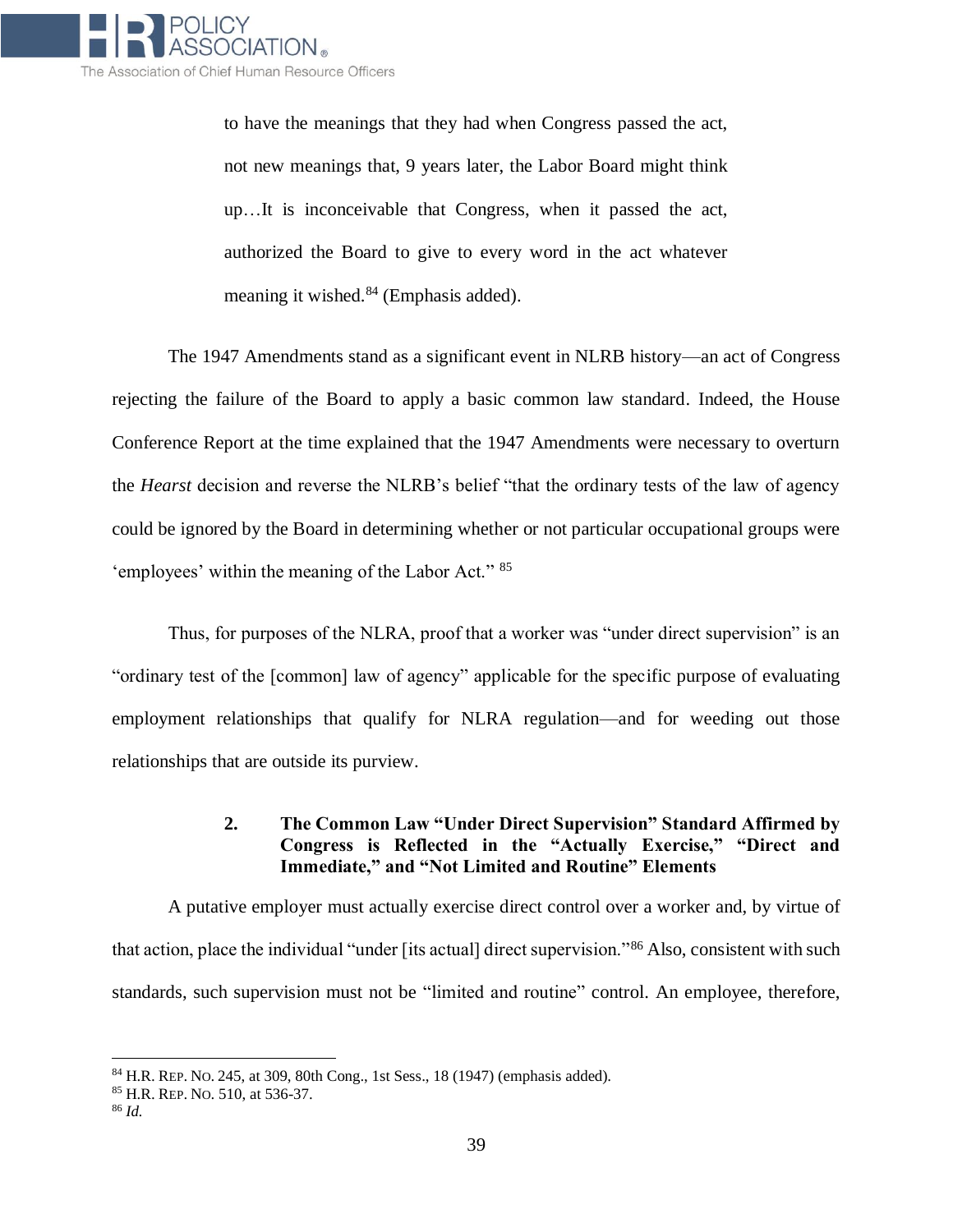> to have the meanings that they had when Congress passed the act, not new meanings that, 9 years later, the Labor Board might think up…It is inconceivable that Congress, when it passed the act, authorized the Board to give to every word in the act whatever meaning it wished.[84] (Emphasis added).

The 1947 Amendments stand as a significant event in NLRB history—an act of Congress rejecting the failure of the Board to apply a basic common law standard. Indeed, the House Conference Report at the time explained that the 1947 Amendments were necessary to overturn the *Hearst* decision and reverse the NLRB's belief "that the ordinary tests of the law of agency could be ignored by the Board in determining whether or not particular occupational groups were 'employees' within the meaning of the Labor Act." [85]

Thus, for purposes of the NLRA, proof that a worker was "under direct supervision" is an "ordinary test of the [common] law of agency" applicable for the specific purpose of evaluating employment relationships that qualify for NLRA regulation—and for weeding out those relationships that are outside its purview.

### 2. The Common Law "Under Direct Supervision" Standard Affirmed by Congress is Reflected in the "Actually Exercise," "Direct and Immediate," and "Not Limited and Routine" Elements

A putative employer must actually exercise direct control over a worker and, by virtue of that action, place the individual "under [its actual] direct supervision."[86] Also, consistent with such standards, such supervision must not be "limited and routine" control. An employee, therefore,

---

[84] H.R. Rep. No. 245, at 309, 80th Cong., 1st Sess., 18 (1947) (emphasis added).

[85] H.R. Rep. No. 510, at 536-37.

[86] *Id.*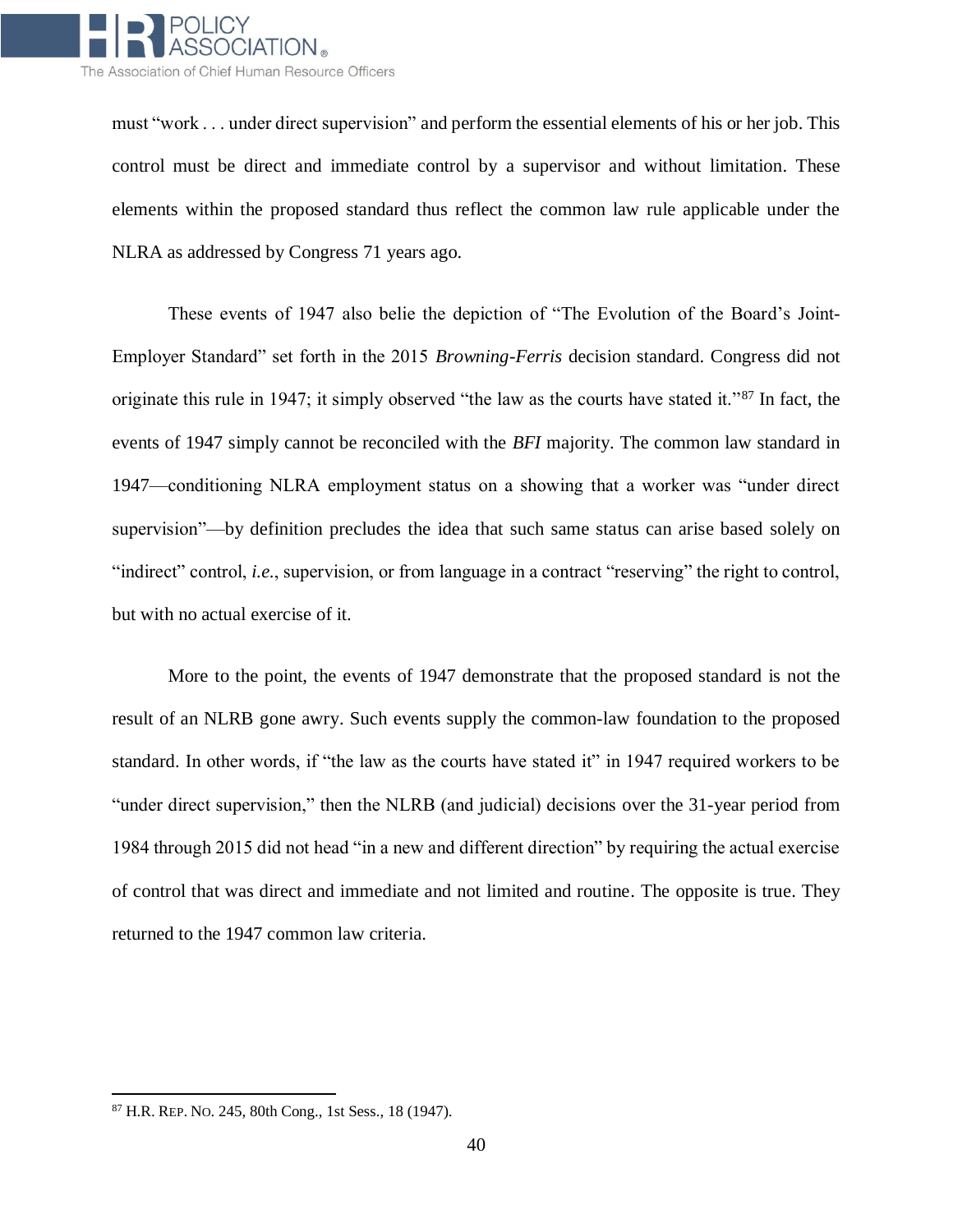must "work . . . under direct supervision" and perform the essential elements of his or her job. This control must be direct and immediate control by a supervisor and without limitation. These elements within the proposed standard thus reflect the common law rule applicable under the NLRA as addressed by Congress 71 years ago.

These events of 1947 also belie the depiction of "The Evolution of the Board's Joint-Employer Standard" set forth in the 2015 *Browning-Ferris* decision standard. Congress did not originate this rule in 1947; it simply observed "the law as the courts have stated it."[87] In fact, the events of 1947 simply cannot be reconciled with the *BFI* majority. The common law standard in 1947—conditioning NLRA employment status on a showing that a worker was "under direct supervision"—by definition precludes the idea that such same status can arise based solely on "indirect" control, *i.e.*, supervision, or from language in a contract "reserving" the right to control, but with no actual exercise of it.

More to the point, the events of 1947 demonstrate that the proposed standard is not the result of an NLRB gone awry. Such events supply the common-law foundation to the proposed standard. In other words, if "the law as the courts have stated it" in 1947 required workers to be "under direct supervision," then the NLRB (and judicial) decisions over the 31-year period from 1984 through 2015 did not head "in a new and different direction" by requiring the actual exercise of control that was direct and immediate and not limited and routine. The opposite is true. They returned to the 1947 common law criteria.

---

[87] H.R. REP. NO. 245, 80th Cong., 1st Sess., 18 (1947).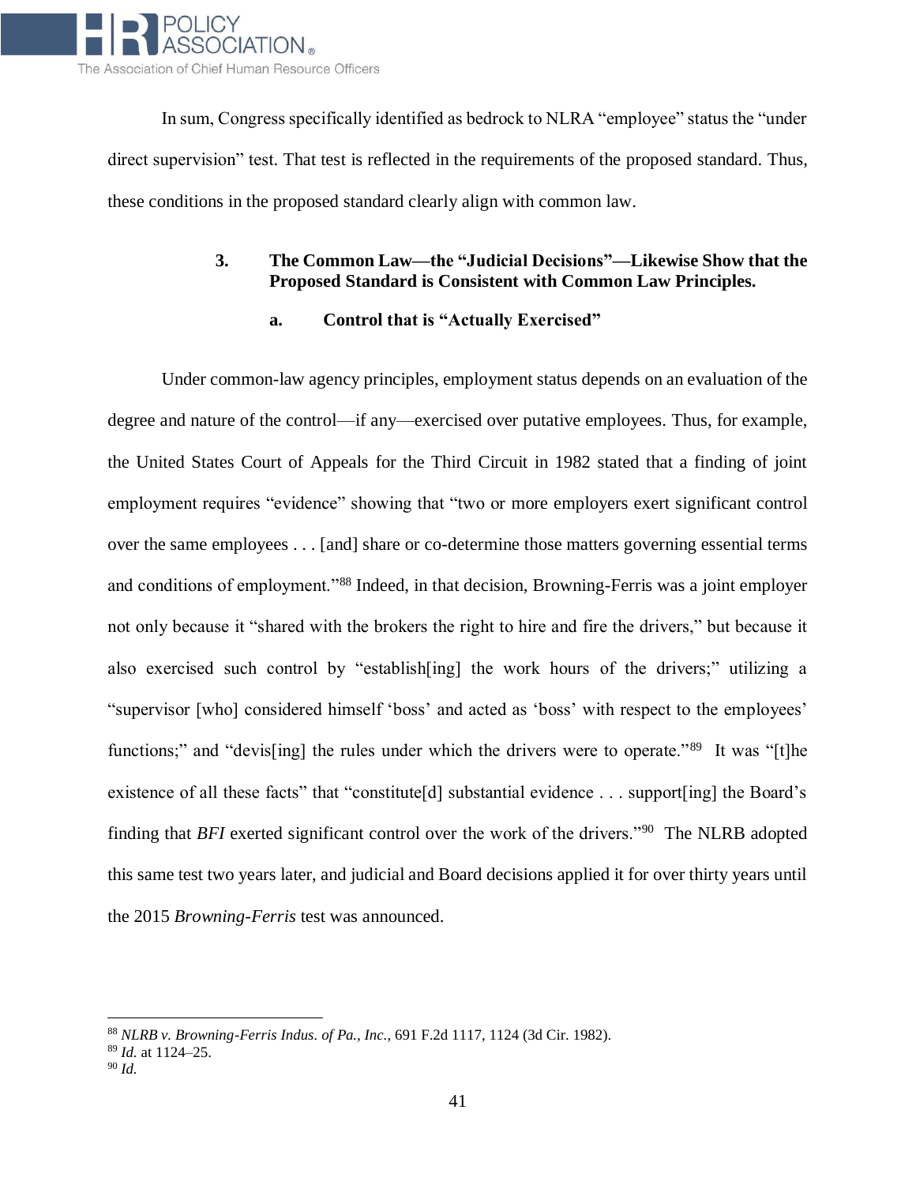In sum, Congress specifically identified as bedrock to NLRA "employee" status the "under direct supervision" test. That test is reflected in the requirements of the proposed standard. Thus, these conditions in the proposed standard clearly align with common law.

### 3. The Common Law—the "Judicial Decisions"—Likewise Show that the Proposed Standard is Consistent with Common Law Principles.

#### a. Control that is "Actually Exercised"

Under common-law agency principles, employment status depends on an evaluation of the degree and nature of the control—if any—exercised over putative employees. Thus, for example, the United States Court of Appeals for the Third Circuit in 1982 stated that a finding of joint employment requires "evidence" showing that "two or more employers exert significant control over the same employees . . . [and] share or co-determine those matters governing essential terms and conditions of employment."[88] Indeed, in that decision, Browning-Ferris was a joint employer not only because it "shared with the brokers the right to hire and fire the drivers," but because it also exercised such control by "establish[ing] the work hours of the drivers;" utilizing a "supervisor [who] considered himself 'boss' and acted as 'boss' with respect to the employees' functions;" and "devis[ing] the rules under which the drivers were to operate."[89] It was "[t]he existence of all these facts" that "constitute[d] substantial evidence . . . support[ing] the Board's finding that *BFI* exerted significant control over the work of the drivers."[90] The NLRB adopted this same test two years later, and judicial and Board decisions applied it for over thirty years until the 2015 *Browning-Ferris* test was announced.

---

[88] *NLRB v. Browning-Ferris Indus. of Pa., Inc.*, 691 F.2d 1117, 1124 (3d Cir. 1982).

[89] *Id.* at 1124–25.

[90] *Id.*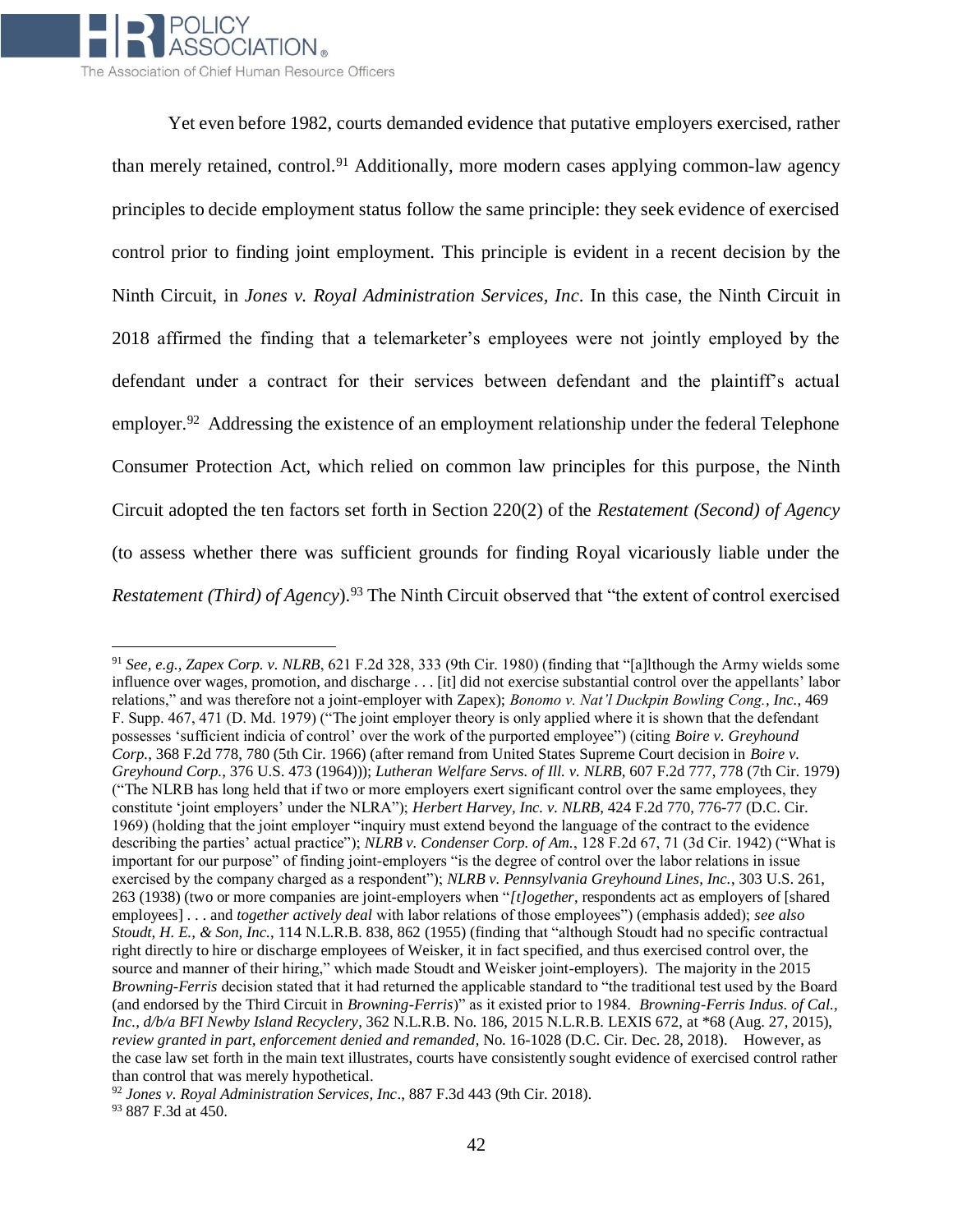Yet even before 1982, courts demanded evidence that putative employers exercised, rather than merely retained, control.[91] Additionally, more modern cases applying common-law agency principles to decide employment status follow the same principle: they seek evidence of exercised control prior to finding joint employment. This principle is evident in a recent decision by the Ninth Circuit, in *Jones v. Royal Administration Services, Inc*. In this case, the Ninth Circuit in 2018 affirmed the finding that a telemarketer's employees were not jointly employed by the defendant under a contract for their services between defendant and the plaintiff's actual employer.[92] Addressing the existence of an employment relationship under the federal Telephone Consumer Protection Act, which relied on common law principles for this purpose, the Ninth Circuit adopted the ten factors set forth in Section 220(2) of the *Restatement (Second) of Agency* (to assess whether there was sufficient grounds for finding Royal vicariously liable under the *Restatement (Third) of Agency*).[93] The Ninth Circuit observed that "the extent of control exercised

---

[91] *See, e.g., Zapex Corp. v. NLRB*, 621 F.2d 328, 333 (9th Cir. 1980) (finding that "[a]lthough the Army wields some influence over wages, promotion, and discharge . . . [it] did not exercise substantial control over the appellants' labor relations," and was therefore not a joint-employer with Zapex); *Bonomo v. Nat'l Duckpin Bowling Cong., Inc.*, 469 F. Supp. 467, 471 (D. Md. 1979) ("The joint employer theory is only applied where it is shown that the defendant possesses 'sufficient indicia of control' over the work of the purported employee") (citing *Boire v. Greyhound Corp.*, 368 F.2d 778, 780 (5th Cir. 1966) (after remand from United States Supreme Court decision in *Boire v. Greyhound Corp.*, 376 U.S. 473 (1964))); *Lutheran Welfare Servs. of Ill. v. NLRB*, 607 F.2d 777, 778 (7th Cir. 1979) ("The NLRB has long held that if two or more employers exert significant control over the same employees, they constitute 'joint employers' under the NLRA"); *Herbert Harvey, Inc. v. NLRB*, 424 F.2d 770, 776-77 (D.C. Cir. 1969) (holding that the joint employer "inquiry must extend beyond the language of the contract to the evidence describing the parties' actual practice"); *NLRB v. Condenser Corp. of Am.*, 128 F.2d 67, 71 (3d Cir. 1942) ("What is important for our purpose" of finding joint-employers "is the degree of control over the labor relations in issue exercised by the company charged as a respondent"); *NLRB v. Pennsylvania Greyhound Lines, Inc.*, 303 U.S. 261, 263 (1938) (two or more companies are joint-employers when "*[t]ogether*, respondents act as employers of [shared employees] . . . and *together actively deal* with labor relations of those employees") (emphasis added); *see also Stoudt, H. E., & Son, Inc.*, 114 N.L.R.B. 838, 862 (1955) (finding that "although Stoudt had no specific contractual right directly to hire or discharge employees of Weisker, it in fact specified, and thus exercised control over, the source and manner of their hiring," which made Stoudt and Weisker joint-employers). The majority in the 2015 *Browning-Ferris* decision stated that it had returned the applicable standard to "the traditional test used by the Board (and endorsed by the Third Circuit in *Browning-Ferris*)" as it existed prior to 1984. *Browning-Ferris Indus. of Cal., Inc., d/b/a BFI Newby Island Recyclery*, 362 N.L.R.B. No. 186, 2015 N.L.R.B. LEXIS 672, at *68 (Aug. 27, 2015), *review granted in part, enforcement denied and remanded*, No. 16-1028 (D.C. Cir. Dec. 28, 2018). However, as the case law set forth in the main text illustrates, courts have consistently sought evidence of exercised control rather than control that was merely hypothetical.

[92] *Jones v. Royal Administration Services, Inc*., 887 F.3d 443 (9th Cir. 2018).

[93] 887 F.3d at 450.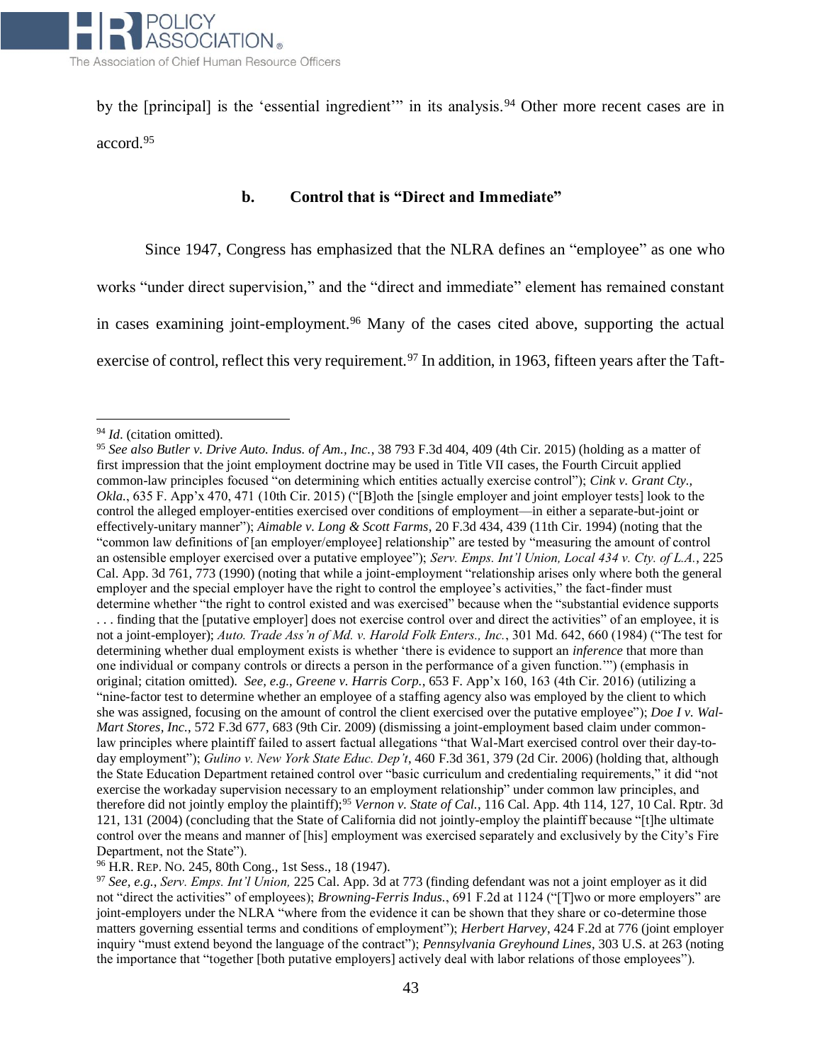by the [principal] is the 'essential ingredient'" in its analysis.[94] Other more recent cases are in accord.[95]

### b. Control that is "Direct and Immediate"

Since 1947, Congress has emphasized that the NLRA defines an "employee" as one who works "under direct supervision," and the "direct and immediate" element has remained constant in cases examining joint-employment.[96] Many of the cases cited above, supporting the actual exercise of control, reflect this very requirement.[97] In addition, in 1963, fifteen years after the Taft-

---

[94] *Id.* (citation omitted).

[95] *See also Butler v. Drive Auto. Indus. of Am., Inc.*, 38 793 F.3d 404, 409 (4th Cir. 2015) (holding as a matter of first impression that the joint employment doctrine may be used in Title VII cases, the Fourth Circuit applied common-law principles focused "on determining which entities actually exercise control"); *Cink v. Grant Cty., Okla.*, 635 F. App'x 470, 471 (10th Cir. 2015) ("[B]oth the [single employer and joint employer tests] look to the control the alleged employer-entities exercised over conditions of employment—in either a separate-but-joint or effectively-unitary manner"); *Aimable v. Long & Scott Farms*, 20 F.3d 434, 439 (11th Cir. 1994) (noting that the "common law definitions of [an employer/employee] relationship" are tested by "measuring the amount of control an ostensible employer exercised over a putative employee"); *Serv. Emps. Int'l Union, Local 434 v. Cty. of L.A.*, 225 Cal. App. 3d 761, 773 (1990) (noting that while a joint-employment "relationship arises only where both the general employer and the special employer have the right to control the employee's activities," the fact-finder must determine whether "the right to control existed and was exercised" because when the "substantial evidence supports . . . finding that the [putative employer] does not exercise control over and direct the activities" of an employee, it is not a joint-employer); *Auto. Trade Ass'n of Md. v. Harold Folk Enters., Inc.*, 301 Md. 642, 660 (1984) ("The test for determining whether dual employment exists is whether 'there is evidence to support an *inference* that more than one individual or company controls or directs a person in the performance of a given function.'") (emphasis in original; citation omitted). *See, e.g.*, *Greene v. Harris Corp.*, 653 F. App'x 160, 163 (4th Cir. 2016) (utilizing a "nine-factor test to determine whether an employee of a staffing agency also was employed by the client to which she was assigned, focusing on the amount of control the client exercised over the putative employee"); *Doe I v. Wal-Mart Stores, Inc.*, 572 F.3d 677, 683 (9th Cir. 2009) (dismissing a joint-employment based claim under common-law principles where plaintiff failed to assert factual allegations "that Wal-Mart exercised control over their day-to-day employment"); *Gulino v. New York State Educ. Dep't*, 460 F.3d 361, 379 (2d Cir. 2006) (holding that, although the State Education Department retained control over "basic curriculum and credentialing requirements," it did "not exercise the workaday supervision necessary to an employment relationship" under common law principles, and therefore did not jointly employ the plaintiff);[95] *Vernon v. State of Cal.*, 116 Cal. App. 4th 114, 127, 10 Cal. Rptr. 3d 121, 131 (2004) (concluding that the State of California did not jointly-employ the plaintiff because "[t]he ultimate control over the means and manner of [his] employment was exercised separately and exclusively by the City's Fire Department, not the State").

[96] H.R. REP. NO. 245, 80th Cong., 1st Sess., 18 (1947).

[97] *See, e.g.*, *Serv. Emps. Int'l Union,* 225 Cal. App. 3d at 773 (finding defendant was not a joint employer as it did not "direct the activities" of employees); *Browning-Ferris Indus.*, 691 F.2d at 1124 ("[T]wo or more employers" are joint-employers under the NLRA "where from the evidence it can be shown that they share or co-determine those matters governing essential terms and conditions of employment"); *Herbert Harvey*, 424 F.2d at 776 (joint employer inquiry "must extend beyond the language of the contract"); *Pennsylvania Greyhound Lines*, 303 U.S. at 263 (noting the importance that "together [both putative employers] actively deal with labor relations of those employees").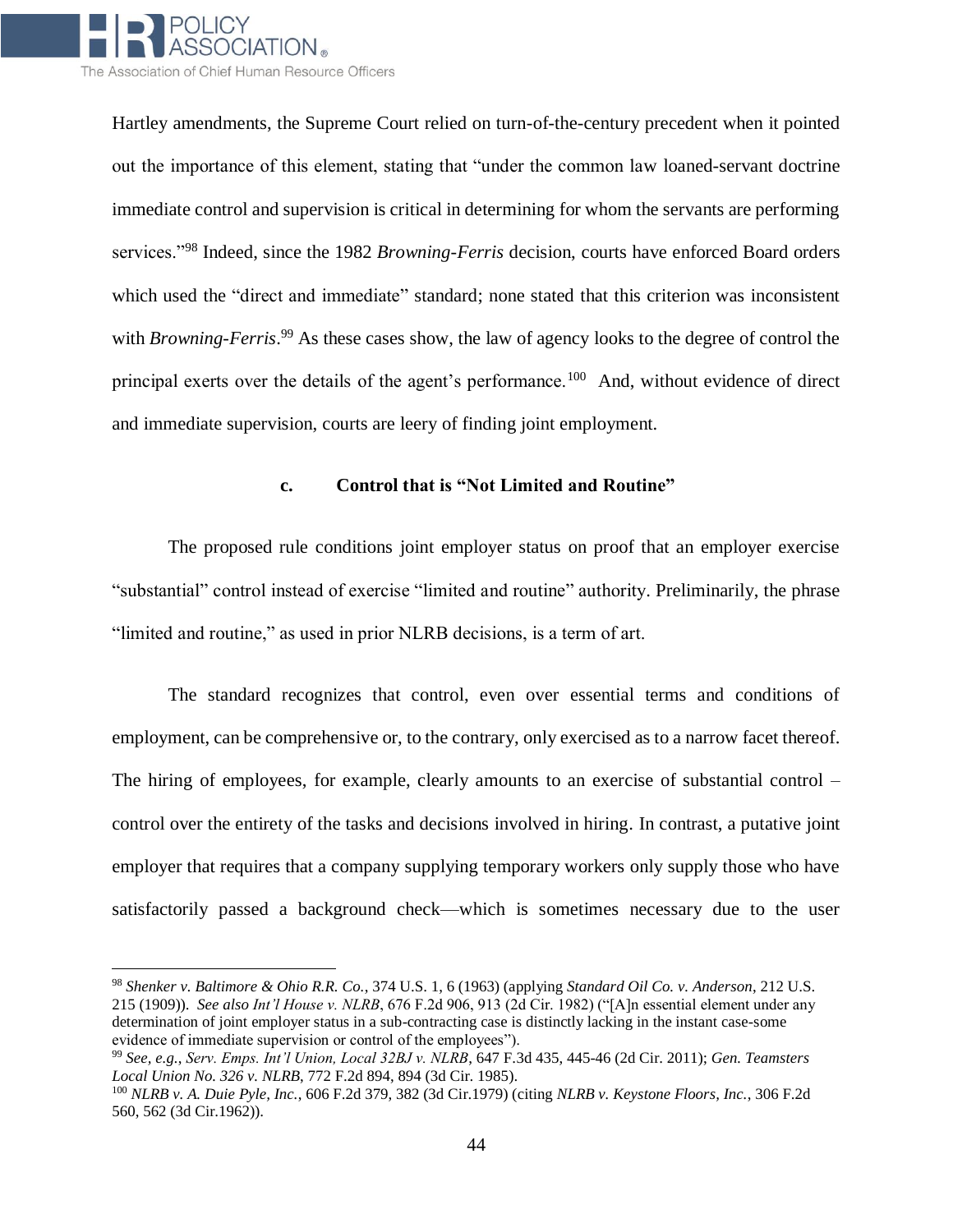Hartley amendments, the Supreme Court relied on turn-of-the-century precedent when it pointed out the importance of this element, stating that "under the common law loaned-servant doctrine immediate control and supervision is critical in determining for whom the servants are performing services."[98] Indeed, since the 1982 *Browning-Ferris* decision, courts have enforced Board orders which used the "direct and immediate" standard; none stated that this criterion was inconsistent with *Browning-Ferris*.[99] As these cases show, the law of agency looks to the degree of control the principal exerts over the details of the agent's performance.[100] And, without evidence of direct and immediate supervision, courts are leery of finding joint employment.

### c. Control that is "Not Limited and Routine"

The proposed rule conditions joint employer status on proof that an employer exercise "substantial" control instead of exercise "limited and routine" authority. Preliminarily, the phrase "limited and routine," as used in prior NLRB decisions, is a term of art.

The standard recognizes that control, even over essential terms and conditions of employment, can be comprehensive or, to the contrary, only exercised as to a narrow facet thereof. The hiring of employees, for example, clearly amounts to an exercise of substantial control – control over the entirety of the tasks and decisions involved in hiring. In contrast, a putative joint employer that requires that a company supplying temporary workers only supply those who have satisfactorily passed a background check—which is sometimes necessary due to the user

---

[98] *Shenker v. Baltimore & Ohio R.R. Co.*, 374 U.S. 1, 6 (1963) (applying *Standard Oil Co. v. Anderson*, 212 U.S. 215 (1909)). *See also Int'l House v. NLRB*, 676 F.2d 906, 913 (2d Cir. 1982) ("[A]n essential element under any determination of joint employer status in a sub-contracting case is distinctly lacking in the instant case-some evidence of immediate supervision or control of the employees").

[99] *See, e.g.*, *Serv. Emps. Int'l Union, Local 32BJ v. NLRB*, 647 F.3d 435, 445-46 (2d Cir. 2011); *Gen. Teamsters Local Union No. 326 v. NLRB*, 772 F.2d 894, 894 (3d Cir. 1985).

[100] *NLRB v. A. Duie Pyle, Inc.*, 606 F.2d 379, 382 (3d Cir.1979) (citing *NLRB v. Keystone Floors, Inc.*, 306 F.2d 560, 562 (3d Cir.1962)).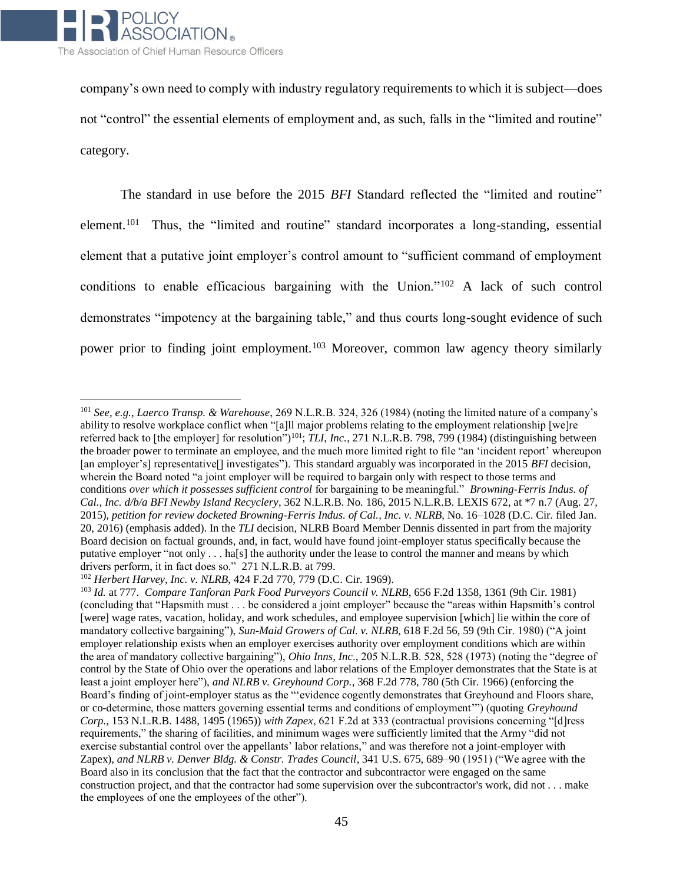company's own need to comply with industry regulatory requirements to which it is subject—does not "control" the essential elements of employment and, as such, falls in the "limited and routine" category.

The standard in use before the 2015 *BFI* Standard reflected the "limited and routine" element.[101] Thus, the "limited and routine" standard incorporates a long-standing, essential element that a putative joint employer's control amount to "sufficient command of employment conditions to enable efficacious bargaining with the Union."[102] A lack of such control demonstrates "impotency at the bargaining table," and thus courts long-sought evidence of such power prior to finding joint employment.[103] Moreover, common law agency theory similarly

---

[101] *See, e.g.*, *Laerco Transp. & Warehouse*, 269 N.L.R.B. 324, 326 (1984) (noting the limited nature of a company's ability to resolve workplace conflict when "[a]ll major problems relating to the employment relationship [we]re referred back to [the employer] for resolution")[101]; *TLI, Inc.*, 271 N.L.R.B. 798, 799 (1984) (distinguishing between the broader power to terminate an employee, and the much more limited right to file "an 'incident report' whereupon [an employer's] representative[] investigates"). This standard arguably was incorporated in the 2015 *BFI* decision, wherein the Board noted "a joint employer will be required to bargain only with respect to those terms and conditions *over which it possesses sufficient control* for bargaining to be meaningful." *Browning-Ferris Indus. of Cal., Inc. d/b/a BFI Newby Island Recyclery*, 362 N.L.R.B. No. 186, 2015 N.L.R.B. LEXIS 672, at *7 n.7 (Aug. 27, 2015), *petition for review docketed Browning-Ferris Indus. of Cal., Inc. v. NLRB*, No. 16–1028 (D.C. Cir. filed Jan. 20, 2016) (emphasis added). In the *TLI* decision, NLRB Board Member Dennis dissented in part from the majority Board decision on factual grounds, and, in fact, would have found joint-employer status specifically because the putative employer "not only . . . ha[s] the authority under the lease to control the manner and means by which drivers perform, it in fact does so." 271 N.L.R.B. at 799.

[102] *Herbert Harvey, Inc. v. NLRB*, 424 F.2d 770, 779 (D.C. Cir. 1969).

[103] *Id.* at 777. *Compare Tanforan Park Food Purveyors Council v. NLRB*, 656 F.2d 1358, 1361 (9th Cir. 1981) (concluding that "Hapsmith must . . . be considered a joint employer" because the "areas within Hapsmith's control [were] wage rates, vacation, holiday, and work schedules, and employee supervision [which] lie within the core of mandatory collective bargaining"), *Sun-Maid Growers of Cal. v. NLRB*, 618 F.2d 56, 59 (9th Cir. 1980) ("A joint employer relationship exists when an employer exercises authority over employment conditions which are within the area of mandatory collective bargaining"), *Ohio Inns, Inc*., 205 N.L.R.B. 528, 528 (1973) (noting the "degree of control by the State of Ohio over the operations and labor relations of the Employer demonstrates that the State is at least a joint employer here"), *and NLRB v. Greyhound Corp.*, 368 F.2d 778, 780 (5th Cir. 1966) (enforcing the Board's finding of joint-employer status as the "'evidence cogently demonstrates that Greyhound and Floors share, or co-determine, those matters governing essential terms and conditions of employment'") (quoting *Greyhound Corp.*, 153 N.L.R.B. 1488, 1495 (1965)) *with Zapex*, 621 F.2d at 333 (contractual provisions concerning "[d]ress requirements," the sharing of facilities, and minimum wages were sufficiently limited that the Army "did not exercise substantial control over the appellants' labor relations," and was therefore not a joint-employer with Zapex), *and NLRB v. Denver Bldg. & Constr. Trades Council*, 341 U.S. 675, 689–90 (1951) ("We agree with the Board also in its conclusion that the fact that the contractor and subcontractor were engaged on the same construction project, and that the contractor had some supervision over the subcontractor's work, did not . . . make the employees of one the employees of the other").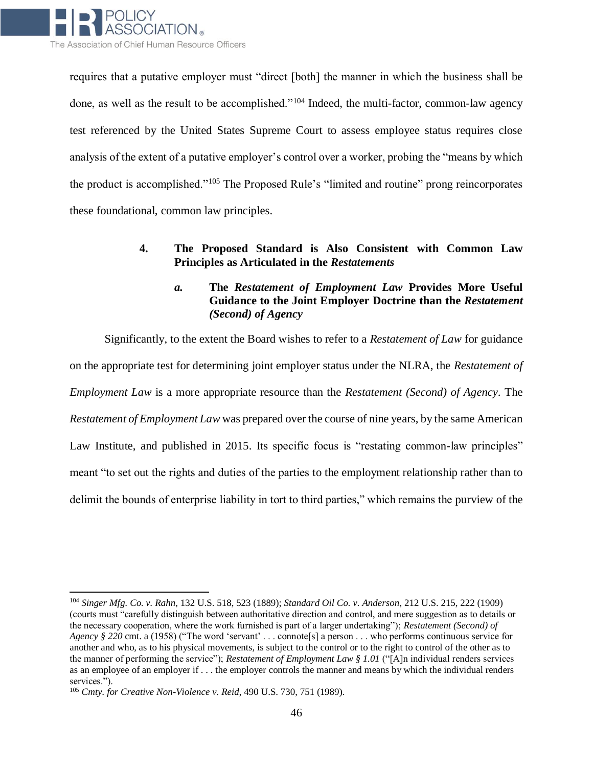requires that a putative employer must "direct [both] the manner in which the business shall be done, as well as the result to be accomplished."[104] Indeed, the multi-factor, common-law agency test referenced by the United States Supreme Court to assess employee status requires close analysis of the extent of a putative employer's control over a worker, probing the "means by which the product is accomplished."[105] The Proposed Rule's "limited and routine" prong reincorporates these foundational, common law principles.

#### 4. The Proposed Standard is Also Consistent with Common Law Principles as Articulated in the *Restatements*

##### *a.* The *Restatement of Employment Law* Provides More Useful Guidance to the Joint Employer Doctrine than the *Restatement (Second) of Agency*

Significantly, to the extent the Board wishes to refer to a *Restatement of Law* for guidance on the appropriate test for determining joint employer status under the NLRA, the *Restatement of Employment Law* is a more appropriate resource than the *Restatement (Second) of Agency*. The *Restatement of Employment Law* was prepared over the course of nine years, by the same American Law Institute, and published in 2015. Its specific focus is "restating common-law principles" meant "to set out the rights and duties of the parties to the employment relationship rather than to delimit the bounds of enterprise liability in tort to third parties," which remains the purview of the

---

[104] *Singer Mfg. Co. v. Rahn*, 132 U.S. 518, 523 (1889); *Standard Oil Co. v. Anderson*, 212 U.S. 215, 222 (1909) (courts must "carefully distinguish between authoritative direction and control, and mere suggestion as to details or the necessary cooperation, where the work furnished is part of a larger undertaking"); *Restatement (Second) of Agency § 220* cmt. a (1958) ("The word 'servant' . . . connote[s] a person . . . who performs continuous service for another and who, as to his physical movements, is subject to the control or to the right to control of the other as to the manner of performing the service"); *Restatement of Employment Law § 1.01* ("[A]n individual renders services as an employee of an employer if . . . the employer controls the manner and means by which the individual renders services.").

[105] *Cmty. for Creative Non-Violence v. Reid*, 490 U.S. 730, 751 (1989).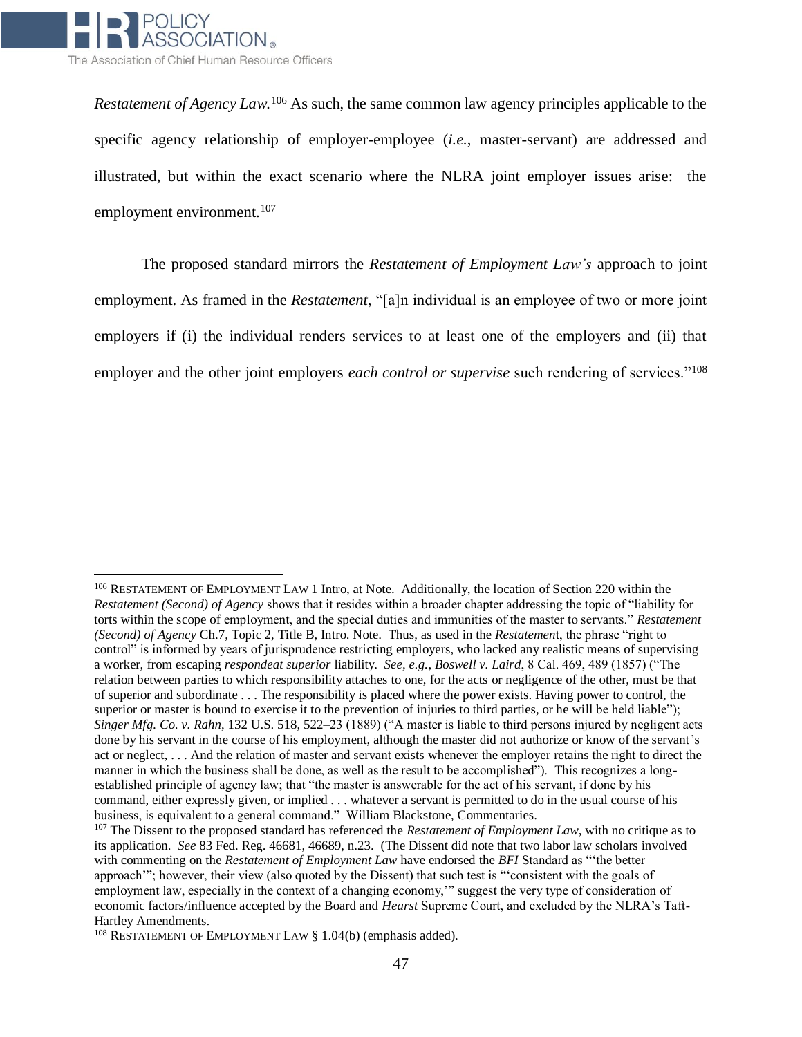*Restatement of Agency Law.*[106] As such, the same common law agency principles applicable to the specific agency relationship of employer-employee (*i.e.*, master-servant) are addressed and illustrated, but within the exact scenario where the NLRA joint employer issues arise: the employment environment.[107]

The proposed standard mirrors the *Restatement of Employment Law's* approach to joint employment. As framed in the *Restatement*, "[a]n individual is an employee of two or more joint employers if (i) the individual renders services to at least one of the employers and (ii) that employer and the other joint employers *each control or supervise* such rendering of services."[108]

---

[106] RESTATEMENT OF EMPLOYMENT LAW 1 Intro, at Note. Additionally, the location of Section 220 within the *Restatement (Second) of Agency* shows that it resides within a broader chapter addressing the topic of "liability for torts within the scope of employment, and the special duties and immunities of the master to servants." *Restatement (Second) of Agency* Ch.7, Topic 2, Title B, Intro. Note. Thus, as used in the *Restatement*, the phrase "right to control" is informed by years of jurisprudence restricting employers, who lacked any realistic means of supervising a worker, from escaping *respondeat superior* liability. *See, e.g.*, *Boswell v. Laird*, 8 Cal. 469, 489 (1857) ("The relation between parties to which responsibility attaches to one, for the acts or negligence of the other, must be that of superior and subordinate . . . The responsibility is placed where the power exists. Having power to control, the superior or master is bound to exercise it to the prevention of injuries to third parties, or he will be held liable"); *Singer Mfg. Co. v. Rahn*, 132 U.S. 518, 522–23 (1889) ("A master is liable to third persons injured by negligent acts done by his servant in the course of his employment, although the master did not authorize or know of the servant's act or neglect, . . . And the relation of master and servant exists whenever the employer retains the right to direct the manner in which the business shall be done, as well as the result to be accomplished"). This recognizes a long-established principle of agency law; that "the master is answerable for the act of his servant, if done by his command, either expressly given, or implied . . . whatever a servant is permitted to do in the usual course of his business, is equivalent to a general command." William Blackstone, Commentaries.

[107] The Dissent to the proposed standard has referenced the *Restatement of Employment Law*, with no critique as to its application. *See* 83 Fed. Reg. 46681, 46689, n.23. (The Dissent did note that two labor law scholars involved with commenting on the *Restatement of Employment Law* have endorsed the *BFI* Standard as "'the better approach'"; however, their view (also quoted by the Dissent) that such test is "'consistent with the goals of employment law, especially in the context of a changing economy,'" suggest the very type of consideration of economic factors/influence accepted by the Board and *Hearst* Supreme Court, and excluded by the NLRA's Taft-Hartley Amendments.

[108] RESTATEMENT OF EMPLOYMENT LAW § 1.04(b) (emphasis added).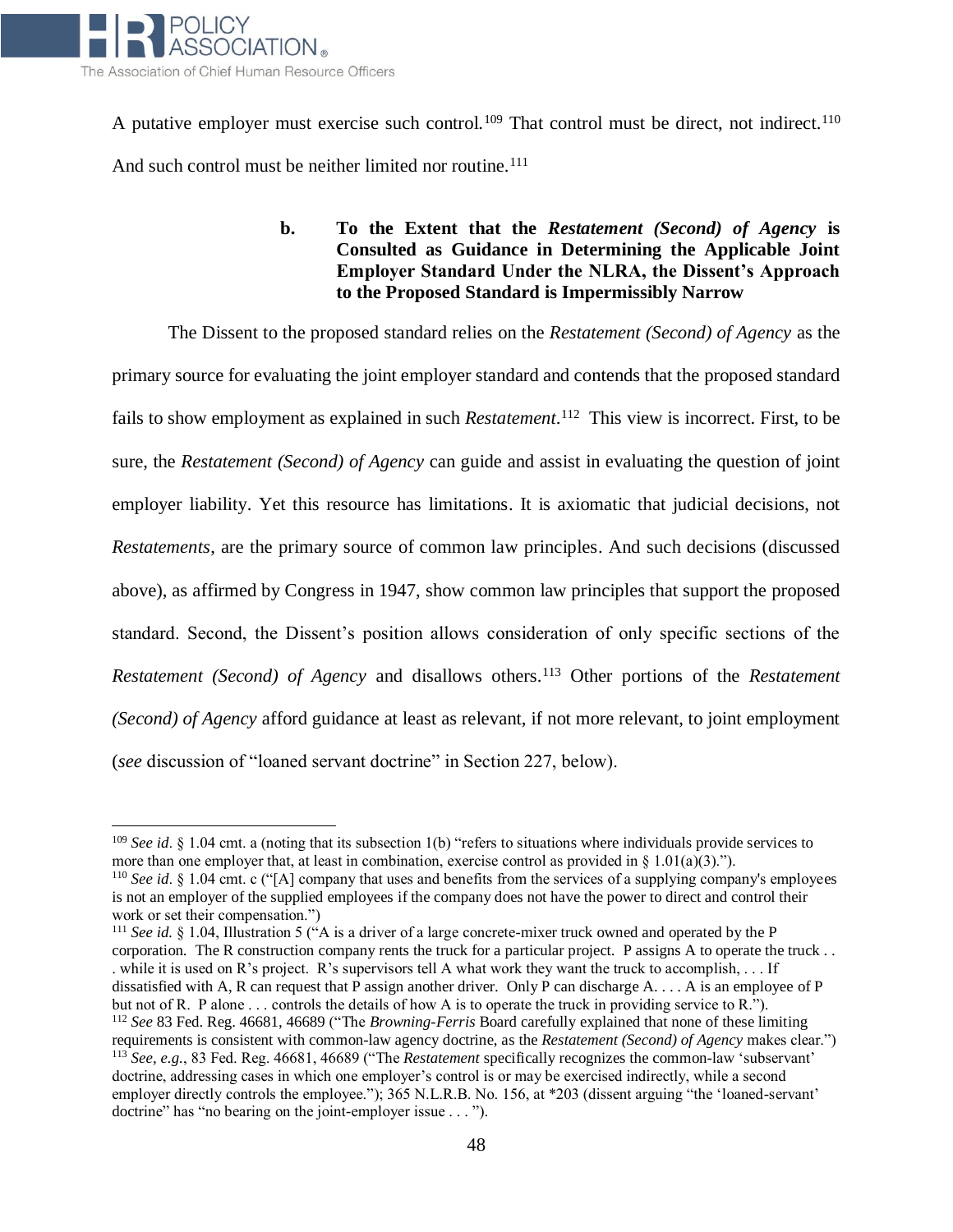A putative employer must exercise such control.[109] That control must be direct, not indirect.[110] And such control must be neither limited nor routine.[111]

### b. To the Extent that the *Restatement (Second) of Agency* is Consulted as Guidance in Determining the Applicable Joint Employer Standard Under the NLRA, the Dissent's Approach to the Proposed Standard is Impermissibly Narrow

The Dissent to the proposed standard relies on the *Restatement (Second) of Agency* as the primary source for evaluating the joint employer standard and contends that the proposed standard fails to show employment as explained in such *Restatement*.[112] This view is incorrect. First, to be sure, the *Restatement (Second) of Agency* can guide and assist in evaluating the question of joint employer liability. Yet this resource has limitations. It is axiomatic that judicial decisions, not *Restatements*, are the primary source of common law principles. And such decisions (discussed above), as affirmed by Congress in 1947, show common law principles that support the proposed standard. Second, the Dissent's position allows consideration of only specific sections of the *Restatement (Second) of Agency* and disallows others.[113] Other portions of the *Restatement (Second) of Agency* afford guidance at least as relevant, if not more relevant, to joint employment (*see* discussion of "loaned servant doctrine" in Section 227, below).

---

[109] *See id*. § 1.04 cmt. a (noting that its subsection 1(b) "refers to situations where individuals provide services to more than one employer that, at least in combination, exercise control as provided in § 1.01(a)(3).").

[110] *See id*. § 1.04 cmt. c ("[A] company that uses and benefits from the services of a supplying company's employees is not an employer of the supplied employees if the company does not have the power to direct and control their work or set their compensation.")

[111] *See id.* § 1.04, Illustration 5 ("A is a driver of a large concrete-mixer truck owned and operated by the P corporation. The R construction company rents the truck for a particular project. P assigns A to operate the truck . . . while it is used on R's project. R's supervisors tell A what work they want the truck to accomplish, . . . If dissatisfied with A, R can request that P assign another driver. Only P can discharge A. . . . A is an employee of P but not of R. P alone . . . controls the details of how A is to operate the truck in providing service to R.").

[112] *See* 83 Fed. Reg. 46681, 46689 ("The *Browning-Ferris* Board carefully explained that none of these limiting requirements is consistent with common-law agency doctrine, as the *Restatement (Second) of Agency* makes clear.")

[113] *See, e.g.*, 83 Fed. Reg. 46681, 46689 ("The *Restatement* specifically recognizes the common-law 'subservant' doctrine, addressing cases in which one employer's control is or may be exercised indirectly, while a second employer directly controls the employee."); 365 N.L.R.B. No. 156, at *203 (dissent arguing "the 'loaned-servant' doctrine" has "no bearing on the joint-employer issue . . . ").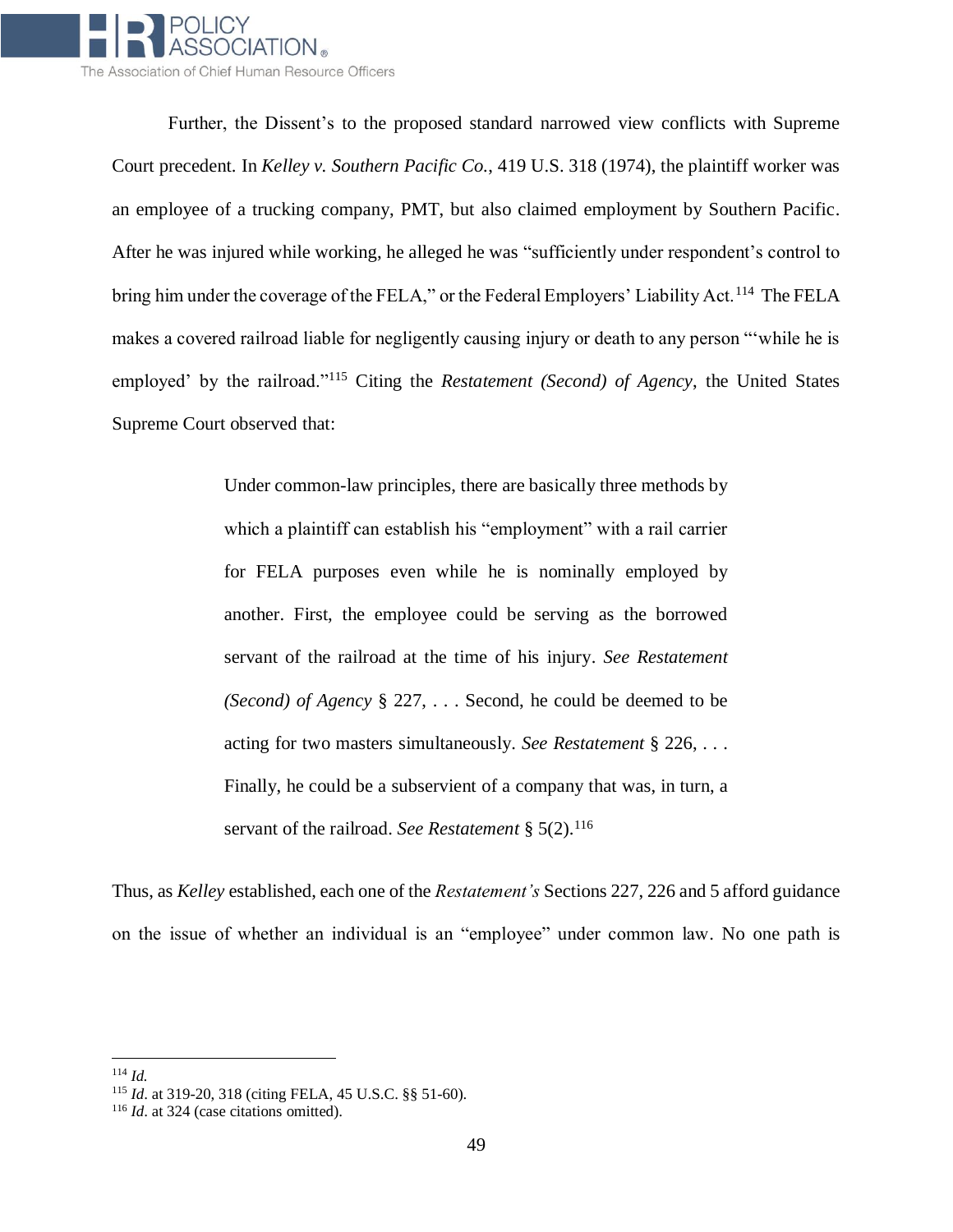Further, the Dissent's to the proposed standard narrowed view conflicts with Supreme Court precedent. In *Kelley v. Southern Pacific Co.*, 419 U.S. 318 (1974), the plaintiff worker was an employee of a trucking company, PMT, but also claimed employment by Southern Pacific. After he was injured while working, he alleged he was "sufficiently under respondent's control to bring him under the coverage of the FELA," or the Federal Employers' Liability Act.[114] The FELA makes a covered railroad liable for negligently causing injury or death to any person "'while he is employed' by the railroad."[115] Citing the *Restatement (Second) of Agency*, the United States Supreme Court observed that:

> Under common-law principles, there are basically three methods by which a plaintiff can establish his "employment" with a rail carrier for FELA purposes even while he is nominally employed by another. First, the employee could be serving as the borrowed servant of the railroad at the time of his injury. *See Restatement (Second) of Agency* § 227, . . . Second, he could be deemed to be acting for two masters simultaneously. *See Restatement* § 226, . . . Finally, he could be a subservient of a company that was, in turn, a servant of the railroad. *See Restatement* § 5(2).[116]

Thus, as *Kelley* established, each one of the *Restatement's* Sections 227, 226 and 5 afford guidance on the issue of whether an individual is an "employee" under common law. No one path is

---

[114] *Id.*

[115] *Id.* at 319-20, 318 (citing FELA, 45 U.S.C. §§ 51-60).

[116] *Id.* at 324 (case citations omitted).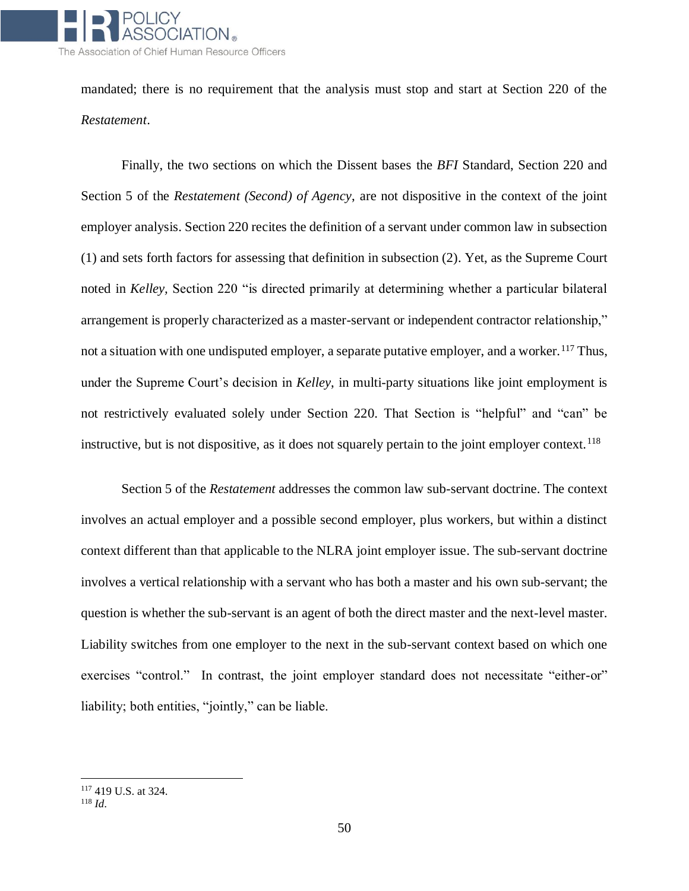mandated; there is no requirement that the analysis must stop and start at Section 220 of the *Restatement*.

Finally, the two sections on which the Dissent bases the *BFI* Standard, Section 220 and Section 5 of the *Restatement (Second) of Agency*, are not dispositive in the context of the joint employer analysis. Section 220 recites the definition of a servant under common law in subsection (1) and sets forth factors for assessing that definition in subsection (2). Yet, as the Supreme Court noted in *Kelley,* Section 220 "is directed primarily at determining whether a particular bilateral arrangement is properly characterized as a master-servant or independent contractor relationship," not a situation with one undisputed employer, a separate putative employer, and a worker.[117] Thus, under the Supreme Court's decision in *Kelley*, in multi-party situations like joint employment is not restrictively evaluated solely under Section 220. That Section is "helpful" and "can" be instructive, but is not dispositive, as it does not squarely pertain to the joint employer context.[118]

Section 5 of the *Restatement* addresses the common law sub-servant doctrine. The context involves an actual employer and a possible second employer, plus workers, but within a distinct context different than that applicable to the NLRA joint employer issue. The sub-servant doctrine involves a vertical relationship with a servant who has both a master and his own sub-servant; the question is whether the sub-servant is an agent of both the direct master and the next-level master. Liability switches from one employer to the next in the sub-servant context based on which one exercises "control." In contrast, the joint employer standard does not necessitate "either-or" liability; both entities, "jointly," can be liable.

---

[117] 419 U.S. at 324.

[118] *Id.*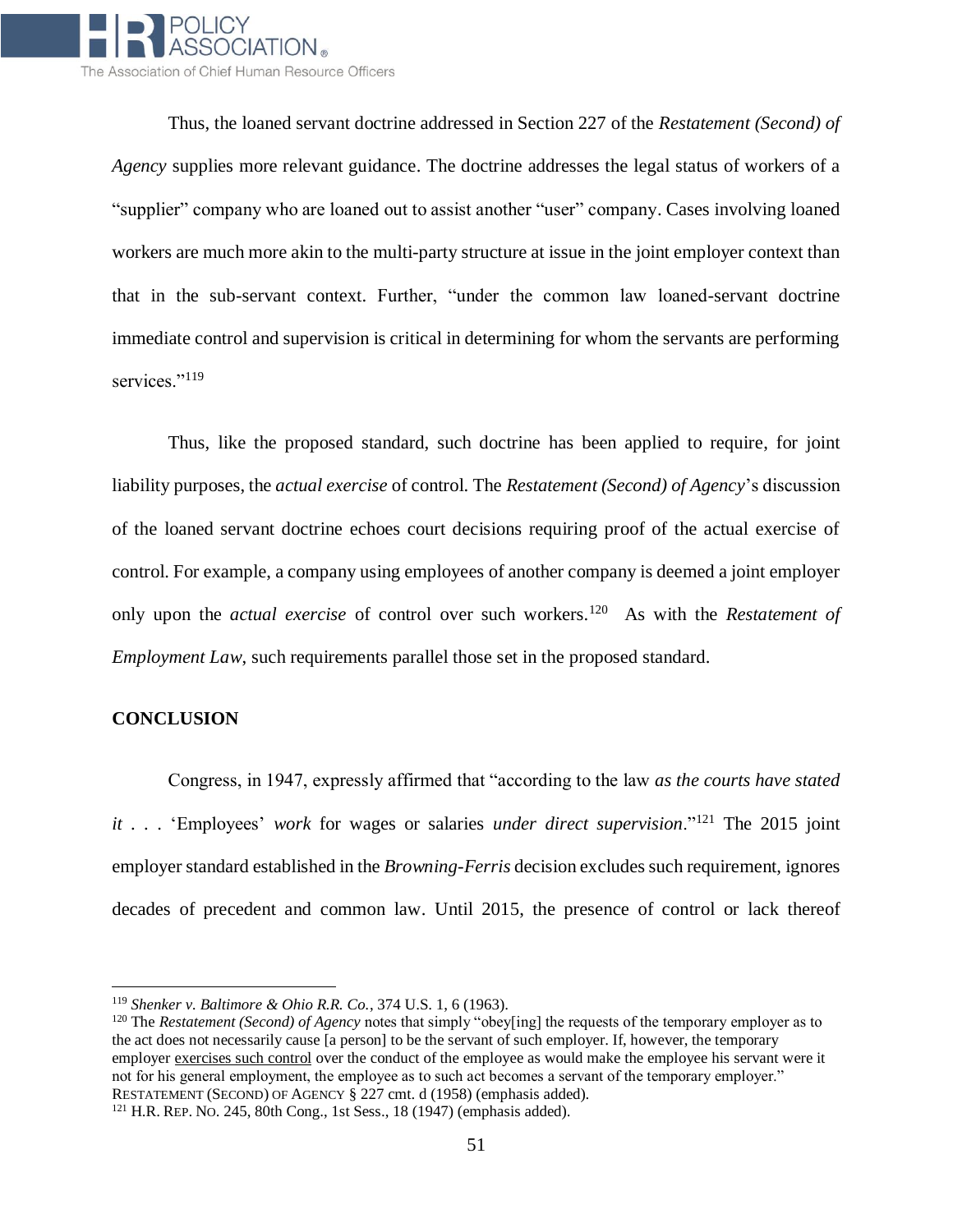Thus, the loaned servant doctrine addressed in Section 227 of the *Restatement (Second) of Agency* supplies more relevant guidance. The doctrine addresses the legal status of workers of a "supplier" company who are loaned out to assist another "user" company. Cases involving loaned workers are much more akin to the multi-party structure at issue in the joint employer context than that in the sub-servant context. Further, "under the common law loaned-servant doctrine immediate control and supervision is critical in determining for whom the servants are performing services."[119]

Thus, like the proposed standard, such doctrine has been applied to require, for joint liability purposes, the *actual exercise* of control. The *Restatement (Second) of Agency*'s discussion of the loaned servant doctrine echoes court decisions requiring proof of the actual exercise of control. For example, a company using employees of another company is deemed a joint employer only upon the *actual exercise* of control over such workers.[120] As with the *Restatement of Employment Law*, such requirements parallel those set in the proposed standard.

**CONCLUSION**

Congress, in 1947, expressly affirmed that "according to the law *as the courts have stated it* . . . 'Employees' *work* for wages or salaries *under direct supervision*."[121] The 2015 joint employer standard established in the *Browning-Ferris* decision excludes such requirement, ignores decades of precedent and common law. Until 2015, the presence of control or lack thereof

---

[119] *Shenker v. Baltimore & Ohio R.R. Co.*, 374 U.S. 1, 6 (1963).

[120] The *Restatement (Second) of Agency* notes that simply "obey[ing] the requests of the temporary employer as to the act does not necessarily cause [a person] to be the servant of such employer. If, however, the temporary employer exercises such control over the conduct of the employee as would make the employee his servant were it not for his general employment, the employee as to such act becomes a servant of the temporary employer." RESTATEMENT (SECOND) OF AGENCY § 227 cmt. d (1958) (emphasis added).

[121] H.R. REP. NO. 245, 80th Cong., 1st Sess., 18 (1947) (emphasis added).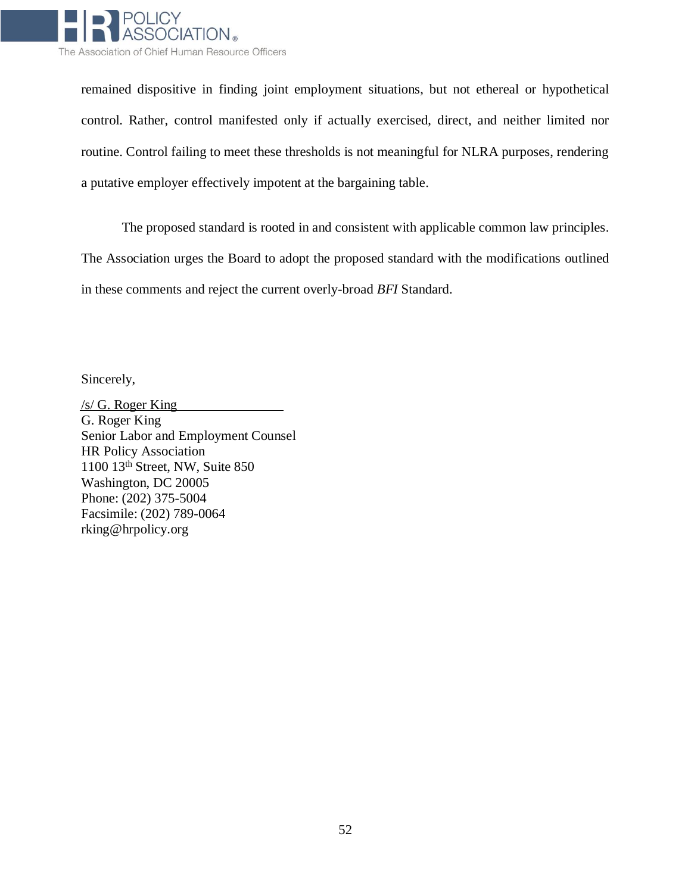remained dispositive in finding joint employment situations, but not ethereal or hypothetical control. Rather, control manifested only if actually exercised, direct, and neither limited nor routine. Control failing to meet these thresholds is not meaningful for NLRA purposes, rendering a putative employer effectively impotent at the bargaining table.

The proposed standard is rooted in and consistent with applicable common law principles. The Association urges the Board to adopt the proposed standard with the modifications outlined in these comments and reject the current overly-broad *BFI* Standard.

Sincerely,

/s/ G. Roger King
G. Roger King
Senior Labor and Employment Counsel
HR Policy Association
1100 13th Street, NW, Suite 850
Washington, DC 20005
Phone: (202) 375-5004
Facsimile: (202) 789-0064
rking@hrpolicy.org